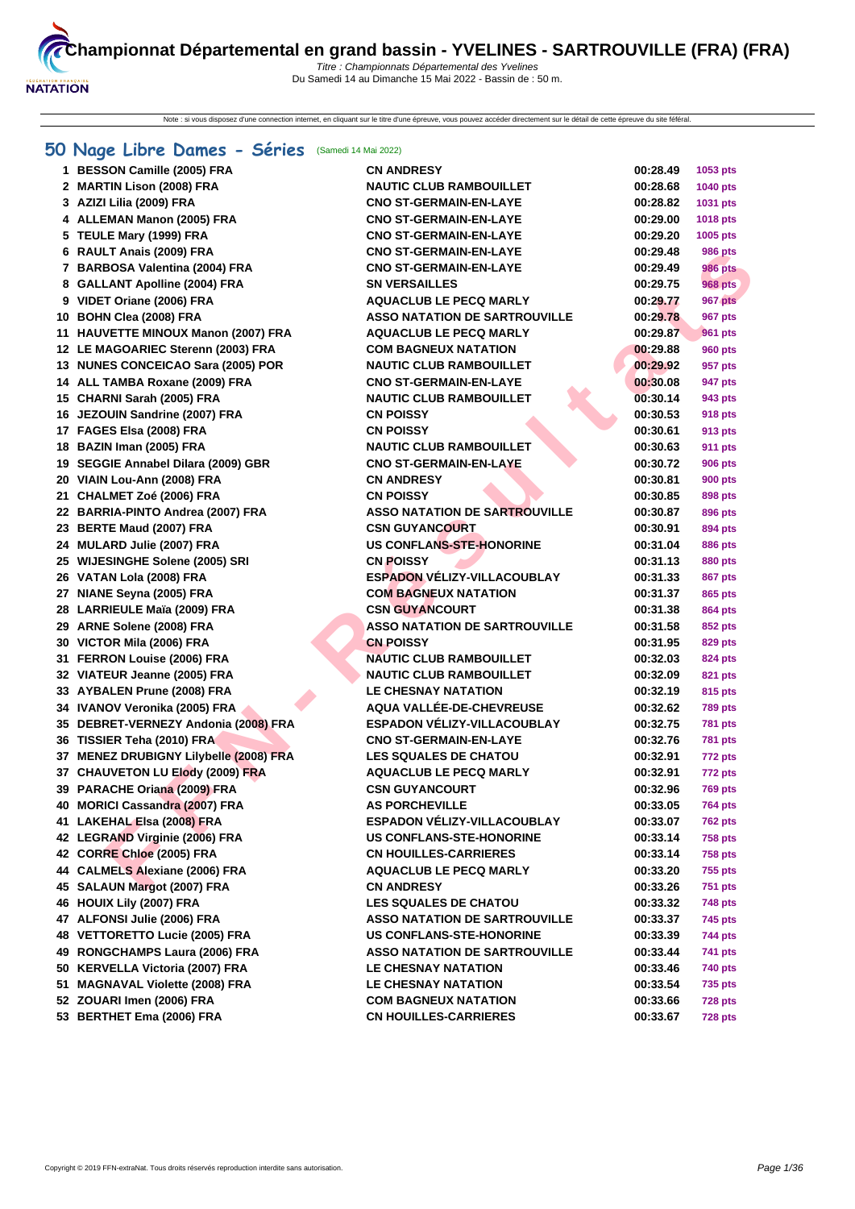# Championnat Départemental en grand bassin - YVELINES - SARTROUVILLE (FRA) (FRA)

*Titre : Championnats Départemental des Yvelines*
Du Samedi 14 au Dimanche 15 Mai 2022 - Bassin de : 50 m.

Note : si vous disposez d'une connexion internet, en cliquant sur le titre d'une épreuve, vous pouvez accéder directement sur le détail de cette épreuve du site féféral.

## 50 Nage Libre Dames - Séries (Samedi 14 Mai 2022)

| | | | | |
|---|---|---|---|---|
| 1 | BESSON Camille (2005) FRA | CN ANDRESY | 00:28.49 | 1053 pts |
| 2 | MARTIN Lison (2008) FRA | NAUTIC CLUB RAMBOUILLET | 00:28.68 | 1040 pts |
| 3 | AZIZI Lilia (2009) FRA | CNO ST-GERMAIN-EN-LAYE | 00:28.82 | 1031 pts |
| 4 | ALLEMAN Manon (2005) FRA | CNO ST-GERMAIN-EN-LAYE | 00:29.00 | 1018 pts |
| 5 | TEULE Mary (1999) FRA | CNO ST-GERMAIN-EN-LAYE | 00:29.20 | 1005 pts |
| 6 | RAULT Anais (2009) FRA | CNO ST-GERMAIN-EN-LAYE | 00:29.48 | 986 pts |
| 7 | BARBOSA Valentina (2004) FRA | CNO ST-GERMAIN-EN-LAYE | 00:29.49 | 986 pts |
| 8 | GALLANT Apolline (2004) FRA | SN VERSAILLES | 00:29.75 | 968 pts |
| 9 | VIDET Oriane (2006) FRA | AQUACLUB LE PECQ MARLY | 00:29.77 | 967 pts |
| 10 | BOHN Clea (2008) FRA | ASSO NATATION DE SARTROUVILLE | 00:29.78 | 967 pts |
| 11 | HAUVETTE MINOUX Manon (2007) FRA | AQUACLUB LE PECQ MARLY | 00:29.87 | 961 pts |
| 12 | LE MAGOARIEC Sterenn (2003) FRA | COM BAGNEUX NATATION | 00:29.88 | 960 pts |
| 13 | NUNES CONCEICAO Sara (2005) POR | NAUTIC CLUB RAMBOUILLET | 00:29.92 | 957 pts |
| 14 | ALL TAMBA Roxane (2009) FRA | CNO ST-GERMAIN-EN-LAYE | 00:30.08 | 947 pts |
| 15 | CHARNI Sarah (2005) FRA | NAUTIC CLUB RAMBOUILLET | 00:30.14 | 943 pts |
| 16 | JEZOUIN Sandrine (2007) FRA | CN POISSY | 00:30.53 | 918 pts |
| 17 | FAGES Elsa (2008) FRA | CN POISSY | 00:30.61 | 913 pts |
| 18 | BAZIN Iman (2005) FRA | NAUTIC CLUB RAMBOUILLET | 00:30.63 | 911 pts |
| 19 | SEGGIE Annabel Dilara (2009) GBR | CNO ST-GERMAIN-EN-LAYE | 00:30.72 | 906 pts |
| 20 | VIAIN Lou-Ann (2008) FRA | CN ANDRESY | 00:30.81 | 900 pts |
| 21 | CHALMET Zoé (2006) FRA | CN POISSY | 00:30.85 | 898 pts |
| 22 | BARRIA-PINTO Andrea (2007) FRA | ASSO NATATION DE SARTROUVILLE | 00:30.87 | 896 pts |
| 23 | BERTE Maud (2007) FRA | CSN GUYANCOURT | 00:30.91 | 894 pts |
| 24 | MULARD Julie (2007) FRA | US CONFLANS-STE-HONORINE | 00:31.04 | 886 pts |
| 25 | WIJESINGHE Solene (2005) SRI | CN POISSY | 00:31.13 | 880 pts |
| 26 | VATAN Lola (2008) FRA | ESPADON VÉLIZY-VILLACOUBLAY | 00:31.33 | 867 pts |
| 27 | NIANE Seyna (2005) FRA | COM BAGNEUX NATATION | 00:31.37 | 865 pts |
| 28 | LARRIEULE Maïa (2009) FRA | CSN GUYANCOURT | 00:31.38 | 864 pts |
| 29 | ARNE Solene (2008) FRA | ASSO NATATION DE SARTROUVILLE | 00:31.58 | 852 pts |
| 30 | VICTOR Mila (2006) FRA | CN POISSY | 00:31.95 | 829 pts |
| 31 | FERRON Louise (2006) FRA | NAUTIC CLUB RAMBOUILLET | 00:32.03 | 824 pts |
| 32 | VIATEUR Jeanne (2005) FRA | NAUTIC CLUB RAMBOUILLET | 00:32.09 | 821 pts |
| 33 | AYBALEN Prune (2008) FRA | LE CHESNAY NATATION | 00:32.19 | 815 pts |
| 34 | IVANOV Veronika (2005) FRA | AQUA VALLÉE-DE-CHEVREUSE | 00:32.62 | 789 pts |
| 35 | DEBRET-VERNEZY Andonia (2008) FRA | ESPADON VÉLIZY-VILLACOUBLAY | 00:32.75 | 781 pts |
| 36 | TISSIER Teha (2010) FRA | CNO ST-GERMAIN-EN-LAYE | 00:32.76 | 781 pts |
| 37 | MENEZ DRUBIGNY Lilybelle (2008) FRA | LES SQUALES DE CHATOU | 00:32.91 | 772 pts |
| 37 | CHAUVETON LU Elody (2009) FRA | AQUACLUB LE PECQ MARLY | 00:32.91 | 772 pts |
| 39 | PARACHE Oriana (2009) FRA | CSN GUYANCOURT | 00:32.96 | 769 pts |
| 40 | MORICI Cassandra (2007) FRA | AS PORCHEVILLE | 00:33.05 | 764 pts |
| 41 | LAKEHAL Elsa (2008) FRA | ESPADON VÉLIZY-VILLACOUBLAY | 00:33.07 | 762 pts |
| 42 | LEGRAND Virginie (2006) FRA | US CONFLANS-STE-HONORINE | 00:33.14 | 758 pts |
| 42 | CORRE Chloe (2005) FRA | CN HOUILLES-CARRIERES | 00:33.14 | 758 pts |
| 44 | CALMELS Alexiane (2006) FRA | AQUACLUB LE PECQ MARLY | 00:33.20 | 755 pts |
| 45 | SALAUN Margot (2007) FRA | CN ANDRESY | 00:33.26 | 751 pts |
| 46 | HOUIX Lily (2007) FRA | LES SQUALES DE CHATOU | 00:33.32 | 748 pts |
| 47 | ALFONSI Julie (2006) FRA | ASSO NATATION DE SARTROUVILLE | 00:33.37 | 745 pts |
| 48 | VETTORETTO Lucie (2005) FRA | US CONFLANS-STE-HONORINE | 00:33.39 | 744 pts |
| 49 | RONGCHAMPS Laura (2006) FRA | ASSO NATATION DE SARTROUVILLE | 00:33.44 | 741 pts |
| 50 | KERVELLA Victoria (2007) FRA | LE CHESNAY NATATION | 00:33.46 | 740 pts |
| 51 | MAGNAVAL Violette (2008) FRA | LE CHESNAY NATATION | 00:33.54 | 735 pts |
| 52 | ZOUARI Imen (2006) FRA | COM BAGNEUX NATATION | 00:33.66 | 728 pts |
| 53 | BERTHET Ema (2006) FRA | CN HOUILLES-CARRIERES | 00:33.67 | 728 pts |

Copyright © 2019 FFN-extraNat. Tous droits réservés reproduction interdite sans autorisation.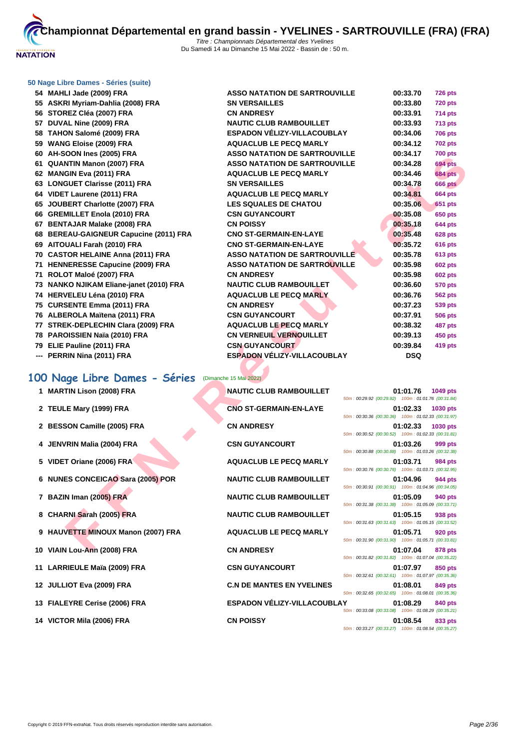# Championnat Départemental en grand bassin - YVELINES - SARTROUVILLE (FRA) (FRA)

*Titre : Championnats Départemental des Yvelines*
Du Samedi 14 au Dimanche 15 Mai 2022 - Bassin de : 50 m.

### 50 Nage Libre Dames - Séries (suite)

| | | | | |
|---|---|---|---|---|
| 54 | MAHLI Jade (2009) FRA | ASSO NATATION DE SARTROUVILLE | 00:33.70 | 726 pts |
| 55 | ASKRI Myriam-Dahlia (2008) FRA | SN VERSAILLES | 00:33.80 | 720 pts |
| 56 | STOREZ Cléa (2007) FRA | CN ANDRESY | 00:33.91 | 714 pts |
| 57 | DUVAL Nine (2009) FRA | NAUTIC CLUB RAMBOUILLET | 00:33.93 | 713 pts |
| 58 | TAHON Salomé (2009) FRA | ESPADON VÉLIZY-VILLACOUBLAY | 00:34.06 | 706 pts |
| 59 | WANG Eloise (2009) FRA | AQUACLUB LE PECQ MARLY | 00:34.12 | 702 pts |
| 60 | AH-SOON Ines (2005) FRA | ASSO NATATION DE SARTROUVILLE | 00:34.17 | 700 pts |
| 61 | QUANTIN Manon (2007) FRA | ASSO NATATION DE SARTROUVILLE | 00:34.28 | 694 pts |
| 62 | MANGIN Eva (2011) FRA | AQUACLUB LE PECQ MARLY | 00:34.46 | 684 pts |
| 63 | LONGUET Clarisse (2011) FRA | SN VERSAILLES | 00:34.78 | 666 pts |
| 64 | VIDET Laurene (2011) FRA | AQUACLUB LE PECQ MARLY | 00:34.81 | 664 pts |
| 65 | JOUBERT Charlotte (2007) FRA | LES SQUALES DE CHATOU | 00:35.06 | 651 pts |
| 66 | GREMILLET Enola (2010) FRA | CSN GUYANCOURT | 00:35.08 | 650 pts |
| 67 | BENTAJAR Malake (2008) FRA | CN POISSY | 00:35.18 | 644 pts |
| 68 | BEREAU-GAIGNEUR Capucine (2011) FRA | CNO ST-GERMAIN-EN-LAYE | 00:35.48 | 628 pts |
| 69 | AITOUALI Farah (2010) FRA | CNO ST-GERMAIN-EN-LAYE | 00:35.72 | 616 pts |
| 70 | CASTOR HELAINE Anna (2011) FRA | ASSO NATATION DE SARTROUVILLE | 00:35.78 | 613 pts |
| 71 | HENNERESSE Capucine (2009) FRA | ASSO NATATION DE SARTROUVILLE | 00:35.98 | 602 pts |
| 71 | ROLOT Maloé (2007) FRA | CN ANDRESY | 00:35.98 | 602 pts |
| 73 | NANKO NJIKAM Eliane-janet (2010) FRA | NAUTIC CLUB RAMBOUILLET | 00:36.60 | 570 pts |
| 74 | HERVELEU Léna (2010) FRA | AQUACLUB LE PECQ MARLY | 00:36.76 | 562 pts |
| 75 | CURSENTE Emma (2011) FRA | CN ANDRESY | 00:37.23 | 539 pts |
| 76 | ALBEROLA Maïtena (2011) FRA | CSN GUYANCOURT | 00:37.91 | 506 pts |
| 77 | STREK-DEPLECHIN Clara (2009) FRA | AQUACLUB LE PECQ MARLY | 00:38.32 | 487 pts |
| 78 | PAROISSIEN Naïa (2010) FRA | CN VERNEUIL VERNOUILLET | 00:39.13 | 450 pts |
| 79 | ELIE Pauline (2011) FRA | CSN GUYANCOURT | 00:39.84 | 419 pts |
| --- | PERRIN Nina (2011) FRA | ESPADON VÉLIZY-VILLACOUBLAY | DSQ | |

## 100 Nage Libre Dames - Séries (Dimanche 15 Mai 2022)

| | | | | | |
|---|---|---|---|---|---|
| 1 | MARTIN Lison (2008) FRA | NAUTIC CLUB RAMBOUILLET | 01:01.76 | 1049 pts | 50m : 00:29.92 (00:29.92) 100m : 01:01.76 (00:31.84) |
| 2 | TEULE Mary (1999) FRA | CNO ST-GERMAIN-EN-LAYE | 01:02.33 | 1030 pts | 50m : 00:30.36 (00:30.36) 100m : 01:02.33 (00:31.97) |
| 2 | BESSON Camille (2005) FRA | CN ANDRESY | 01:02.33 | 1030 pts | 50m : 00:30.52 (00:30.52) 100m : 01:02.33 (00:31.81) |
| 4 | JENVRIN Malia (2004) FRA | CSN GUYANCOURT | 01:03.26 | 999 pts | 50m : 00:30.88 (00:30.88) 100m : 01:03.26 (00:32.38) |
| 5 | VIDET Oriane (2006) FRA | AQUACLUB LE PECQ MARLY | 01:03.71 | 984 pts | 50m : 00:30.76 (00:30.76) 100m : 01:03.71 (00:32.95) |
| 6 | NUNES CONCEICAO Sara (2005) POR | NAUTIC CLUB RAMBOUILLET | 01:04.96 | 944 pts | 50m : 00:30.91 (00:30.91) 100m : 01:04.96 (00:34.05) |
| 7 | BAZIN Iman (2005) FRA | NAUTIC CLUB RAMBOUILLET | 01:05.09 | 940 pts | 50m : 00:31.38 (00:31.38) 100m : 01:05.09 (00:33.71) |
| 8 | CHARNI Sarah (2005) FRA | NAUTIC CLUB RAMBOUILLET | 01:05.15 | 938 pts | 50m : 00:31.63 (00:31.63) 100m : 01:05.15 (00:33.52) |
| 9 | HAUVETTE-MINOUX Manon (2007) FRA | AQUACLUB LE PECQ MARLY | 01:05.71 | 920 pts | 50m : 00:31.90 (00:31.90) 100m : 01:05.71 (00:33.81) |
| 10 | VIAIN Lou-Ann (2008) FRA | CN ANDRESY | 01:07.04 | 878 pts | 50m : 00:31.82 (00:31.82) 100m : 01:07.04 (00:35.22) |
| 11 | LARRIEULE Maïa (2009) FRA | CSN GUYANCOURT | 01:07.97 | 850 pts | 50m : 00:32.61 (00:32.61) 100m : 01:07.97 (00:35.36) |
| 12 | JULLIOT Eva (2009) FRA | C.N DE MANTES EN YVELINES | 01:08.01 | 849 pts | 50m : 00:32.65 (00:32.65) 100m : 01:08.01 (00:35.36) |
| 13 | FIALEYRE Cerise (2006) FRA | ESPADON VÉLIZY-VILLACOUBLAY | 01:08.29 | 840 pts | 50m : 00:33.08 (00:33.08) 100m : 01:08.29 (00:35.21) |
| 14 | VICTOR Mila (2006) FRA | CN POISSY | 01:08.54 | 833 pts | 50m : 00:33.27 (00:33.27) 100m : 01:08.54 (00:35.27) |

Copyright © 2019 FFN-extraNat. Tous droits réservés reproduction interdite sans autorisation.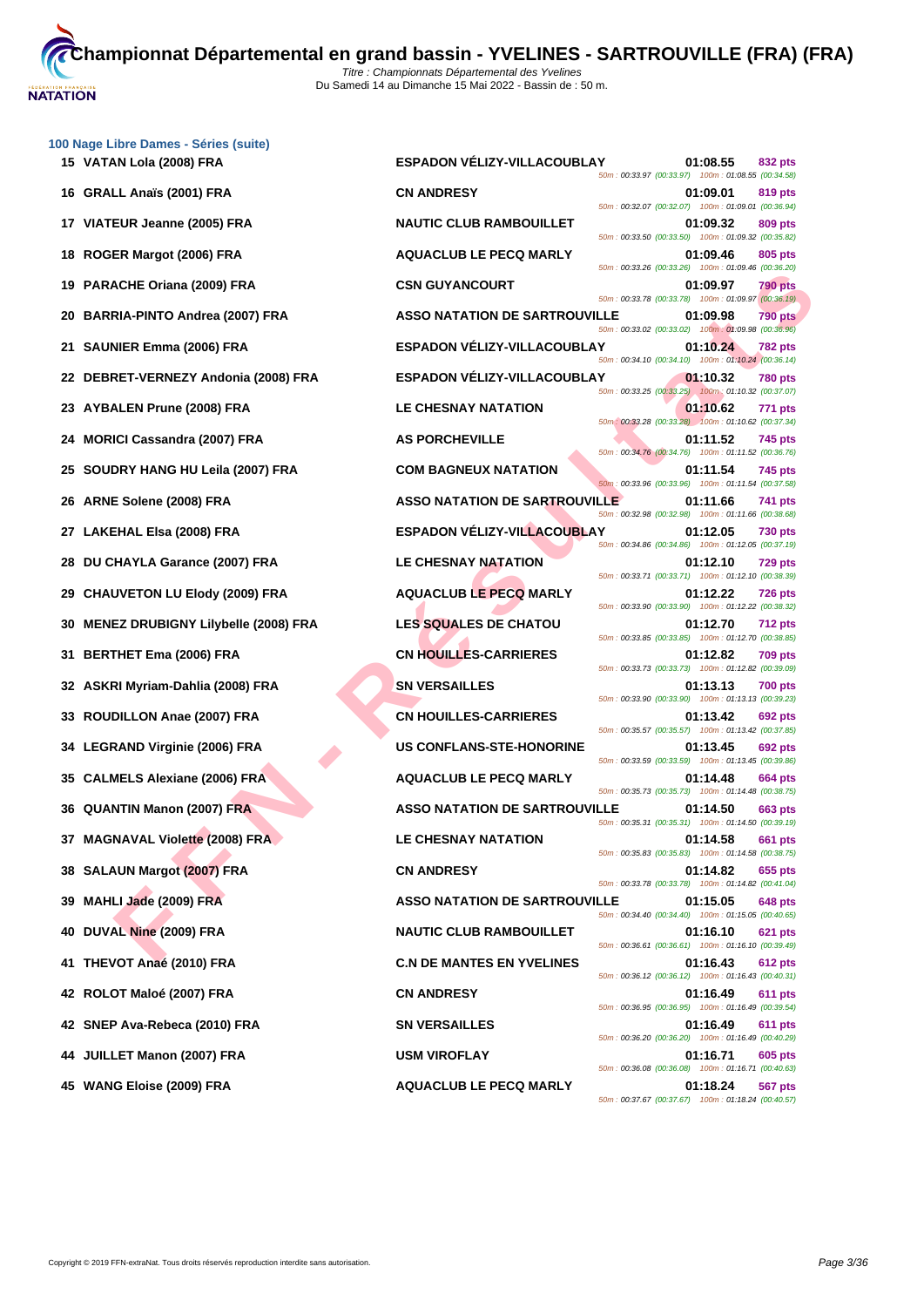# Championnat Départemental en grand bassin - YVELINES - SARTROUVILLE (FRA) (FRA)

Titre : Championnats Départemental des Yvelines
Du Samedi 14 au Dimanche 15 Mai 2022 - Bassin de : 50 m.

## 100 Nage Libre Dames - Séries (suite)

| | | | | | |
|---|---|---|---|---|---|
| 15 | VATAN Lola (2008) FRA | ESPADON VÉLIZY-VILLACOUBLAY | 01:08.55 | 832 pts | 50m : 00:33.97 (00:33.97) 100m : 01:08.55 (00:34.58) |
| 16 | GRALL Anaïs (2001) FRA | CN ANDRESY | 01:09.01 | 819 pts | 50m : 00:32.07 (00:32.07) 100m : 01:09.01 (00:36.94) |
| 17 | VIATEUR Jeanne (2005) FRA | NAUTIC CLUB RAMBOUILLET | 01:09.32 | 809 pts | 50m : 00:33.50 (00:33.50) 100m : 01:09.32 (00:35.82) |
| 18 | ROGER Margot (2006) FRA | AQUACLUB LE PECQ MARLY | 01:09.46 | 805 pts | 50m : 00:33.26 (00:33.26) 100m : 01:09.46 (00:36.20) |
| 19 | PARACHE Oriana (2009) FRA | CSN GUYANCOURT | 01:09.97 | 790 pts | 50m : 00:33.78 (00:33.78) 100m : 01:09.97 (00:36.19) |
| 20 | BARRIA-PINTO Andrea (2007) FRA | ASSO NATATION DE SARTROUVILLE | 01:09.98 | 790 pts | 50m : 00:33.02 (00:33.02) 100m : 01:09.98 (00:36.96) |
| 21 | SAUNIER Emma (2006) FRA | ESPADON VÉLIZY-VILLACOUBLAY | 01:10.24 | 782 pts | 50m : 00:34.10 (00:34.10) 100m : 01:10.24 (00:36.14) |
| 22 | DEBRET-VERNEZY Andonia (2008) FRA | ESPADON VÉLIZY-VILLACOUBLAY | 01:10.32 | 780 pts | 50m : 00:33.25 (00:33.25) 100m : 01:10.32 (00:37.07) |
| 23 | AYBALEN Prune (2008) FRA | LE CHESNAY NATATION | 01:10.62 | 771 pts | 50m : 00:33.28 (00:33.28) 100m : 01:10.62 (00:37.34) |
| 24 | MORICI Cassandra (2007) FRA | AS PORCHEVILLE | 01:11.52 | 745 pts | 50m : 00:34.76 (00:34.76) 100m : 01:11.52 (00:36.76) |
| 25 | SOUDRY HANG HU Leila (2007) FRA | COM BAGNEUX NATATION | 01:11.54 | 745 pts | 50m : 00:33.96 (00:33.96) 100m : 01:11.54 (00:37.58) |
| 26 | ARNE Solene (2008) FRA | ASSO NATATION DE SARTROUVILLE | 01:11.66 | 741 pts | 50m : 00:32.98 (00:32.98) 100m : 01:11.66 (00:38.68) |
| 27 | LAKEHAL Elsa (2008) FRA | ESPADON VÉLIZY-VILLACOUBLAY | 01:12.05 | 730 pts | 50m : 00:34.86 (00:34.86) 100m : 01:12.05 (00:37.19) |
| 28 | DU CHAYLA Garance (2007) FRA | LE CHESNAY NATATION | 01:12.10 | 729 pts | 50m : 00:33.71 (00:33.71) 100m : 01:12.10 (00:38.39) |
| 29 | CHAUVETON LU Elody (2009) FRA | AQUACLUB LE PECQ MARLY | 01:12.22 | 726 pts | 50m : 00:33.90 (00:33.90) 100m : 01:12.22 (00:38.32) |
| 30 | MENEZ DRUBIGNY Lilybelle (2008) FRA | LES SQUALES DE CHATOU | 01:12.70 | 712 pts | 50m : 00:33.85 (00:33.85) 100m : 01:12.70 (00:38.85) |
| 31 | BERTHET Ema (2006) FRA | CN HOUILLES-CARRIERES | 01:12.82 | 709 pts | 50m : 00:33.73 (00:33.73) 100m : 01:12.82 (00:39.09) |
| 32 | ASKRI Myriam-Dahlia (2008) FRA | SN VERSAILLES | 01:13.13 | 700 pts | 50m : 00:33.90 (00:33.90) 100m : 01:13.13 (00:39.23) |
| 33 | ROUDILLON Anae (2007) FRA | CN HOUILLES-CARRIERES | 01:13.42 | 692 pts | 50m : 00:35.57 (00:35.57) 100m : 01:13.42 (00:37.85) |
| 34 | LEGRAND Virginie (2006) FRA | US CONFLANS-STE-HONORINE | 01:13.45 | 692 pts | 50m : 00:33.59 (00:33.59) 100m : 01:13.45 (00:39.86) |
| 35 | CALMELS Alexiane (2006) FRA | AQUACLUB LE PECQ MARLY | 01:14.48 | 664 pts | 50m : 00:35.73 (00:35.73) 100m : 01:14.48 (00:38.75) |
| 36 | QUANTIN Manon (2007) FRA | ASSO NATATION DE SARTROUVILLE | 01:14.50 | 663 pts | 50m : 00:35.31 (00:35.31) 100m : 01:14.50 (00:39.19) |
| 37 | MAGNAVAL Violette (2008) FRA | LE CHESNAY NATATION | 01:14.58 | 661 pts | 50m : 00:35.83 (00:35.83) 100m : 01:14.58 (00:38.75) |
| 38 | SALAUN Margot (2007) FRA | CN ANDRESY | 01:14.82 | 655 pts | 50m : 00:33.78 (00:33.78) 100m : 01:14.82 (00:41.04) |
| 39 | MAHLI Jade (2009) FRA | ASSO NATATION DE SARTROUVILLE | 01:15.05 | 648 pts | 50m : 00:34.40 (00:34.40) 100m : 01:15.05 (00:40.65) |
| 40 | DUVAL Nine (2009) FRA | NAUTIC CLUB RAMBOUILLET | 01:16.10 | 621 pts | 50m : 00:36.61 (00:36.61) 100m : 01:16.10 (00:39.49) |
| 41 | THEVOT Anaé (2010) FRA | C.N DE MANTES EN YVELINES | 01:16.43 | 612 pts | 50m : 00:36.12 (00:36.12) 100m : 01:16.43 (00:40.31) |
| 42 | ROLOT Maloé (2007) FRA | CN ANDRESY | 01:16.49 | 611 pts | 50m : 00:36.95 (00:36.95) 100m : 01:16.49 (00:39.54) |
| 42 | SNEP Ava-Rebeca (2010) FRA | SN VERSAILLES | 01:16.49 | 611 pts | 50m : 00:36.20 (00:36.20) 100m : 01:16.49 (00:40.29) |
| 44 | JUILLET Manon (2007) FRA | USM VIROFLAY | 01:16.71 | 605 pts | 50m : 00:36.08 (00:36.08) 100m : 01:16.71 (00:40.63) |
| 45 | WANG Eloise (2009) FRA | AQUACLUB LE PECQ MARLY | 01:18.24 | 567 pts | 50m : 00:37.67 (00:37.67) 100m : 01:18.24 (00:40.57) |

Copyright © 2019 FFN-extraNat. Tous droits réservés reproduction interdite sans autorisation.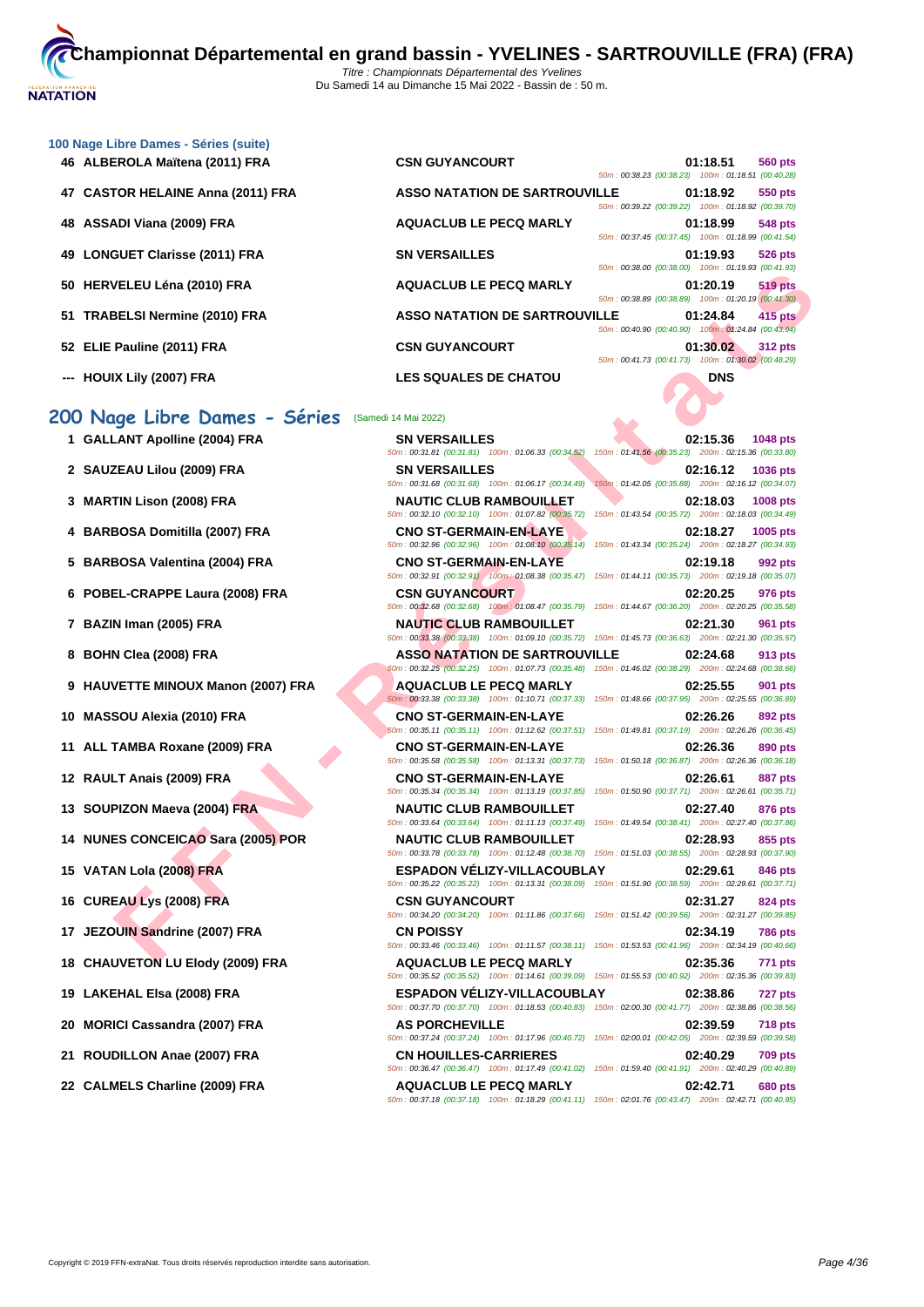# Championnat Départemental en grand bassin - YVELINES - SARTROUVILLE (FRA) (FRA)

*Titre : Championnats Départemental des Yvelines*
Du Samedi 14 au Dimanche 15 Mai 2022 - Bassin de : 50 m.

### 100 Nage Libre Dames - Séries (suite)

| | | | | |
|---|---|---|---|---|
| 46 | ALBEROLA Maïtena (2011) FRA | CSN GUYANCOURT | 01:18.51 | 560 pts |
| | | 50m : 00:38.23 (00:38.23) 100m : 01:18.51 (00:40.28) | | |
| 47 | CASTOR HELAINE Anna (2011) FRA | ASSO NATATION DE SARTROUVILLE | 01:18.92 | 550 pts |
| | | 50m : 00:39.22 (00:39.22) 100m : 01:18.92 (00:39.70) | | |
| 48 | ASSADI Viana (2009) FRA | AQUACLUB LE PECQ MARLY | 01:18.99 | 548 pts |
| | | 50m : 00:37.45 (00:37.45) 100m : 01:18.99 (00:41.54) | | |
| 49 | LONGUET Clarisse (2011) FRA | SN VERSAILLES | 01:19.93 | 526 pts |
| | | 50m : 00:38.00 (00:38.00) 100m : 01:19.93 (00:41.93) | | |
| 50 | HERVELEU Léna (2010) FRA | AQUACLUB LE PECQ MARLY | 01:20.19 | 519 pts |
| | | 50m : 00:38.89 (00:38.89) 100m : 01:20.19 (00:41.30) | | |
| 51 | TRABELSI Nermine (2010) FRA | ASSO NATATION DE SARTROUVILLE | 01:24.84 | 415 pts |
| | | 50m : 00:40.90 (00:40.90) 100m : 01:24.84 (00:43.94) | | |
| 52 | ELIE Pauline (2011) FRA | CSN GUYANCOURT | 01:30.02 | 312 pts |
| | | 50m : 00:41.73 (00:41.73) 100m : 01:30.02 (00:48.29) | | |
| --- | HOUIX Lily (2007) FRA | LES SQUALES DE CHATOU | DNS | |

## 200 Nage Libre Dames - Séries (Samedi 14 Mai 2022)

| | | | | |
|---|---|---|---|---|
| 1 | GALLANT Apolline (2004) FRA | SN VERSAILLES | 02:15.36 | 1048 pts |
| | | 50m : 00:31.81 (00:31.81) 100m : 01:06.33 (00:34.52) 150m : 01:41.56 (00:35.23) 200m : 02:15.36 (00:33.80) | | |
| 2 | SAUZEAU Lilou (2009) FRA | SN VERSAILLES | 02:16.12 | 1036 pts |
| | | 50m : 00:31.68 (00:31.68) 100m : 01:06.17 (00:34.49) 150m : 01:42.05 (00:35.88) 200m : 02:16.12 (00:34.07) | | |
| 3 | MARTIN Lison (2008) FRA | NAUTIC CLUB RAMBOUILLET | 02:18.03 | 1008 pts |
| | | 50m : 00:32.10 (00:32.10) 100m : 01:07.82 (00:35.72) 150m : 01:43.54 (00:35.72) 200m : 02:18.03 (00:34.49) | | |
| 4 | BARBOSA Domitilla (2007) FRA | CNO ST-GERMAIN-EN-LAYE | 02:18.27 | 1005 pts |
| | | 50m : 00:32.96 (00:32.96) 100m : 01:08.10 (00:35.14) 150m : 01:43.34 (00:35.24) 200m : 02:18.27 (00:34.93) | | |
| 5 | BARBOSA Valentina (2004) FRA | CNO ST-GERMAIN-EN-LAYE | 02:19.18 | 992 pts |
| | | 50m : 00:32.91 (00:32.91) 100m : 01:08.38 (00:35.47) 150m : 01:44.11 (00:35.73) 200m : 02:19.18 (00:35.07) | | |
| 6 | POBEL-CRAPPE Laura (2008) FRA | CSN GUYANCOURT | 02:20.25 | 976 pts |
| | | 50m : 00:32.68 (00:32.68) 100m : 01:08.47 (00:35.79) 150m : 01:44.67 (00:36.20) 200m : 02:20.25 (00:35.58) | | |
| 7 | BAZIN Iman (2005) FRA | NAUTIC CLUB RAMBOUILLET | 02:21.30 | 961 pts |
| | | 50m : 00:33.38 (00:33.38) 100m : 01:09.10 (00:35.72) 150m : 01:45.73 (00:36.63) 200m : 02:21.30 (00:35.57) | | |
| 8 | BOHN Clea (2008) FRA | ASSO NATATION DE SARTROUVILLE | 02:24.68 | 913 pts |
| | | 50m : 00:32.25 (00:32.25) 100m : 01:07.73 (00:35.48) 150m : 01:46.02 (00:38.29) 200m : 02:24.68 (00:38.66) | | |
| 9 | HAUVETTE MINOUX Manon (2007) FRA | AQUACLUB LE PECQ MARLY | 02:25.55 | 901 pts |
| | | 50m : 00:33.38 (00:33.38) 100m : 01:10.71 (00:37.33) 150m : 01:48.66 (00:37.95) 200m : 02:25.55 (00:36.89) | | |
| 10 | MASSOU Alexia (2010) FRA | CNO ST-GERMAIN-EN-LAYE | 02:26.26 | 892 pts |
| | | 50m : 00:35.11 (00:35.11) 100m : 01:12.62 (00:37.51) 150m : 01:49.81 (00:37.19) 200m : 02:26.26 (00:36.45) | | |
| 11 | ALL TAMBA Roxane (2009) FRA | CNO ST-GERMAIN-EN-LAYE | 02:26.36 | 890 pts |
| | | 50m : 00:35.58 (00:35.58) 100m : 01:13.31 (00:37.73) 150m : 01:50.18 (00:36.87) 200m : 02:26.36 (00:36.18) | | |
| 12 | RAULT Anais (2009) FRA | CNO ST-GERMAIN-EN-LAYE | 02:26.61 | 887 pts |
| | | 50m : 00:35.34 (00:35.34) 100m : 01:13.19 (00:37.85) 150m : 01:50.90 (00:37.71) 200m : 02:26.61 (00:35.71) | | |
| 13 | SOUPIZON Maeva (2004) FRA | NAUTIC CLUB RAMBOUILLET | 02:27.40 | 876 pts |
| | | 50m : 00:33.64 (00:33.64) 100m : 01:11.13 (00:37.49) 150m : 01:49.54 (00:38.41) 200m : 02:27.40 (00:37.86) | | |
| 14 | NUNES CONCEICAO Sara (2005) POR | NAUTIC CLUB RAMBOUILLET | 02:28.93 | 855 pts |
| | | 50m : 00:33.78 (00:33.78) 100m : 01:12.48 (00:38.70) 150m : 01:51.03 (00:38.55) 200m : 02:28.93 (00:37.90) | | |
| 15 | VATAN Lola (2008) FRA | ESPADON VÉLIZY-VILLACOUBLAY | 02:29.61 | 846 pts |
| | | 50m : 00:35.22 (00:35.22) 100m : 01:13.31 (00:38.09) 150m : 01:51.90 (00:38.59) 200m : 02:29.61 (00:37.71) | | |
| 16 | CUREAU Lys (2008) FRA | CSN GUYANCOURT | 02:31.27 | 824 pts |
| | | 50m : 00:34.20 (00:34.20) 100m : 01:11.86 (00:37.66) 150m : 01:51.42 (00:39.56) 200m : 02:31.27 (00:39.85) | | |
| 17 | JEZOUIN Sandrine (2007) FRA | CN POISSY | 02:34.19 | 786 pts |
| | | 50m : 00:33.46 (00:33.46) 100m : 01:11.57 (00:38.11) 150m : 01:53.53 (00:41.96) 200m : 02:34.19 (00:40.66) | | |
| 18 | CHAUVETON LU Elody (2009) FRA | AQUACLUB LE PECQ MARLY | 02:35.36 | 771 pts |
| | | 50m : 00:35.52 (00:35.52) 100m : 01:14.61 (00:39.09) 150m : 01:55.53 (00:40.92) 200m : 02:35.36 (00:39.83) | | |
| 19 | LAKEHAL Elsa (2008) FRA | ESPADON VÉLIZY-VILLACOUBLAY | 02:38.86 | 727 pts |
| | | 50m : 00:37.70 (00:37.70) 100m : 01:18.53 (00:40.83) 150m : 02:00.30 (00:41.77) 200m : 02:38.86 (00:38.56) | | |
| 20 | MORICI Cassandra (2007) FRA | AS PORCHEVILLE | 02:39.59 | 718 pts |
| | | 50m : 00:37.24 (00:37.24) 100m : 01:17.96 (00:40.72) 150m : 02:00.01 (00:42.05) 200m : 02:39.59 (00:39.58) | | |
| 21 | ROUDILLON Anae (2007) FRA | CN HOUILLES-CARRIERES | 02:40.29 | 709 pts |
| | | 50m : 00:36.47 (00:36.47) 100m : 01:17.49 (00:41.02) 150m : 01:59.40 (00:41.91) 200m : 02:40.29 (00:40.89) | | |
| 22 | CALMELS Charline (2009) FRA | AQUACLUB LE PECQ MARLY | 02:42.71 | 680 pts |
| | | 50m : 00:37.18 (00:37.18) 100m : 01:18.29 (00:41.11) 150m : 02:01.76 (00:43.47) 200m : 02:42.71 (00:40.95) | | |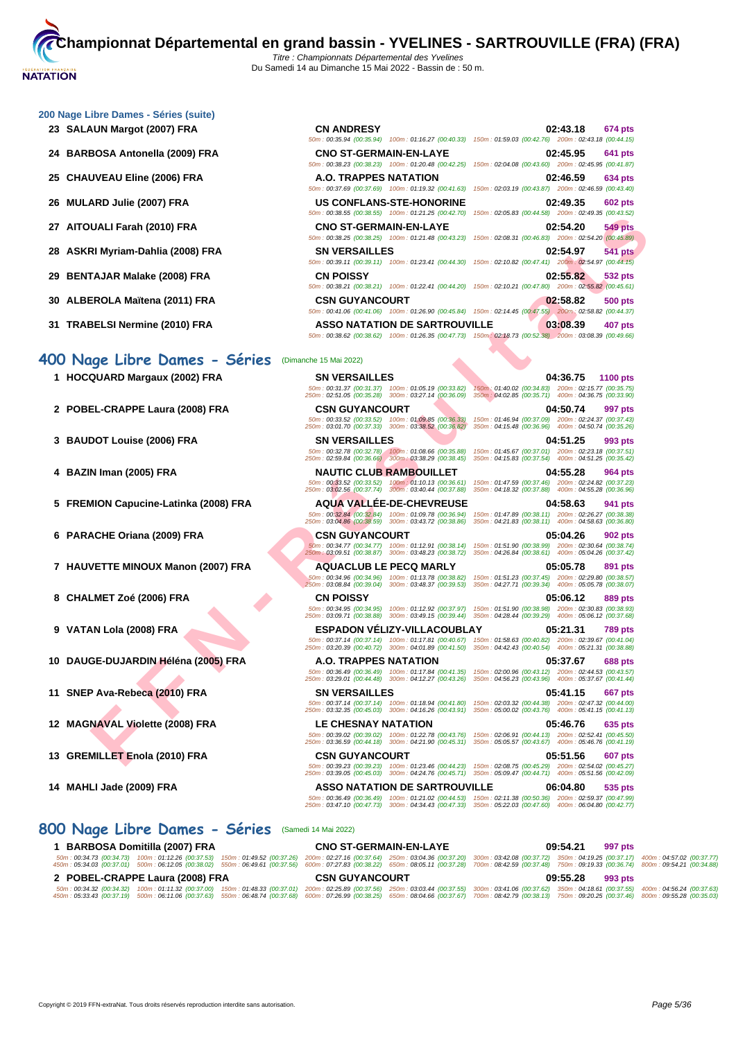### 200 Nage Libre Dames - Séries (suite)

| | | | | | |
|---|---|---|---|---|---|
| 23 | SALAUN Margot (2007) FRA | CN ANDRESY | 02:43.18 | 674 pts | 50m : 00:35.94 (00:35.94) 100m : 01:16.27 (00:40.33) 150m : 01:59.03 (00:42.76) 200m : 02:43.18 (00:44.15) |
| 24 | BARBOSA Antonella (2009) FRA | CNO ST-GERMAIN-EN-LAYE | 02:45.95 | 641 pts | 50m : 00:38.23 (00:38.23) 100m : 01:20.48 (00:42.25) 150m : 02:04.08 (00:43.60) 200m : 02:45.95 (00:41.87) |
| 25 | CHAUVEAU Eline (2006) FRA | A.O. TRAPPES NATATION | 02:46.59 | 634 pts | 50m : 00:37.69 (00:37.69) 100m : 01:19.32 (00:41.63) 150m : 02:03.19 (00:43.87) 200m : 02:46.59 (00:43.40) |
| 26 | MULARD Julie (2007) FRA | US CONFLANS-STE-HONORINE | 02:49.35 | 602 pts | 50m : 00:38.55 (00:38.55) 100m : 01:21.25 (00:42.70) 150m : 02:05.83 (00:44.58) 200m : 02:49.35 (00:43.52) |
| 27 | AITOUALI Farah (2010) FRA | CNO ST-GERMAIN-EN-LAYE | 02:54.20 | 549 pts | 50m : 00:38.25 (00:38.25) 100m : 01:21.48 (00:43.23) 150m : 02:08.31 (00:46.83) 200m : 02:54.20 (00:45.89) |
| 28 | ASKRI Myriam-Dahlia (2008) FRA | SN VERSAILLES | 02:54.97 | 541 pts | 50m : 00:39.11 (00:39.11) 100m : 01:23.41 (00:44.30) 150m : 02:10.82 (00:47.41) 200m : 02:54.97 (00:44.15) |
| 29 | BENTAJAR Malake (2008) FRA | CN POISSY | 02:55.82 | 532 pts | 50m : 00:38.21 (00:38.21) 100m : 01:22.41 (00:44.20) 150m : 02:10.21 (00:47.80) 200m : 02:55.82 (00:45.61) |
| 30 | ALBEROLA Maïtena (2011) FRA | CSN GUYANCOURT | 02:58.82 | 500 pts | 50m : 00:41.06 (00:41.06) 100m : 01:26.90 (00:45.84) 150m : 02:14.45 (00:47.55) 200m : 02:58.82 (00:44.37) |
| 31 | TRABELSI Nermine (2010) FRA | ASSO NATATION DE SARTROUVILLE | 03:08.39 | 407 pts | 50m : 00:38.62 (00:38.62) 100m : 01:26.35 (00:47.73) 150m : 02:18.73 (00:52.38) 200m : 03:08.39 (00:49.66) |

## 400 Nage Libre Dames - Séries (Dimanche 15 Mai 2022)

| | | | | | |
|---|---|---|---|---|---|
| 1 | HOCQUARD Margaux (2002) FRA | SN VERSAILLES | 04:36.75 | 1100 pts | 50m : 00:31.37 (00:31.37) 100m : 01:05.19 (00:33.82) 150m : 01:40.02 (00:34.83) 200m : 02:15.77 (00:35.75) 250m : 02:51.05 (00:35.28) 300m : 03:27.14 (00:36.09) 350m : 04:02.85 (00:35.71) 400m : 04:36.75 (00:33.90) |
| 2 | POBEL-CRAPPE Laura (2008) FRA | CSN GUYANCOURT | 04:50.74 | 997 pts | 50m : 00:33.52 (00:33.52) 100m : 01:09.85 (00:36.33) 150m : 01:46.94 (00:37.09) 200m : 02:24.37 (00:37.43) 250m : 03:01.70 (00:37.33) 300m : 03:38.52 (00:36.82) 350m : 04:15.48 (00:36.96) 400m : 04:50.74 (00:35.26) |
| 3 | BAUDOT Louise (2006) FRA | SN VERSAILLES | 04:51.25 | 993 pts | 50m : 00:32.78 (00:32.78) 100m : 01:08.66 (00:35.88) 150m : 01:45.67 (00:37.01) 200m : 02:23.18 (00:37.51) 250m : 02:59.84 (00:36.66) 300m : 03:38.29 (00:38.45) 350m : 04:15.83 (00:37.54) 400m : 04:51.25 (00:35.42) |
| 4 | BAZIN Iman (2005) FRA | NAUTIC CLUB RAMBOUILLET | 04:55.28 | 964 pts | 50m : 00:33.52 (00:33.52) 100m : 01:10.13 (00:36.61) 150m : 01:47.59 (00:37.46) 200m : 02:24.82 (00:37.23) 250m : 03:02.56 (00:37.74) 300m : 03:40.44 (00:37.88) 350m : 04:18.32 (00:37.88) 400m : 04:55.28 (00:36.96) |
| 5 | FREMION Capucine-Latinka (2008) FRA | AQUA VALLÉE-DE-CHEVREUSE | 04:58.63 | 941 pts | 50m : 00:32.84 (00:32.84) 100m : 01:09.78 (00:36.94) 150m : 01:47.89 (00:38.11) 200m : 02:26.27 (00:38.38) 250m : 03:04.86 (00:38.59) 300m : 03:43.72 (00:38.86) 350m : 04:21.83 (00:38.11) 400m : 04:58.63 (00:36.80) |
| 6 | PARACHE Oriana (2009) FRA | CSN GUYANCOURT | 05:04.26 | 902 pts | 50m : 00:34.77 (00:34.77) 100m : 01:12.91 (00:38.14) 150m : 01:51.90 (00:38.99) 200m : 02:30.64 (00:38.74) 250m : 03:09.51 (00:38.87) 300m : 03:48.23 (00:38.72) 350m : 04:26.84 (00:38.61) 400m : 05:04.26 (00:37.42) |
| 7 | HAUVETTE MINOUX Manon (2007) FRA | AQUACLUB LE PECQ MARLY | 05:05.78 | 891 pts | 50m : 00:34.96 (00:34.96) 100m : 01:13.78 (00:38.82) 150m : 01:51.23 (00:37.45) 200m : 02:29.80 (00:38.57) 250m : 03:08.84 (00:39.04) 300m : 03:48.37 (00:39.53) 350m : 04:27.71 (00:39.34) 400m : 05:05.78 (00:38.07) |
| 8 | CHALMET Zoé (2006) FRA | CN POISSY | 05:06.12 | 889 pts | 50m : 00:34.95 (00:34.95) 100m : 01:12.92 (00:37.97) 150m : 01:51.90 (00:38.98) 200m : 02:30.83 (00:38.93) 250m : 03:09.71 (00:38.88) 300m : 03:49.15 (00:39.44) 350m : 04:28.44 (00:39.29) 400m : 05:06.12 (00:37.68) |
| 9 | VATAN Lola (2008) FRA | ESPADON VÉLIZY-VILLACOUBLAY | 05:21.31 | 789 pts | 50m : 00:37.14 (00:37.14) 100m : 01:17.81 (00:40.67) 150m : 01:58.63 (00:40.82) 200m : 02:39.67 (00:41.04) 250m : 03:20.39 (00:40.72) 300m : 04:01.89 (00:41.50) 350m : 04:42.43 (00:40.54) 400m : 05:21.31 (00:38.88) |
| 10 | DAUGE-DUJARDIN Héléna (2005) FRA | A.O. TRAPPES NATATION | 05:37.67 | 688 pts | 50m : 00:36.49 (00:36.49) 100m : 01:17.84 (00:41.35) 150m : 02:00.96 (00:43.12) 200m : 02:44.53 (00:43.57) 250m : 03:29.01 (00:44.48) 300m : 04:12.27 (00:43.26) 350m : 04:56.23 (00:43.96) 400m : 05:37.67 (00:41.44) |
| 11 | SNEP Ava-Rebeca (2010) FRA | SN VERSAILLES | 05:41.15 | 667 pts | 50m : 00:37.14 (00:37.14) 100m : 01:18.94 (00:41.80) 150m : 02:03.32 (00:44.38) 200m : 02:47.32 (00:44.00) 250m : 03:32.35 (00:45.03) 300m : 04:16.26 (00:43.91) 350m : 05:00.02 (00:43.76) 400m : 05:41.15 (00:41.13) |
| 12 | MAGNAVAL Violette (2008) FRA | LE CHESNAY NATATION | 05:46.76 | 635 pts | 50m : 00:39.02 (00:39.02) 100m : 01:22.78 (00:43.76) 150m : 02:06.91 (00:44.13) 200m : 02:52.41 (00:45.50) 250m : 03:36.59 (00:44.18) 300m : 04:21.90 (00:45.31) 350m : 05:05.57 (00:43.67) 400m : 05:46.76 (00:41.19) |
| 13 | GREMILLET Enola (2010) FRA | CSN GUYANCOURT | 05:51.56 | 607 pts | 50m : 00:39.23 (00:39.23) 100m : 01:23.46 (00:44.23) 150m : 02:08.75 (00:45.29) 200m : 02:54.02 (00:45.27) 250m : 03:39.05 (00:45.03) 300m : 04:24.76 (00:45.71) 350m : 05:09.47 (00:44.71) 400m : 05:51.56 (00:42.09) |
| 14 | MAHLI Jade (2009) FRA | ASSO NATATION DE SARTROUVILLE | 06:04.80 | 535 pts | 50m : 00:36.49 (00:36.49) 100m : 01:21.02 (00:44.53) 150m : 02:11.38 (00:50.36) 200m : 02:59.37 (00:47.99) 250m : 03:47.10 (00:47.73) 300m : 04:34.43 (00:47.33) 350m : 05:22.03 (00:47.60) 400m : 06:04.80 (00:42.77) |

## 800 Nage Libre Dames - Séries (Samedi 14 Mai 2022)

| | | | | | |
|---|---|---|---|---|---|
| 1 | BARBOSA Domitilla (2007) FRA | CNO ST-GERMAIN-EN-LAYE | 09:54.21 | 997 pts | 50m : 00:34.73 (00:34.73) 100m : 01:12.26 (00:37.53) 150m : 01:49.52 (00:37.26) 200m : 02:27.16 (00:37.64) 250m : 03:04.36 (00:37.20) 300m : 03:42.08 (00:37.72) 350m : 04:19.25 (00:37.17) 400m : 04:57.02 (00:37.77) 450m : 05:34.03 (00:37.01) 500m : 06:12.05 (00:38.02) 550m : 06:49.61 (00:37.56) 600m : 07:27.83 (00:38.22) 650m : 08:05.11 (00:37.28) 700m : 08:42.59 (00:37.48) 750m : 09:19.33 (00:36.74) 800m : 09:54.21 (00:34.88) |
| 2 | POBEL-CRAPPE Laura (2008) FRA | CSN GUYANCOURT | 09:55.28 | 993 pts | 50m : 00:34.32 (00:34.32) 100m : 01:11.32 (00:37.00) 150m : 01:48.33 (00:37.01) 200m : 02:25.89 (00:37.56) 250m : 03:03.44 (00:37.55) 300m : 03:41.06 (00:37.62) 350m : 04:18.61 (00:37.55) 400m : 04:56.24 (00:37.63) 450m : 05:33.43 (00:37.19) 500m : 06:11.06 (00:37.63) 550m : 06:48.74 (00:37.68) 600m : 07:26.99 (00:38.25) 650m : 08:04.66 (00:37.67) 700m : 08:42.79 (00:38.13) 750m : 09:20.25 (00:37.46) 800m : 09:55.28 (00:35.03) |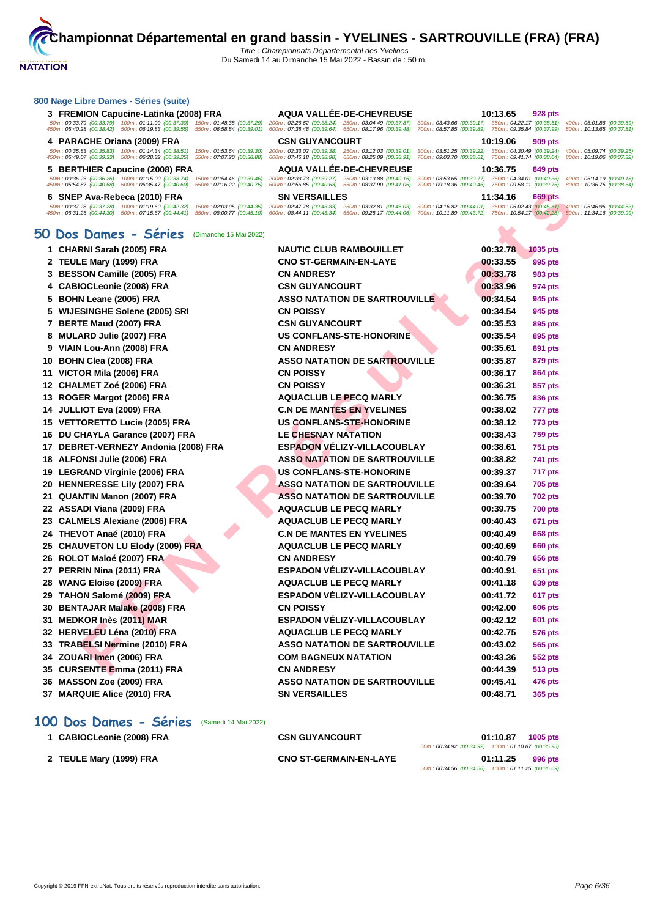# Championnat Départemental en grand bassin - YVELINES - SARTROUVILLE (FRA) (FRA)

*Titre : Championnats Départemental des Yvelines*

Du Samedi 14 au Dimanche 15 Mai 2022 - Bassin de : 50 m.

### 800 Nage Libre Dames - Séries (suite)

| | | | | |
|---|---|---|---|---|
| 3 | FREMION Capucine-Latinka (2008) FRA | AQUA VALLÉE-DE-CHEVREUSE | 10:13.65 | 928 pts |
| | 50m : 00:33.79 (00:33.79) 100m : 01:11.09 (00:37.30) 150m : 01:48.38 (00:37.29) 200m : 02:26.62 (00:38.24) 250m : 03:04.49 (00:37.87) 300m : 03:43.66 (00:39.17) 350m : 04:22.17 (00:38.51) 400m : 05:01.86 (00:39.69) 450m : 05:40.28 (00:38.42) 500m : 06:19.83 (00:39.55) 550m : 06:58.84 (00:39.01) 600m : 07:38.48 (00:39.64) 650m : 08:17.96 (00:39.48) 700m : 08:57.85 (00:39.89) 750m : 09:35.84 (00:37.99) 800m : 10:13.65 (00:37.81) | | | |
| 4 | PARACHE Oriana (2009) FRA | CSN GUYANCOURT | 10:19.06 | 909 pts |
| | 50m : 00:35.83 (00:35.83) 100m : 01:14.34 (00:38.51) 150m : 01:53.64 (00:39.30) 200m : 02:33.02 (00:39.38) 250m : 03:12.03 (00:39.01) 300m : 03:51.25 (00:39.22) 350m : 04:30.49 (00:39.24) 400m : 05:09.74 (00:39.25) 450m : 05:49.07 (00:39.33) 500m : 06:28.32 (00:39.25) 550m : 07:07.20 (00:38.88) 600m : 07:46.18 (00:38.98) 650m : 08:25.09 (00:38.91) 700m : 09:03.70 (00:38.61) 750m : 09:41.74 (00:38.04) 800m : 10:19.06 (00:37.32) | | | |
| 5 | BERTHIER Capucine (2008) FRA | AQUA VALLÉE-DE-CHEVREUSE | 10:36.75 | 849 pts |
| | 50m : 00:36.26 (00:36.26) 100m : 01:15.00 (00:38.74) 150m : 01:54.46 (00:39.46) 200m : 02:33.73 (00:39.27) 250m : 03:13.88 (00:40.15) 300m : 03:53.65 (00:39.77) 350m : 04:34.01 (00:40.36) 400m : 05:14.19 (00:40.18) 450m : 05:54.87 (00:40.68) 500m : 06:35.47 (00:40.60) 550m : 07:16.22 (00:40.75) 600m : 07:56.85 (00:40.63) 650m : 08:37.90 (00:41.05) 700m : 09:18.36 (00:40.46) 750m : 09:58.11 (00:39.75) 800m : 10:36.75 (00:38.64) | | | |
| 6 | SNEP Ava-Rebeca (2010) FRA | SN VERSAILLES | 11:34.16 | 669 pts |
| | 50m : 00:37.28 (00:37.28) 100m : 01:19.60 (00:42.32) 150m : 02:03.95 (00:44.35) 200m : 02:47.78 (00:43.83) 250m : 03:32.81 (00:45.03) 300m : 04:16.82 (00:44.01) 350m : 05:02.43 (00:45.61) 400m : 05:46.96 (00:44.53) 450m : 06:31.26 (00:44.30) 500m : 07:15.67 (00:44.41) 550m : 08:00.77 (00:45.10) 600m : 08:44.11 (00:43.34) 650m : 09:28.17 (00:44.06) 700m : 10:11.89 (00:43.72) 750m : 10:54.17 (00:42.28) 800m : 11:34.16 (00:39.99) | | | |

## 50 Dos Dames - Séries (Dimanche 15 Mai 2022)

| | | | | |
|---|---|---|---|---|
| 1 | CHARNI Sarah (2005) FRA | NAUTIC CLUB RAMBOUILLET | 00:32.78 | 1035 pts |
| 2 | TEULE Mary (1999) FRA | CNO ST-GERMAIN-EN-LAYE | 00:33.55 | 995 pts |
| 3 | BESSON Camille (2005) FRA | CN ANDRESY | 00:33.78 | 983 pts |
| 4 | CABIOCLeonie (2008) FRA | CSN GUYANCOURT | 00:33.96 | 974 pts |
| 5 | BOHN Leane (2005) FRA | ASSO NATATION DE SARTROUVILLE | 00:34.54 | 945 pts |
| 5 | WIJESINGHE Solene (2005) SRI | CN POISSY | 00:34.54 | 945 pts |
| 7 | BERTE Maud (2007) FRA | CSN GUYANCOURT | 00:35.53 | 895 pts |
| 8 | MULARD Julie (2007) FRA | US CONFLANS-STE-HONORINE | 00:35.54 | 895 pts |
| 9 | VIAIN Lou-Ann (2008) FRA | CN ANDRESY | 00:35.61 | 891 pts |
| 10 | BOHN Clea (2008) FRA | ASSO NATATION DE SARTROUVILLE | 00:35.87 | 879 pts |
| 11 | VICTOR Mila (2006) FRA | CN POISSY | 00:36.17 | 864 pts |
| 12 | CHALMET Zoé (2006) FRA | CN POISSY | 00:36.31 | 857 pts |
| 13 | ROGER Margot (2006) FRA | AQUACLUB LE PECQ MARLY | 00:36.75 | 836 pts |
| 14 | JULLIOT Eva (2009) FRA | C.N DE MANTES EN YVELINES | 00:38.02 | 777 pts |
| 15 | VETTORETTO Lucie (2005) FRA | US CONFLANS-STE-HONORINE | 00:38.12 | 773 pts |
| 16 | DU CHAYLA Garance (2007) FRA | LE CHESNAY NATATION | 00:38.43 | 759 pts |
| 17 | DEBRET-VERNEZY Andonia (2008) FRA | ESPADON VÉLIZY-VILLACOUBLAY | 00:38.61 | 751 pts |
| 18 | ALFONSI Julie (2006) FRA | ASSO NATATION DE SARTROUVILLE | 00:38.82 | 741 pts |
| 19 | LEGRAND Virginie (2006) FRA | US CONFLANS-STE-HONORINE | 00:39.37 | 717 pts |
| 20 | HENNERESSE Lily (2007) FRA | ASSO NATATION DE SARTROUVILLE | 00:39.64 | 705 pts |
| 21 | QUANTIN Manon (2007) FRA | ASSO NATATION DE SARTROUVILLE | 00:39.70 | 702 pts |
| 22 | ASSADI Viana (2009) FRA | AQUACLUB LE PECQ MARLY | 00:39.75 | 700 pts |
| 23 | CALMELS Alexiane (2006) FRA | AQUACLUB LE PECQ MARLY | 00:40.43 | 671 pts |
| 24 | THEVOT Anaé (2010) FRA | C.N DE MANTES EN YVELINES | 00:40.49 | 668 pts |
| 25 | CHAUVETON LU Elody (2009) FRA | AQUACLUB LE PECQ MARLY | 00:40.69 | 660 pts |
| 26 | ROLOT Maloé (2007) FRA | CN ANDRESY | 00:40.79 | 656 pts |
| 27 | PERRIN Nina (2011) FRA | ESPADON VÉLIZY-VILLACOUBLAY | 00:40.91 | 651 pts |
| 28 | WANG Eloise (2009) FRA | AQUACLUB LE PECQ MARLY | 00:41.18 | 639 pts |
| 29 | TAHON Salomé (2009) FRA | ESPADON VÉLIZY-VILLACOUBLAY | 00:41.72 | 617 pts |
| 30 | BENTAJAR Malake (2008) FRA | CN POISSY | 00:42.00 | 606 pts |
| 31 | MEDKOR Inès (2011) MAR | ESPADON VÉLIZY-VILLACOUBLAY | 00:42.12 | 601 pts |
| 32 | HERVELEU Léna (2010) FRA | AQUACLUB LE PECQ MARLY | 00:42.75 | 576 pts |
| 33 | TRABELSI Nermine (2010) FRA | ASSO NATATION DE SARTROUVILLE | 00:43.02 | 565 pts |
| 34 | ZOUARI Imen (2006) FRA | COM BAGNEUX NATATION | 00:43.36 | 552 pts |
| 35 | CURSENTE Emma (2011) FRA | CN ANDRESY | 00:44.39 | 513 pts |
| 36 | MASSON Zoe (2009) FRA | ASSO NATATION DE SARTROUVILLE | 00:45.41 | 476 pts |
| 37 | MARQUIE Alice (2010) FRA | SN VERSAILLES | 00:48.71 | 365 pts |

## 100 Dos Dames - Séries (Samedi 14 Mai 2022)

| | | | | |
|---|---|---|---|---|
| 1 | CABIOCLeonie (2008) FRA | CSN GUYANCOURT | 01:10.87 | 1005 pts |
| | 50m : 00:34.92 (00:34.92) 100m : 01:10.87 (00:35.95) | | | |
| 2 | TEULE Mary (1999) FRA | CNO ST-GERMAIN-EN-LAYE | 01:11.25 | 996 pts |
| | 50m : 00:34.56 (00:34.56) 100m : 01:11.25 (00:36.69) | | | |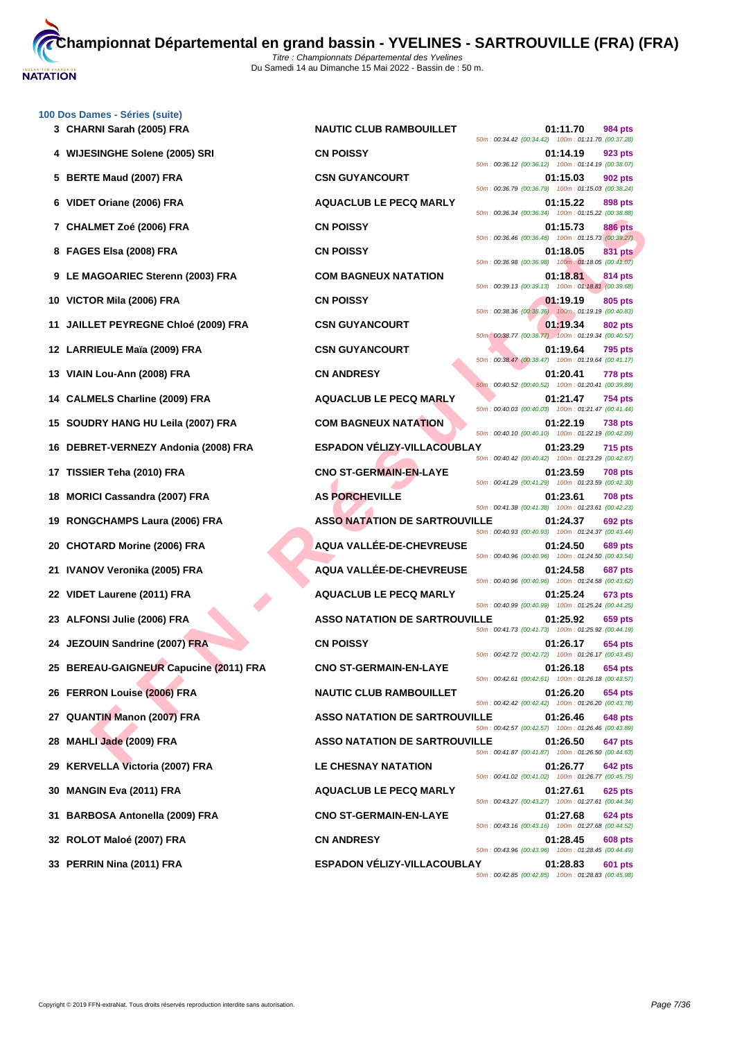# Championnat Départemental en grand bassin - YVELINES - SARTROUVILLE (FRA) (FRA)

*Titre : Championnats Départemental des Yvelines*
Du Samedi 14 au Dimanche 15 Mai 2022 - Bassin de : 50 m.

## 100 Dos Dames - Séries (suite)

| Rang | Nom | Club | Temps | Points | Intermédiaires |
|---|---|---|---|---|---|
| 3 | CHARNI Sarah (2005) FRA | NAUTIC CLUB RAMBOUILLET | 01:11.70 | 984 pts | 50m : 00:34.42 (00:34.42) 100m : 01:11.70 (00:37.28) |
| 4 | WIJESINGHE Solene (2005) SRI | CN POISSY | 01:14.19 | 923 pts | 50m : 00:36.12 (00:36.12) 100m : 01:14.19 (00:38.07) |
| 5 | BERTE Maud (2007) FRA | CSN GUYANCOURT | 01:15.03 | 902 pts | 50m : 00:36.79 (00:36.79) 100m : 01:15.03 (00:38.24) |
| 6 | VIDET Oriane (2006) FRA | AQUACLUB LE PECQ MARLY | 01:15.22 | 898 pts | 50m : 00:36.34 (00:36.34) 100m : 01:15.22 (00:38.88) |
| 7 | CHALMET Zoé (2006) FRA | CN POISSY | 01:15.73 | 886 pts | 50m : 00:36.46 (00:36.46) 100m : 01:15.73 (00:39.27) |
| 8 | FAGES Elsa (2008) FRA | CN POISSY | 01:18.05 | 831 pts | 50m : 00:36.98 (00:36.98) 100m : 01:18.05 (00:41.07) |
| 9 | LE MAGOARIEC Sterenn (2003) FRA | COM BAGNEUX NATATION | 01:18.81 | 814 pts | 50m : 00:39.13 (00:39.13) 100m : 01:18.81 (00:39.68) |
| 10 | VICTOR Mila (2006) FRA | CN POISSY | 01:19.19 | 805 pts | 50m : 00:38.36 (00:38.36) 100m : 01:19.19 (00:40.83) |
| 11 | JAILLET PEYREGNE Chloé (2009) FRA | CSN GUYANCOURT | 01:19.34 | 802 pts | 50m : 00:38.77 (00:38.77) 100m : 01:19.34 (00:40.57) |
| 12 | LARRIEULE Maïa (2009) FRA | CSN GUYANCOURT | 01:19.64 | 795 pts | 50m : 00:38.47 (00:38.47) 100m : 01:19.64 (00:41.17) |
| 13 | VIAIN Lou-Ann (2008) FRA | CN ANDRESY | 01:20.41 | 778 pts | 50m : 00:40.52 (00:40.52) 100m : 01:20.41 (00:39.89) |
| 14 | CALMELS Charline (2009) FRA | AQUACLUB LE PECQ MARLY | 01:21.47 | 754 pts | 50m : 00:40.03 (00:40.03) 100m : 01:21.47 (00:41.44) |
| 15 | SOUDRY HANG HU Leila (2007) FRA | COM BAGNEUX NATATION | 01:22.19 | 738 pts | 50m : 00:40.10 (00:40.10) 100m : 01:22.19 (00:42.09) |
| 16 | DEBRET-VERNEZY Andonia (2008) FRA | ESPADON VÉLIZY-VILLACOUBLAY | 01:23.29 | 715 pts | 50m : 00:40.42 (00:40.42) 100m : 01:23.29 (00:42.87) |
| 17 | TISSIER Teha (2010) FRA | CNO ST-GERMAIN-EN-LAYE | 01:23.59 | 708 pts | 50m : 00:41.29 (00:41.29) 100m : 01:23.59 (00:42.30) |
| 18 | MORICI Cassandra (2007) FRA | AS PORCHEVILLE | 01:23.61 | 708 pts | 50m : 00:41.38 (00:41.38) 100m : 01:23.61 (00:42.23) |
| 19 | RONGCHAMPS Laura (2006) FRA | ASSO NATATION DE SARTROUVILLE | 01:24.37 | 692 pts | 50m : 00:40.93 (00:40.93) 100m : 01:24.37 (00:43.44) |
| 20 | CHOTARD Morine (2006) FRA | AQUA VALLÉE-DE-CHEVREUSE | 01:24.50 | 689 pts | 50m : 00:40.96 (00:40.96) 100m : 01:24.50 (00:43.54) |
| 21 | IVANOV Veronika (2005) FRA | AQUA VALLÉE-DE-CHEVREUSE | 01:24.58 | 687 pts | 50m : 00:40.96 (00:40.96) 100m : 01:24.58 (00:43.62) |
| 22 | VIDET Laurene (2011) FRA | AQUACLUB LE PECQ MARLY | 01:25.24 | 673 pts | 50m : 00:40.99 (00:40.99) 100m : 01:25.24 (00:44.25) |
| 23 | ALFONSI Julie (2006) FRA | ASSO NATATION DE SARTROUVILLE | 01:25.92 | 659 pts | 50m : 00:41.73 (00:41.73) 100m : 01:25.92 (00:44.19) |
| 24 | JEZOUIN Sandrine (2007) FRA | CN POISSY | 01:26.17 | 654 pts | 50m : 00:42.72 (00:42.72) 100m : 01:26.17 (00:43.45) |
| 25 | BEREAU-GAIGNEUR Capucine (2011) FRA | CNO ST-GERMAIN-EN-LAYE | 01:26.18 | 654 pts | 50m : 00:42.61 (00:42.61) 100m : 01:26.18 (00:43.57) |
| 26 | FERRON Louise (2006) FRA | NAUTIC CLUB RAMBOUILLET | 01:26.20 | 654 pts | 50m : 00:42.42 (00:42.42) 100m : 01:26.20 (00:43.78) |
| 27 | QUANTIN Manon (2007) FRA | ASSO NATATION DE SARTROUVILLE | 01:26.46 | 648 pts | 50m : 00:42.57 (00:42.57) 100m : 01:26.46 (00:43.89) |
| 28 | MAHLI Jade (2009) FRA | ASSO NATATION DE SARTROUVILLE | 01:26.50 | 647 pts | 50m : 00:41.87 (00:41.87) 100m : 01:26.50 (00:44.63) |
| 29 | KERVELLA Victoria (2007) FRA | LE CHESNAY NATATION | 01:26.77 | 642 pts | 50m : 00:41.02 (00:41.02) 100m : 01:26.77 (00:45.75) |
| 30 | MANGIN Eva (2011) FRA | AQUACLUB LE PECQ MARLY | 01:27.61 | 625 pts | 50m : 00:43.27 (00:43.27) 100m : 01:27.61 (00:44.34) |
| 31 | BARBOSA Antonella (2009) FRA | CNO ST-GERMAIN-EN-LAYE | 01:27.68 | 624 pts | 50m : 00:43.16 (00:43.16) 100m : 01:27.68 (00:44.52) |
| 32 | ROLOT Maloé (2007) FRA | CN ANDRESY | 01:28.45 | 608 pts | 50m : 00:43.96 (00:43.96) 100m : 01:28.45 (00:44.49) |
| 33 | PERRIN Nina (2011) FRA | ESPADON VÉLIZY-VILLACOUBLAY | 01:28.83 | 601 pts | 50m : 00:42.85 (00:42.85) 100m : 01:28.83 (00:45.98) |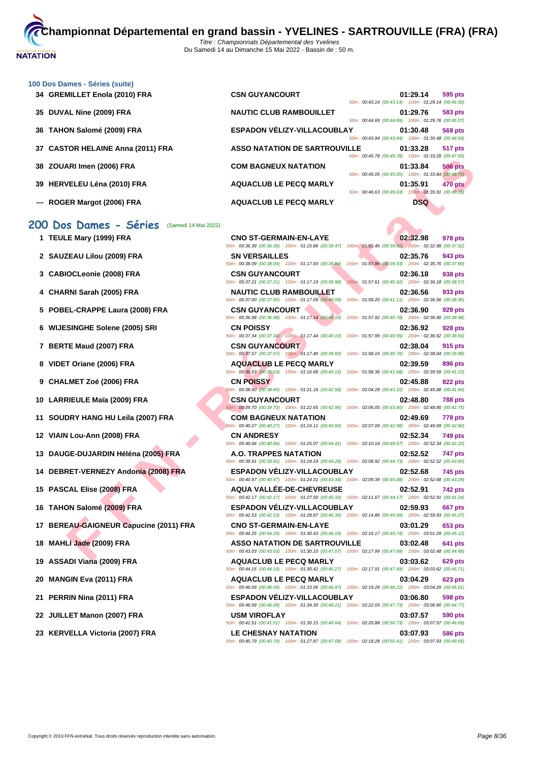# Championnat Départemental en grand bassin - YVELINES - SARTROUVILLE (FRA) (FRA)

*Titre : Championnats Départemental des Yvelines*
Du Samedi 14 au Dimanche 15 Mai 2022 - Bassin de : 50 m.

### 100 Dos Dames - Séries (suite)

| Rang | Nom | Club | Temps | Points | Splits |
|---|---|---|---|---|---|
| 34 | GREMILLET Enola (2010) FRA | CSN GUYANCOURT | 01:29.14 | 595 pts | 50m : 00:43.14 (00:43.14) 100m : 01:29.14 (00:46.00) |
| 35 | DUVAL Nine (2009) FRA | NAUTIC CLUB RAMBOUILLET | 01:29.76 | 583 pts | 50m : 00:44.69 (00:44.69) 100m : 01:29.76 (00:45.07) |
| 36 | TAHON Salomé (2009) FRA | ESPADON VÉLIZY-VILLACOUBLAY | 01:30.48 | 569 pts | 50m : 00:43.94 (00:43.94) 100m : 01:30.48 (00:46.54) |
| 37 | CASTOR HELAINE Anna (2011) FRA | ASSO NATATION DE SARTROUVILLE | 01:33.28 | 517 pts | 50m : 00:45.78 (00:45.78) 100m : 01:33.28 (00:47.50) |
| 38 | ZOUARI Imen (2006) FRA | COM BAGNEUX NATATION | 01:33.84 | 506 pts | 50m : 00:45.05 (00:45.05) 100m : 01:33.84 (00:48.79) |
| 39 | HERVELEU Léna (2010) FRA | AQUACLUB LE PECQ MARLY | 01:35.91 | 470 pts | 50m : 00:46.63 (00:46.63) 100m : 01:35.91 (00:49.28) |
| --- | ROGER Margot (2006) FRA | AQUACLUB LE PECQ MARLY | DSQ | | |

## 200 Dos Dames - Séries (Samedi 14 Mai 2022)

| Rang | Nom | Club | Temps | Points | Splits |
|---|---|---|---|---|---|
| 1 | TEULE Mary (1999) FRA | CNO ST-GERMAIN-EN-LAYE | 02:32.98 | 978 pts | 50m : 00:36.39 (00:36.39) 100m : 01:15.86 (00:39.47) 150m : 01:55.46 (00:39.60) 200m : 02:32.98 (00:37.52) |
| 2 | SAUZEAU Lilou (2009) FRA | SN VERSAILLES | 02:35.76 | 943 pts | 50m : 00:38.09 (00:38.09) 100m : 01:17.93 (00:39.84) 150m : 01:57.86 (00:39.93) 200m : 02:35.76 (00:37.90) |
| 3 | CABIOCLeonie (2008) FRA | CSN GUYANCOURT | 02:36.18 | 938 pts | 50m : 00:37.21 (00:37.21) 100m : 01:17.19 (00:39.98) 150m : 01:57.61 (00:40.42) 200m : 02:36.18 (00:38.57) |
| 4 | CHARNI Sarah (2005) FRA | NAUTIC CLUB RAMBOUILLET | 02:36.56 | 933 pts | 50m : 00:37.00 (00:37.00) 100m : 01:17.09 (00:40.09) 150m : 01:58.20 (00:41.11) 200m : 02:36.56 (00:38.36) |
| 5 | POBEL-CRAPPE Laura (2008) FRA | CSN GUYANCOURT | 02:36.90 | 929 pts | 50m : 00:36.98 (00:36.98) 100m : 01:17.14 (00:40.16) 150m : 01:57.92 (00:40.78) 200m : 02:36.90 (00:38.98) |
| 6 | WIJESINGHE Solene (2005) SRI | CN POISSY | 02:36.92 | 928 pts | 50m : 00:37.34 (00:37.34) 100m : 01:17.44 (00:40.10) 150m : 01:57.99 (00:40.55) 200m : 02:36.92 (00:38.93) |
| 7 | BERTE Maud (2007) FRA | CSN GUYANCOURT | 02:38.04 | 915 pts | 50m : 00:37.57 (00:37.57) 100m : 01:17.40 (00:39.83) 150m : 01:58.16 (00:40.76) 200m : 02:38.04 (00:39.88) |
| 8 | VIDET Oriane (2006) FRA | AQUACLUB LE PECQ MARLY | 02:39.59 | 896 pts | 50m : 00:36.53 (00:36.53) 100m : 01:16.68 (00:40.15) 150m : 01:58.36 (00:41.68) 200m : 02:39.59 (00:41.23) |
| 9 | CHALMET Zoé (2006) FRA | CN POISSY | 02:45.88 | 822 pts | 50m : 00:38.60 (00:38.60) 100m : 01:21.18 (00:42.58) 150m : 02:04.28 (00:43.10) 200m : 02:45.88 (00:41.60) |
| 10 | LARRIEULE Maïa (2009) FRA | CSN GUYANCOURT | 02:48.80 | 788 pts | 50m : 00:39.70 (00:39.70) 100m : 01:22.65 (00:42.95) 150m : 02:06.05 (00:43.40) 200m : 02:48.80 (00:42.75) |
| 11 | SOUDRY HANG HU Leila (2007) FRA | COM BAGNEUX NATATION | 02:49.69 | 778 pts | 50m : 00:40.27 (00:40.27) 100m : 01:24.11 (00:43.84) 150m : 02:07.09 (00:42.98) 200m : 02:49.69 (00:42.60) |
| 12 | VIAIN Lou-Ann (2008) FRA | CN ANDRESY | 02:52.34 | 749 pts | 50m : 00:40.66 (00:40.66) 100m : 01:25.07 (00:44.41) 150m : 02:10.14 (00:45.07) 200m : 02:52.34 (00:42.20) |
| 13 | DAUGE-DUJARDIN Héléna (2005) FRA | A.O. TRAPPES NATATION | 02:52.52 | 747 pts | 50m : 00:39.91 (00:39.91) 100m : 01:24.19 (00:44.28) 150m : 02:08.92 (00:44.73) 200m : 02:52.52 (00:43.60) |
| 14 | DEBRET-VERNEZY Andonia (2008) FRA | ESPADON VÉLIZY-VILLACOUBLAY | 02:52.68 | 745 pts | 50m : 00:40.97 (00:40.97) 100m : 01:24.31 (00:43.34) 150m : 02:09.39 (00:45.08) 200m : 02:52.68 (00:43.29) |
| 15 | PASCAL Elise (2008) FRA | AQUA VALLÉE-DE-CHEVREUSE | 02:52.91 | 742 pts | 50m : 00:42.17 (00:42.17) 100m : 01:27.50 (00:45.33) 150m : 02:11.67 (00:44.17) 200m : 02:52.91 (00:41.24) |
| 16 | TAHON Salomé (2009) FRA | ESPADON VÉLIZY-VILLACOUBLAY | 02:59.93 | 667 pts | 50m : 00:42.53 (00:42.53) 100m : 01:28.87 (00:46.34) 150m : 02:14.86 (00:45.99) 200m : 02:59.93 (00:45.07) |
| 17 | BEREAU-GAIGNEUR Capucine (2011) FRA | CNO ST-GERMAIN-EN-LAYE | 03:01.29 | 653 pts | 50m : 00:44.25 (00:44.25) 100m : 01:30.43 (00:46.18) 150m : 02:16.17 (00:45.74) 200m : 03:01.29 (00:45.12) |
| 18 | MAHLI Jade (2009) FRA | ASSO NATATION DE SARTROUVILLE | 03:02.48 | 641 pts | 50m : 00:43.03 (00:43.03) 100m : 01:30.10 (00:47.07) 150m : 02:17.99 (00:47.89) 200m : 03:02.48 (00:44.49) |
| 19 | ASSADI Viana (2009) FRA | AQUACLUB LE PECQ MARLY | 03:03.62 | 629 pts | 50m : 00:44.15 (00:44.15) 100m : 01:30.42 (00:46.27) 150m : 02:17.91 (00:47.49) 200m : 03:03.62 (00:45.71) |
| 20 | MANGIN Eva (2011) FRA | AQUACLUB LE PECQ MARLY | 03:04.29 | 623 pts | 50m : 00:46.09 (00:46.09) 100m : 01:33.06 (00:46.97) 150m : 02:19.28 (00:46.22) 200m : 03:04.29 (00:45.01) |
| 21 | PERRIN Nina (2011) FRA | ESPADON VÉLIZY-VILLACOUBLAY | 03:06.80 | 598 pts | 50m : 00:46.09 (00:46.09) 100m : 01:34.30 (00:48.21) 150m : 02:22.03 (00:47.73) 200m : 03:06.80 (00:44.77) |
| 22 | JUILLET Manon (2007) FRA | USM VIROFLAY | 03:07.57 | 590 pts | 50m : 00:41.51 (00:41.51) 100m : 01:30.15 (00:48.64) 150m : 02:20.88 (00:50.73) 200m : 03:07.57 (00:46.69) |
| 23 | KERVELLA Victoria (2007) FRA | LE CHESNAY NATATION | 03:07.93 | 586 pts | 50m : 00:40.79 (00:40.79) 100m : 01:27.87 (00:47.08) 150m : 02:18.28 (00:50.41) 200m : 03:07.93 (00:49.65) |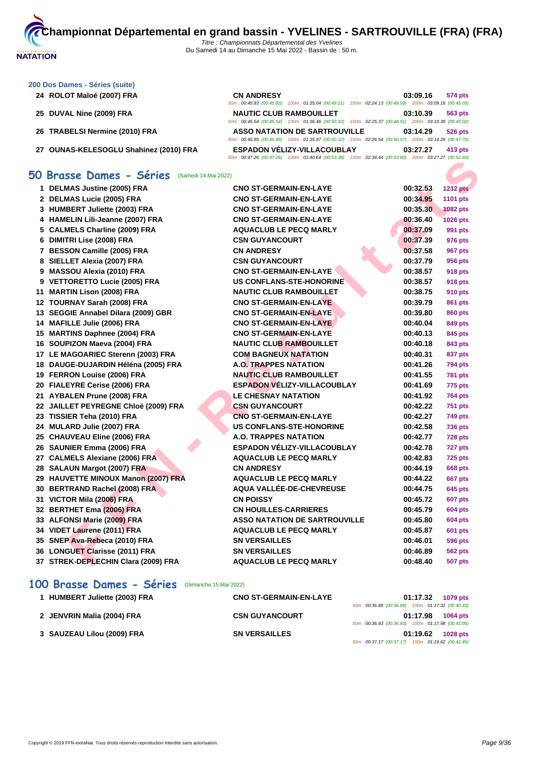# Championnat Départemental en grand bassin - YVELINES - SARTROUVILLE (FRA) (FRA)

*Titre : Championnats Départemental des Yvelines*
Du Samedi 14 au Dimanche 15 Mai 2022 - Bassin de : 50 m.

### 200 Dos Dames - Séries (suite)

| | | | |
|---|---|---|---|
| 24 ROLOT Maloé (2007) FRA | CN ANDRESY<br>50m : 00:45.83 (00:45.83) 100m : 01:35.04 (00:49.21) 150m : 02:24.13 (00:49.09) 200m : 03:09.16 (00:45.03) | 03:09.16 | 574 pts |
| 25 DUVAL Nine (2009) FRA | NAUTIC CLUB RAMBOUILLET<br>50m : 00:45.54 (00:45.54) 100m : 01:36.46 (00:50.92) 150m : 02:25.37 (00:48.91) 200m : 03:10.39 (00:45.02) | 03:10.39 | 563 pts |
| 26 TRABELSI Nermine (2010) FRA | ASSO NATATION DE SARTROUVILLE<br>50m : 00:45.85 (00:45.85) 100m : 01:35.97 (00:50.12) 150m : 02:26.54 (00:50.57) 200m : 03:14.29 (00:47.75) | 03:14.29 | 526 pts |
| 27 OUNAS-KELESOGLU Shahinez (2010) FRA | ESPADON VÉLIZY-VILLACOUBLAY<br>50m : 00:47.26 (00:47.26) 100m : 01:40.64 (00:53.38) 150m : 02:34.44 (00:53.80) 200m : 03:27.27 (00:52.83) | 03:27.27 | 413 pts |

## 50 Brasse Dames - Séries (Samedi 14 Mai 2022)

| | | | |
|---|---|---|---|
| 1 DELMAS Justine (2005) FRA | CNO ST-GERMAIN-EN-LAYE | 00:32.53 | 1232 pts |
| 2 DELMAS Lucie (2005) FRA | CNO ST-GERMAIN-EN-LAYE | 00:34.95 | 1101 pts |
| 3 HUMBERT Juliette (2003) FRA | CNO ST-GERMAIN-EN-LAYE | 00:35.30 | 1082 pts |
| 4 HAMELIN Lili-Jeanne (2007) FRA | CNO ST-GERMAIN-EN-LAYE | 00:36.40 | 1026 pts |
| 5 CALMELS Charline (2009) FRA | AQUACLUB LE PECQ MARLY | 00:37.09 | 991 pts |
| 6 DIMITRI Lise (2008) FRA | CSN GUYANCOURT | 00:37.39 | 976 pts |
| 7 BESSON Camille (2005) FRA | CN ANDRESY | 00:37.58 | 967 pts |
| 8 SIELLET Alexia (2007) FRA | CSN GUYANCOURT | 00:37.79 | 956 pts |
| 9 MASSOU Alexia (2010) FRA | CNO ST-GERMAIN-EN-LAYE | 00:38.57 | 918 pts |
| 9 VETTORETTO Lucie (2005) FRA | US CONFLANS-STE-HONORINE | 00:38.57 | 918 pts |
| 11 MARTIN Lison (2008) FRA | NAUTIC CLUB RAMBOUILLET | 00:38.75 | 910 pts |
| 12 TOURNAY Sarah (2008) FRA | CNO ST-GERMAIN-EN-LAYE | 00:39.79 | 861 pts |
| 13 SEGGIE Annabel Dilara (2009) GBR | CNO ST-GERMAIN-EN-LAYE | 00:39.80 | 860 pts |
| 14 MAFILLE Julie (2006) FRA | CNO ST-GERMAIN-EN-LAYE | 00:40.04 | 849 pts |
| 15 MARTINS Daphnee (2004) FRA | CNO ST-GERMAIN-EN-LAYE | 00:40.13 | 845 pts |
| 16 SOUPIZON Maeva (2004) FRA | NAUTIC CLUB RAMBOUILLET | 00:40.18 | 843 pts |
| 17 LE MAGOARIEC Sterenn (2003) FRA | COM BAGNEUX NATATION | 00:40.31 | 837 pts |
| 18 DAUGE-DUJARDIN Héléna (2005) FRA | A.O. TRAPPES NATATION | 00:41.26 | 794 pts |
| 19 FERRON Louise (2006) FRA | NAUTIC CLUB RAMBOUILLET | 00:41.55 | 781 pts |
| 20 FIALEYRE Cerise (2006) FRA | ESPADON VÉLIZY-VILLACOUBLAY | 00:41.69 | 775 pts |
| 21 AYBALEN Prune (2008) FRA | LE CHESNAY NATATION | 00:41.92 | 764 pts |
| 22 JAILLET PEYREGNE Chloé (2009) FRA | CSN GUYANCOURT | 00:42.22 | 751 pts |
| 23 TISSIER Teha (2010) FRA | CNO ST-GERMAIN-EN-LAYE | 00:42.27 | 749 pts |
| 24 MULARD Julie (2007) FRA | US CONFLANS-STE-HONORINE | 00:42.58 | 736 pts |
| 25 CHAUVEAU Eline (2006) FRA | A.O. TRAPPES NATATION | 00:42.77 | 728 pts |
| 26 SAUNIER Emma (2006) FRA | ESPADON VÉLIZY-VILLACOUBLAY | 00:42.78 | 727 pts |
| 27 CALMELS Alexiane (2006) FRA | AQUACLUB LE PECQ MARLY | 00:42.83 | 725 pts |
| 28 SALAUN Margot (2007) FRA | CN ANDRESY | 00:44.19 | 668 pts |
| 29 HAUVETTE MINOUX Manon (2007) FRA | AQUACLUB LE PECQ MARLY | 00:44.22 | 667 pts |
| 30 BERTRAND Rachel (2008) FRA | AQUA VALLÉE-DE-CHEVREUSE | 00:44.75 | 645 pts |
| 31 VICTOR Mila (2006) FRA | CN POISSY | 00:45.72 | 607 pts |
| 32 BERTHET Ema (2006) FRA | CN HOUILLES-CARRIERES | 00:45.79 | 604 pts |
| 33 ALFONSI Marie (2009) FRA | ASSO NATATION DE SARTROUVILLE | 00:45.80 | 604 pts |
| 34 VIDET Laurene (2011) FRA | AQUACLUB LE PECQ MARLY | 00:45.87 | 601 pts |
| 35 SNEP Ava-Rebeca (2010) FRA | SN VERSAILLES | 00:46.01 | 596 pts |
| 36 LONGUET Clarisse (2011) FRA | SN VERSAILLES | 00:46.89 | 562 pts |
| 37 STREK-DEPLECHIN Clara (2009) FRA | AQUACLUB LE PECQ MARLY | 00:48.40 | 507 pts |

## 100 Brasse Dames - Séries (Dimanche 15 Mai 2022)

| | | | |
|---|---|---|---|
| 1 HUMBERT Juliette (2003) FRA | CNO ST-GERMAIN-EN-LAYE<br>50m : 00:36.89 (00:36.89) 100m : 01:17.32 (00:40.43) | 01:17.32 | 1079 pts |
| 2 JENVRIN Malia (2004) FRA | CSN GUYANCOURT<br>50m : 00:36.93 (00:36.93) 100m : 01:17.98 (00:41.05) | 01:17.98 | 1064 pts |
| 3 SAUZEAU Lilou (2009) FRA | SN VERSAILLES<br>50m : 00:37.17 (00:37.17) 100m : 01:19.62 (00:42.45) | 01:19.62 | 1028 pts |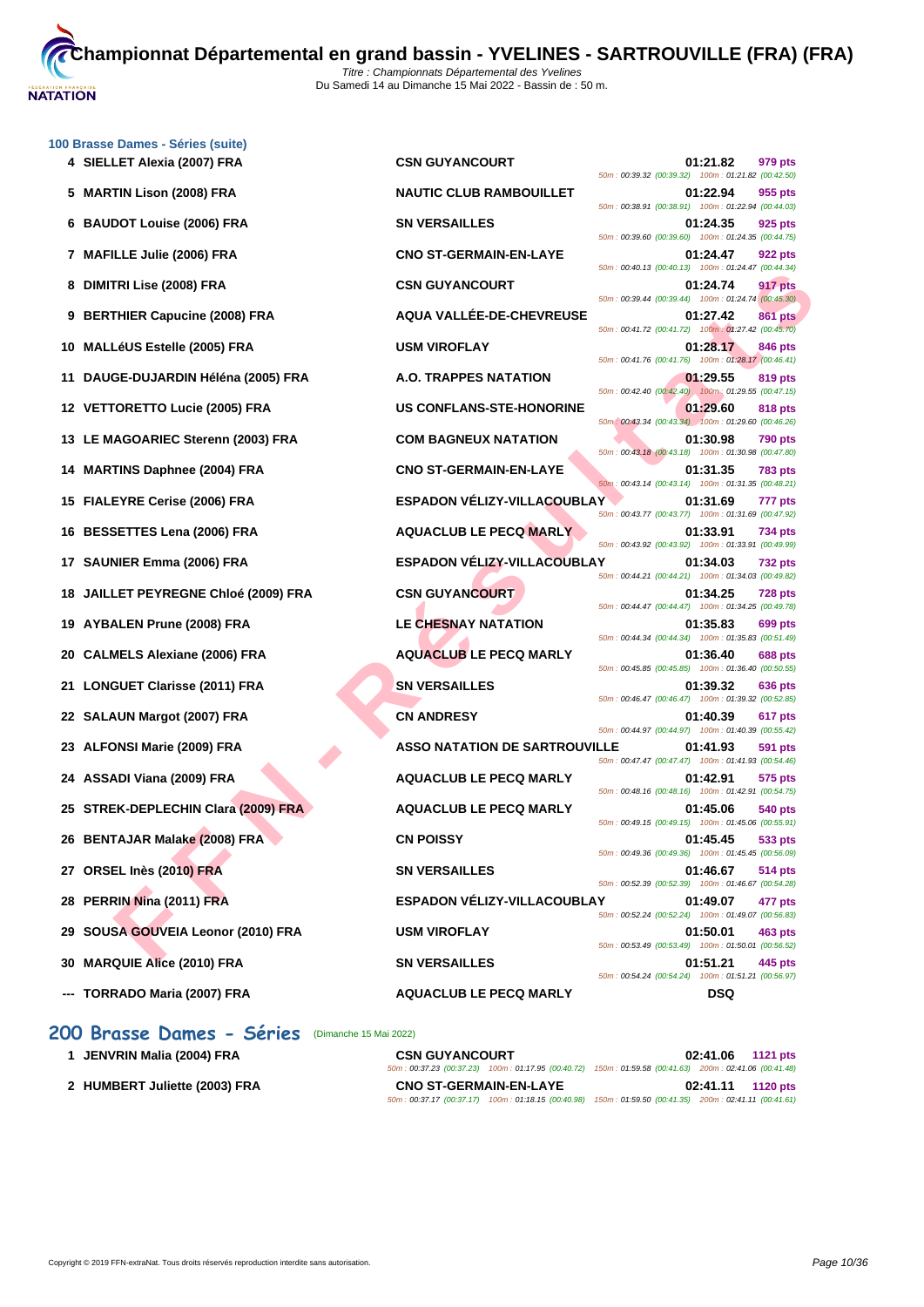# Championnat Départemental en grand bassin - YVELINES - SARTROUVILLE (FRA) (FRA)

*Titre : Championnats Départemental des Yvelines*
Du Samedi 14 au Dimanche 15 Mai 2022 - Bassin de : 50 m.

### 100 Brasse Dames - Séries (suite)

| | | | | | |
|---|---|---|---|---|---|
| 4 | SIELLET Alexia (2007) FRA | CSN GUYANCOURT | 01:21.82 | 979 pts | 50m : 00:39.32 (00:39.32) 100m : 01:21.82 (00:42.50) |
| 5 | MARTIN Lison (2008) FRA | NAUTIC CLUB RAMBOUILLET | 01:22.94 | 955 pts | 50m : 00:38.91 (00:38.91) 100m : 01:22.94 (00:44.03) |
| 6 | BAUDOT Louise (2006) FRA | SN VERSAILLES | 01:24.35 | 925 pts | 50m : 00:39.60 (00:39.60) 100m : 01:24.35 (00:44.75) |
| 7 | MAFILLE Julie (2006) FRA | CNO ST-GERMAIN-EN-LAYE | 01:24.47 | 922 pts | 50m : 00:40.13 (00:40.13) 100m : 01:24.47 (00:44.34) |
| 8 | DIMITRI Lise (2008) FRA | CSN GUYANCOURT | 01:24.74 | 917 pts | 50m : 00:39.44 (00:39.44) 100m : 01:24.74 (00:45.30) |
| 9 | BERTHIER Capucine (2008) FRA | AQUA VALLÉE-DE-CHEVREUSE | 01:27.42 | 861 pts | 50m : 00:41.72 (00:41.72) 100m : 01:27.42 (00:45.70) |
| 10 | MALLéUS Estelle (2005) FRA | USM VIROFLAY | 01:28.17 | 846 pts | 50m : 00:41.76 (00:41.76) 100m : 01:28.17 (00:46.41) |
| 11 | DAUGE-DUJARDIN Héléna (2005) FRA | A.O. TRAPPES NATATION | 01:29.55 | 819 pts | 50m : 00:42.40 (00:42.40) 100m : 01:29.55 (00:47.15) |
| 12 | VETTORETTO Lucie (2005) FRA | US CONFLANS-STE-HONORINE | 01:29.60 | 818 pts | 50m : 00:43.34 (00:43.34) 100m : 01:29.60 (00:46.26) |
| 13 | LE MAGOARIEC Sterenn (2003) FRA | COM BAGNEUX NATATION | 01:30.98 | 790 pts | 50m : 00:43.18 (00:43.18) 100m : 01:30.98 (00:47.80) |
| 14 | MARTINS Daphnee (2004) FRA | CNO ST-GERMAIN-EN-LAYE | 01:31.35 | 783 pts | 50m : 00:43.14 (00:43.14) 100m : 01:31.35 (00:48.21) |
| 15 | FIALEYRE Cerise (2006) FRA | ESPADON VÉLIZY-VILLACOUBLAY | 01:31.69 | 777 pts | 50m : 00:43.77 (00:43.77) 100m : 01:31.69 (00:47.92) |
| 16 | BESSETTES Lena (2006) FRA | AQUACLUB LE PECQ MARLY | 01:33.91 | 734 pts | 50m : 00:43.92 (00:43.92) 100m : 01:33.91 (00:49.99) |
| 17 | SAUNIER Emma (2006) FRA | ESPADON VÉLIZY-VILLACOUBLAY | 01:34.03 | 732 pts | 50m : 00:44.21 (00:44.21) 100m : 01:34.03 (00:49.82) |
| 18 | JAILLET PEYREGNE Chloé (2009) FRA | CSN GUYANCOURT | 01:34.25 | 728 pts | 50m : 00:44.47 (00:44.47) 100m : 01:34.25 (00:49.78) |
| 19 | AYBALEN Prune (2008) FRA | LE CHESNAY NATATION | 01:35.83 | 699 pts | 50m : 00:44.34 (00:44.34) 100m : 01:35.83 (00:51.49) |
| 20 | CALMELS Alexiane (2006) FRA | AQUACLUB LE PECQ MARLY | 01:36.40 | 688 pts | 50m : 00:45.85 (00:45.85) 100m : 01:36.40 (00:50.55) |
| 21 | LONGUET Clarisse (2011) FRA | SN VERSAILLES | 01:39.32 | 636 pts | 50m : 00:46.47 (00:46.47) 100m : 01:39.32 (00:52.85) |
| 22 | SALAUN Margot (2007) FRA | CN ANDRESY | 01:40.39 | 617 pts | 50m : 00:44.97 (00:44.97) 100m : 01:40.39 (00:55.42) |
| 23 | ALFONSI Marie (2009) FRA | ASSO NATATION DE SARTROUVILLE | 01:41.93 | 591 pts | 50m : 00:47.47 (00:47.47) 100m : 01:41.93 (00:54.46) |
| 24 | ASSADI Viana (2009) FRA | AQUACLUB LE PECQ MARLY | 01:42.91 | 575 pts | 50m : 00:48.16 (00:48.16) 100m : 01:42.91 (00:54.75) |
| 25 | STREK-DEPLECHIN Clara (2009) FRA | AQUACLUB LE PECQ MARLY | 01:45.06 | 540 pts | 50m : 00:49.15 (00:49.15) 100m : 01:45.06 (00:55.91) |
| 26 | BENTAJAR Malake (2008) FRA | CN POISSY | 01:45.45 | 533 pts | 50m : 00:49.36 (00:49.36) 100m : 01:45.45 (00:56.09) |
| 27 | ORSEL Inès (2010) FRA | SN VERSAILLES | 01:46.67 | 514 pts | 50m : 00:52.39 (00:52.39) 100m : 01:46.67 (00:54.28) |
| 28 | PERRIN Nina (2011) FRA | ESPADON VÉLIZY-VILLACOUBLAY | 01:49.07 | 477 pts | 50m : 00:52.24 (00:52.24) 100m : 01:49.07 (00:56.83) |
| 29 | SOUSA GOUVEIA Leonor (2010) FRA | USM VIROFLAY | 01:50.01 | 463 pts | 50m : 00:53.49 (00:53.49) 100m : 01:50.01 (00:56.52) |
| 30 | MARQUIE Alice (2010) FRA | SN VERSAILLES | 01:51.21 | 445 pts | 50m : 00:54.24 (00:54.24) 100m : 01:51.21 (00:56.97) |
| --- | TORRADO Maria (2007) FRA | AQUACLUB LE PECQ MARLY | DSQ | | |

## 200 Brasse Dames - Séries (Dimanche 15 Mai 2022)

| | | | | | |
|---|---|---|---|---|---|
| 1 | JENVRIN Malia (2004) FRA | CSN GUYANCOURT | 02:41.06 | 1121 pts | 50m : 00:37.23 (00:37.23) 100m : 01:17.95 (00:40.72) 150m : 01:59.58 (00:41.63) 200m : 02:41.06 (00:41.48) |
| 2 | HUMBERT Juliette (2003) FRA | CNO ST-GERMAIN-EN-LAYE | 02:41.11 | 1120 pts | 50m : 00:37.17 (00:37.17) 100m : 01:18.15 (00:40.98) 150m : 01:59.50 (00:41.35) 200m : 02:41.11 (00:41.61) |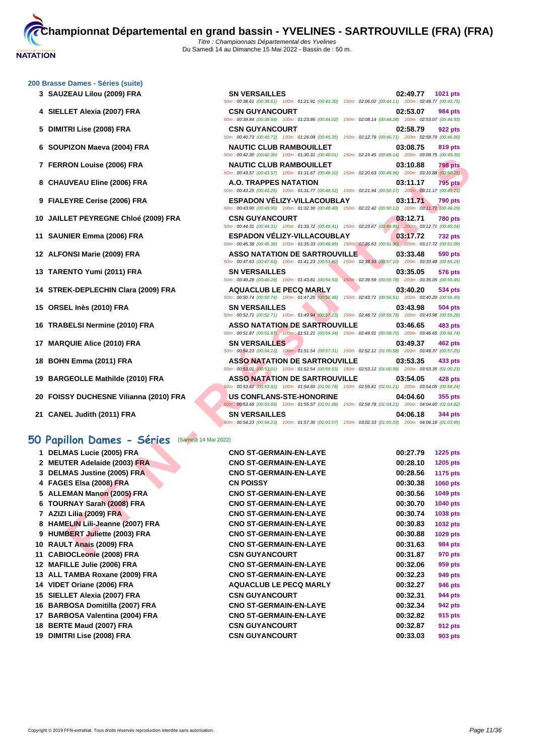### 200 Brasse Dames - Séries (suite)

| | | | | |
|---|---|---|---|---|
| 3 | SAUZEAU Lilou (2009) FRA | SN VERSAILLES<br>50m : 00:38.61 (00:38.61) 100m : 01:21.91 (00:43.30) 150m : 02:06.02 (00:44.11) 200m : 02:49.77 (00:43.75) | 02:49.77 | 1021 pts |
| 4 | SIELLET Alexia (2007) FRA | CSN GUYANCOURT<br>50m : 00:39.84 (00:39.84) 100m : 01:23.86 (00:44.02) 150m : 02:08.14 (00:44.28) 200m : 02:53.07 (00:44.93) | 02:53.07 | 984 pts |
| 5 | DIMITRI Lise (2008) FRA | CSN GUYANCOURT<br>50m : 00:40.73 (00:40.73) 100m : 01:26.08 (00:45.35) 150m : 02:12.79 (00:46.71) 200m : 02:58.79 (00:46.00) | 02:58.79 | 922 pts |
| 6 | SOUPIZON Maeva (2004) FRA | NAUTIC CLUB RAMBOUILLET<br>50m : 00:42.30 (00:42.30) 100m : 01:30.31 (00:48.01) 150m : 02:19.45 (00:49.14) 200m : 03:08.75 (00:49.30) | 03:08.75 | 819 pts |
| 7 | FERRON Louise (2006) FRA | NAUTIC CLUB RAMBOUILLET<br>50m : 00:43.57 (00:43.57) 100m : 01:31.67 (00:48.10) 150m : 02:20.63 (00:48.96) 200m : 03:10.88 (00:50.25) | 03:10.88 | 798 pts |
| 8 | CHAUVEAU Eline (2006) FRA | A.O. TRAPPES NATATION<br>50m : 00:43.25 (00:43.25) 100m : 01:31.77 (00:48.52) 150m : 02:21.94 (00:50.17) 200m : 03:11.17 (00:49.23) | 03:11.17 | 795 pts |
| 9 | FIALEYRE Cerise (2006) FRA | ESPADON VÉLIZY-VILLACOUBLAY<br>50m : 00:43.90 (00:43.90) 100m : 01:32.30 (00:48.40) 150m : 02:22.42 (00:50.12) 200m : 03:11.71 (00:49.29) | 03:11.71 | 790 pts |
| 10 | JAILLET PEYREGNE Chloé (2009) FRA | CSN GUYANCOURT<br>50m : 00:44.31 (00:44.31) 100m : 01:33.72 (00:49.41) 150m : 02:23.67 (00:49.95) 200m : 03:12.71 (00:49.04) | 03:12.71 | 780 pts |
| 11 | SAUNIER Emma (2006) FRA | ESPADON VÉLIZY-VILLACOUBLAY<br>50m : 00:45.38 (00:45.38) 100m : 01:35.33 (00:49.95) 150m : 02:26.63 (00:51.30) 200m : 03:17.72 (00:51.09) | 03:17.72 | 732 pts |
| 12 | ALFONSI Marie (2009) FRA | ASSO NATATION DE SARTROUVILLE<br>50m : 00:47.63 (00:47.63) 100m : 01:41.23 (00:53.60) 150m : 02:38.33 (00:57.10) 200m : 03:33.48 (00:55.15) | 03:33.48 | 590 pts |
| 13 | TARENTO Yumi (2011) FRA | SN VERSAILLES<br>50m : 00:49.28 (00:49.28) 100m : 01:43.81 (00:54.53) 150m : 02:39.59 (00:55.78) 200m : 03:35.05 (00:55.46) | 03:35.05 | 576 pts |
| 14 | STREK-DEPLECHIN Clara (2009) FRA | AQUACLUB LE PECQ MARLY<br>50m : 00:50.74 (00:50.74) 100m : 01:47.20 (00:56.46) 150m : 02:43.71 (00:56.51) 200m : 03:40.20 (00:56.49) | 03:40.20 | 534 pts |
| 15 | ORSEL Inès (2010) FRA | SN VERSAILLES<br>50m : 00:52.71 (00:52.71) 100m : 01:49.94 (00:57.23) 150m : 02:48.72 (00:58.78) 200m : 03:43.98 (00:55.26) | 03:43.98 | 504 pts |
| 16 | TRABELSI Nermine (2010) FRA | ASSO NATATION DE SARTROUVILLE<br>50m : 00:51.87 (00:51.87) 100m : 01:51.21 (00:59.34) 150m : 02:49.91 (00:58.70) 200m : 03:46.65 (00:56.74) | 03:46.65 | 483 pts |
| 17 | MARQUIE Alice (2010) FRA | SN VERSAILLES<br>50m : 00:54.23 (00:54.23) 100m : 01:51.54 (00:57.31) 150m : 02:52.12 (01:00.58) 200m : 03:49.37 (00:57.25) | 03:49.37 | 462 pts |
| 18 | BOHN Emma (2011) FRA | ASSO NATATION DE SARTROUVILLE<br>50m : 00:53.01 (00:53.01) 100m : 01:52.54 (00:59.53) 150m : 02:53.12 (01:00.58) 200m : 03:53.35 (01:00.23) | 03:53.35 | 433 pts |
| 19 | BARGEOLLE Mathilde (2010) FRA | ASSO NATATION DE SARTROUVILLE<br>50m : 00:53.82 (00:53.82) 100m : 01:54.60 (01:00.78) 150m : 02:55.81 (01:01.21) 200m : 03:54.05 (00:58.24) | 03:54.05 | 428 pts |
| 20 | FOISSY DUCHESNE Vilianna (2010) FRA | US CONFLANS-STE-HONORINE<br>50m : 00:53.69 (00:53.69) 100m : 01:55.57 (01:01.88) 150m : 02:59.78 (01:04.21) 200m : 04:04.60 (01:04.82) | 04:04.60 | 355 pts |
| 21 | CANEL Judith (2011) FRA | SN VERSAILLES<br>50m : 00:54.23 (00:54.23) 100m : 01:57.30 (01:03.07) 150m : 03:02.33 (01:05.03) 200m : 04:06.18 (01:03.85) | 04:06.18 | 344 pts |

## 50 Papillon Dames - Séries (Samedi 14 Mai 2022)

| | | | | |
|---|---|---|---|---|
| 1 | DELMAS Lucie (2005) FRA | CNO ST-GERMAIN-EN-LAYE | 00:27.79 | 1225 pts |
| 2 | MEUTER Adelaide (2003) FRA | CNO ST-GERMAIN-EN-LAYE | 00:28.10 | 1205 pts |
| 3 | DELMAS Justine (2005) FRA | CNO ST-GERMAIN-EN-LAYE | 00:28.56 | 1175 pts |
| 4 | FAGES Elsa (2008) FRA | CN POISSY | 00:30.38 | 1060 pts |
| 5 | ALLEMAN Manon (2005) FRA | CNO ST-GERMAIN-EN-LAYE | 00:30.56 | 1049 pts |
| 6 | TOURNAY Sarah (2008) FRA | CNO ST-GERMAIN-EN-LAYE | 00:30.70 | 1040 pts |
| 7 | AZIZI Lilia (2009) FRA | CNO ST-GERMAIN-EN-LAYE | 00:30.74 | 1038 pts |
| 8 | HAMELIN Lili-Jeanne (2007) FRA | CNO ST-GERMAIN-EN-LAYE | 00:30.83 | 1032 pts |
| 9 | HUMBERT Juliette (2003) FRA | CNO ST-GERMAIN-EN-LAYE | 00:30.88 | 1029 pts |
| 10 | RAULT Anais (2009) FRA | CNO ST-GERMAIN-EN-LAYE | 00:31.63 | 984 pts |
| 11 | CABIOCLeonie (2008) FRA | CSN GUYANCOURT | 00:31.87 | 970 pts |
| 12 | MAFILLE Julie (2006) FRA | CNO ST-GERMAIN-EN-LAYE | 00:32.06 | 959 pts |
| 13 | ALL TAMBA Roxane (2009) FRA | CNO ST-GERMAIN-EN-LAYE | 00:32.23 | 949 pts |
| 14 | VIDET Oriane (2006) FRA | AQUACLUB LE PECQ MARLY | 00:32.27 | 946 pts |
| 15 | SIELLET Alexia (2007) FRA | CSN GUYANCOURT | 00:32.31 | 944 pts |
| 16 | BARBOSA Domitilla (2007) FRA | CNO ST-GERMAIN-EN-LAYE | 00:32.34 | 942 pts |
| 17 | BARBOSA Valentina (2004) FRA | CNO ST-GERMAIN-EN-LAYE | 00:32.82 | 915 pts |
| 18 | BERTE Maud (2007) FRA | CSN GUYANCOURT | 00:32.87 | 912 pts |
| 19 | DIMITRI Lise (2008) FRA | CSN GUYANCOURT | 00:33.03 | 903 pts |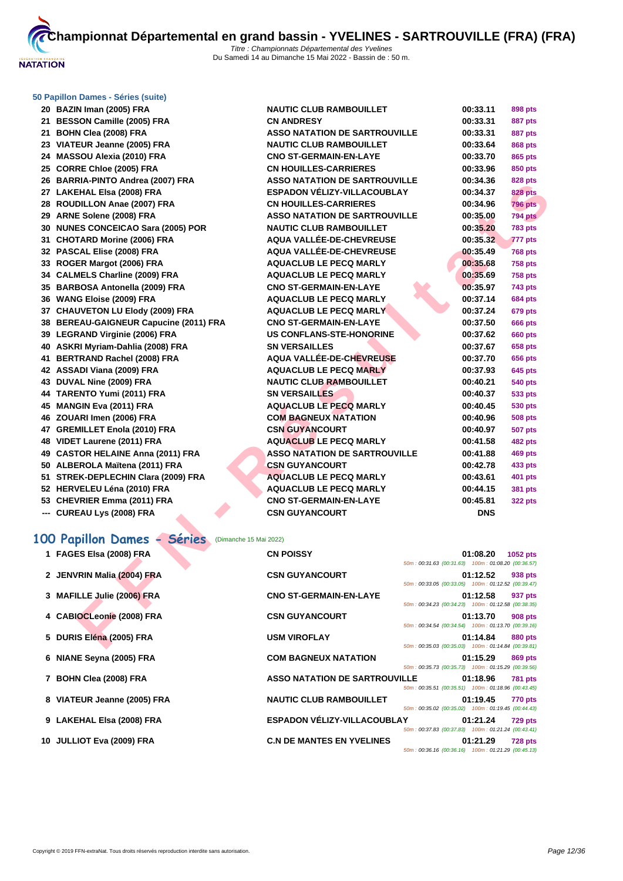### 50 Papillon Dames - Séries (suite)

| | | | | |
|---|---|---|---|---|
| 20 | BAZIN Iman (2005) FRA | NAUTIC CLUB RAMBOUILLET | 00:33.11 | 898 pts |
| 21 | BESSON Camille (2005) FRA | CN ANDRESY | 00:33.31 | 887 pts |
| 21 | BOHN Clea (2008) FRA | ASSO NATATION DE SARTROUVILLE | 00:33.31 | 887 pts |
| 23 | VIATEUR Jeanne (2005) FRA | NAUTIC CLUB RAMBOUILLET | 00:33.64 | 868 pts |
| 24 | MASSOU Alexia (2010) FRA | CNO ST-GERMAIN-EN-LAYE | 00:33.70 | 865 pts |
| 25 | CORRE Chloe (2005) FRA | CN HOUILLES-CARRIERES | 00:33.96 | 850 pts |
| 26 | BARRIA-PINTO Andrea (2007) FRA | ASSO NATATION DE SARTROUVILLE | 00:34.36 | 828 pts |
| 27 | LAKEHAL Elsa (2008) FRA | ESPADON VÉLIZY-VILLACOUBLAY | 00:34.37 | 828 pts |
| 28 | ROUDILLON Anae (2007) FRA | CN HOUILLES-CARRIERES | 00:34.96 | 796 pts |
| 29 | ARNE Solene (2008) FRA | ASSO NATATION DE SARTROUVILLE | 00:35.00 | 794 pts |
| 30 | NUNES CONCEICAO Sara (2005) POR | NAUTIC CLUB RAMBOUILLET | 00:35.20 | 783 pts |
| 31 | CHOTARD Morine (2006) FRA | AQUA VALLÉE-DE-CHEVREUSE | 00:35.32 | 777 pts |
| 32 | PASCAL Elise (2008) FRA | AQUA VALLÉE-DE-CHEVREUSE | 00:35.49 | 768 pts |
| 33 | ROGER Margot (2006) FRA | AQUACLUB LE PECQ MARLY | 00:35.68 | 758 pts |
| 34 | CALMELS Charline (2009) FRA | AQUACLUB LE PECQ MARLY | 00:35.69 | 758 pts |
| 35 | BARBOSA Antonella (2009) FRA | CNO ST-GERMAIN-EN-LAYE | 00:35.97 | 743 pts |
| 36 | WANG Eloise (2009) FRA | AQUACLUB LE PECQ MARLY | 00:37.14 | 684 pts |
| 37 | CHAUVETON LU Elody (2009) FRA | AQUACLUB LE PECQ MARLY | 00:37.24 | 679 pts |
| 38 | BEREAU-GAIGNEUR Capucine (2011) FRA | CNO ST-GERMAIN-EN-LAYE | 00:37.50 | 666 pts |
| 39 | LEGRAND Virginie (2006) FRA | US CONFLANS-STE-HONORINE | 00:37.62 | 660 pts |
| 40 | ASKRI Myriam-Dahlia (2008) FRA | SN VERSAILLES | 00:37.67 | 658 pts |
| 41 | BERTRAND Rachel (2008) FRA | AQUA VALLÉE-DE-CHEVREUSE | 00:37.70 | 656 pts |
| 42 | ASSADI Viana (2009) FRA | AQUACLUB LE PECQ MARLY | 00:37.93 | 645 pts |
| 43 | DUVAL Nine (2009) FRA | NAUTIC CLUB RAMBOUILLET | 00:40.21 | 540 pts |
| 44 | TARENTO Yumi (2011) FRA | SN VERSAILLES | 00:40.37 | 533 pts |
| 45 | MANGIN Eva (2011) FRA | AQUACLUB LE PECQ MARLY | 00:40.45 | 530 pts |
| 46 | ZOUARI Imen (2006) FRA | COM BAGNEUX NATATION | 00:40.96 | 508 pts |
| 47 | GREMILLET Enola (2010) FRA | CSN GUYANCOURT | 00:40.97 | 507 pts |
| 48 | VIDET Laurene (2011) FRA | AQUACLUB LE PECQ MARLY | 00:41.58 | 482 pts |
| 49 | CASTOR HELAINE Anna (2011) FRA | ASSO NATATION DE SARTROUVILLE | 00:41.88 | 469 pts |
| 50 | ALBEROLA Maïtena (2011) FRA | CSN GUYANCOURT | 00:42.78 | 433 pts |
| 51 | STREK-DEPLECHIN Clara (2009) FRA | AQUACLUB LE PECQ MARLY | 00:43.61 | 401 pts |
| 52 | HERVELEU Léna (2010) FRA | AQUACLUB LE PECQ MARLY | 00:44.15 | 381 pts |
| 53 | CHEVRIER Emma (2011) FRA | CNO ST-GERMAIN-EN-LAYE | 00:45.81 | 322 pts |
| --- | CUREAU Lys (2008) FRA | CSN GUYANCOURT | DNS | |

## 100 Papillon Dames - Séries (Dimanche 15 Mai 2022)

| | | | | |
|---|---|---|---|---|
| 1 | FAGES Elsa (2008) FRA | CN POISSY | 01:08.20<br>50m : 00:31.63 (00:31.63) 100m : 01:08.20 (00:36.57) | 1052 pts |
| 2 | JENVRIN Malia (2004) FRA | CSN GUYANCOURT | 01:12.52<br>50m : 00:33.05 (00:33.05) 100m : 01:12.52 (00:39.47) | 938 pts |
| 3 | MAFILLE Julie (2006) FRA | CNO ST-GERMAIN-EN-LAYE | 01:12.58<br>50m : 00:34.23 (00:34.23) 100m : 01:12.58 (00:38.35) | 937 pts |
| 4 | CABIOCLeonie (2008) FRA | CSN GUYANCOURT | 01:13.70<br>50m : 00:34.54 (00:34.54) 100m : 01:13.70 (00:39.16) | 908 pts |
| 5 | DURIS Eléna (2005) FRA | USM VIROFLAY | 01:14.84<br>50m : 00:35.03 (00:35.03) 100m : 01:14.84 (00:39.81) | 880 pts |
| 6 | NIANE Seyna (2005) FRA | COM BAGNEUX NATATION | 01:15.29<br>50m : 00:35.73 (00:35.73) 100m : 01:15.29 (00:39.56) | 869 pts |
| 7 | BOHN Clea (2008) FRA | ASSO NATATION DE SARTROUVILLE | 01:18.96<br>50m : 00:35.51 (00:35.51) 100m : 01:18.96 (00:43.45) | 781 pts |
| 8 | VIATEUR Jeanne (2005) FRA | NAUTIC CLUB RAMBOUILLET | 01:19.45<br>50m : 00:35.02 (00:35.02) 100m : 01:19.45 (00:44.43) | 770 pts |
| 9 | LAKEHAL Elsa (2008) FRA | ESPADON VÉLIZY-VILLACOUBLAY | 01:21.24<br>50m : 00:37.83 (00:37.83) 100m : 01:21.24 (00:43.41) | 729 pts |
| 10 | JULLIOT Eva (2009) FRA | C.N DE MANTES EN YVELINES | 01:21.29<br>50m : 00:36.16 (00:36.16) 100m : 01:21.29 (00:45.13) | 728 pts |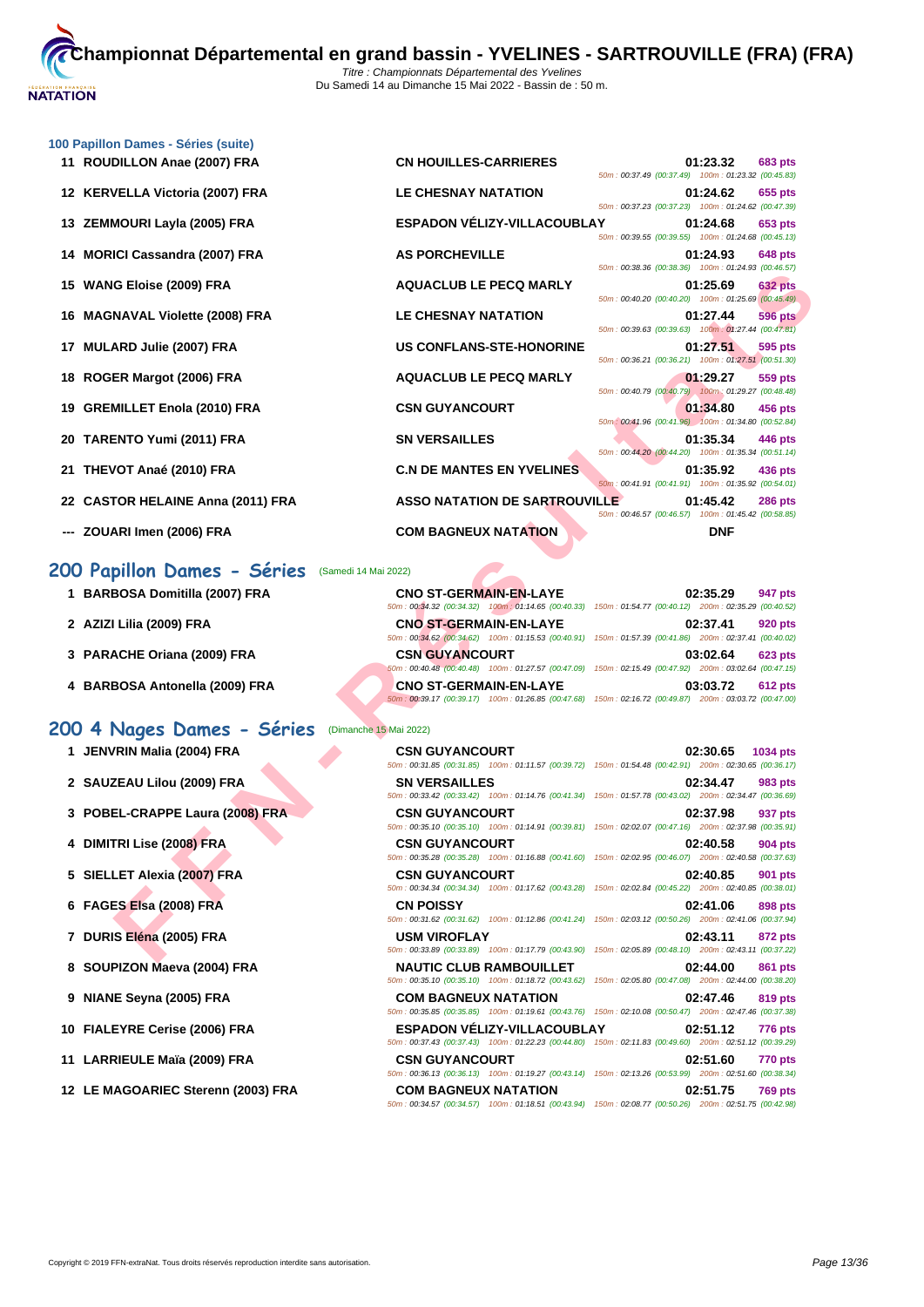### 100 Papillon Dames - Séries (suite)

| | | | | | |
|---|---|---|---|---|---|
| 11 | ROUDILLON Anae (2007) FRA | CN HOUILLES-CARRIERES | 01:23.32 | 683 pts | 50m : 00:37.49 (00:37.49) 100m : 01:23.32 (00:45.83) |
| 12 | KERVELLA Victoria (2007) FRA | LE CHESNAY NATATION | 01:24.62 | 655 pts | 50m : 00:37.23 (00:37.23) 100m : 01:24.62 (00:47.39) |
| 13 | ZEMMOURI Layla (2005) FRA | ESPADON VÉLIZY-VILLACOUBLAY | 01:24.68 | 653 pts | 50m : 00:39.55 (00:39.55) 100m : 01:24.68 (00:45.13) |
| 14 | MORICI Cassandra (2007) FRA | AS PORCHEVILLE | 01:24.93 | 648 pts | 50m : 00:38.36 (00:38.36) 100m : 01:24.93 (00:46.57) |
| 15 | WANG Eloise (2009) FRA | AQUACLUB LE PECQ MARLY | 01:25.69 | 632 pts | 50m : 00:40.20 (00:40.20) 100m : 01:25.69 (00:45.49) |
| 16 | MAGNAVAL Violette (2008) FRA | LE CHESNAY NATATION | 01:27.44 | 596 pts | 50m : 00:39.63 (00:39.63) 100m : 01:27.44 (00:47.81) |
| 17 | MULARD Julie (2007) FRA | US CONFLANS-STE-HONORINE | 01:27.51 | 595 pts | 50m : 00:36.21 (00:36.21) 100m : 01:27.51 (00:51.30) |
| 18 | ROGER Margot (2006) FRA | AQUACLUB LE PECQ MARLY | 01:29.27 | 559 pts | 50m : 00:40.79 (00:40.79) 100m : 01:29.27 (00:48.48) |
| 19 | GREMILLET Enola (2010) FRA | CSN GUYANCOURT | 01:34.80 | 456 pts | 50m : 00:41.96 (00:41.96) 100m : 01:34.80 (00:52.84) |
| 20 | TARENTO Yumi (2011) FRA | SN VERSAILLES | 01:35.34 | 446 pts | 50m : 00:44.20 (00:44.20) 100m : 01:35.34 (00:51.14) |
| 21 | THEVOT Anaé (2010) FRA | C.N DE MANTES EN YVELINES | 01:35.92 | 436 pts | 50m : 00:41.91 (00:41.91) 100m : 01:35.92 (00:54.01) |
| 22 | CASTOR HELAINE Anna (2011) FRA | ASSO NATATION DE SARTROUVILLE | 01:45.42 | 286 pts | 50m : 00:46.57 (00:46.57) 100m : 01:45.42 (00:58.85) |
| --- | ZOUARI Imen (2006) FRA | COM BAGNEUX NATATION | DNF | | |

## 200 Papillon Dames - Séries (Samedi 14 Mai 2022)

| | | | | | |
|---|---|---|---|---|---|
| 1 | BARBOSA Domitilla (2007) FRA | CNO ST-GERMAIN-EN-LAYE | 02:35.29 | 947 pts | 50m : 00:34.32 (00:34.32) 100m : 01:14.65 (00:40.33) 150m : 01:54.77 (00:40.12) 200m : 02:35.29 (00:40.52) |
| 2 | AZIZI Lilia (2009) FRA | CNO ST-GERMAIN-EN-LAYE | 02:37.41 | 920 pts | 50m : 00:34.62 (00:34.62) 100m : 01:15.53 (00:40.91) 150m : 01:57.39 (00:41.86) 200m : 02:37.41 (00:40.02) |
| 3 | PARACHE Oriana (2009) FRA | CSN GUYANCOURT | 03:02.64 | 623 pts | 50m : 00:40.48 (00:40.48) 100m : 01:27.57 (00:47.09) 150m : 02:15.49 (00:47.92) 200m : 03:02.64 (00:47.15) |
| 4 | BARBOSA Antonella (2009) FRA | CNO ST-GERMAIN-EN-LAYE | 03:03.72 | 612 pts | 50m : 00:39.17 (00:39.17) 100m : 01:26.85 (00:47.68) 150m : 02:16.72 (00:49.87) 200m : 03:03.72 (00:47.00) |

## 200 4 Nages Dames - Séries (Dimanche 15 Mai 2022)

| | | | | | |
|---|---|---|---|---|---|
| 1 | JENVRIN Malia (2004) FRA | CSN GUYANCOURT | 02:30.65 | 1034 pts | 50m : 00:31.85 (00:31.85) 100m : 01:11.57 (00:39.72) 150m : 01:54.48 (00:42.91) 200m : 02:30.65 (00:36.17) |
| 2 | SAUZEAU Lilou (2009) FRA | SN VERSAILLES | 02:34.47 | 983 pts | 50m : 00:33.42 (00:33.42) 100m : 01:14.76 (00:41.34) 150m : 01:57.78 (00:43.02) 200m : 02:34.47 (00:36.69) |
| 3 | POBEL-CRAPPE Laura (2008) FRA | CSN GUYANCOURT | 02:37.98 | 937 pts | 50m : 00:35.10 (00:35.10) 100m : 01:14.91 (00:39.81) 150m : 02:02.07 (00:47.16) 200m : 02:37.98 (00:35.91) |
| 4 | DIMITRI Lise (2008) FRA | CSN GUYANCOURT | 02:40.58 | 904 pts | 50m : 00:35.28 (00:35.28) 100m : 01:16.88 (00:41.60) 150m : 02:02.95 (00:46.07) 200m : 02:40.58 (00:37.63) |
| 5 | SIELLET Alexia (2007) FRA | CSN GUYANCOURT | 02:40.85 | 901 pts | 50m : 00:34.34 (00:34.34) 100m : 01:17.62 (00:43.28) 150m : 02:02.84 (00:45.22) 200m : 02:40.85 (00:38.01) |
| 6 | FAGES Elsa (2008) FRA | CN POISSY | 02:41.06 | 898 pts | 50m : 00:31.62 (00:31.62) 100m : 01:12.86 (00:41.24) 150m : 02:03.12 (00:50.26) 200m : 02:41.06 (00:37.94) |
| 7 | DURIS Eléna (2005) FRA | USM VIROFLAY | 02:43.11 | 872 pts | 50m : 00:33.89 (00:33.89) 100m : 01:17.79 (00:43.90) 150m : 02:05.89 (00:48.10) 200m : 02:43.11 (00:37.22) |
| 8 | SOUPIZON Maeva (2004) FRA | NAUTIC CLUB RAMBOUILLET | 02:44.00 | 861 pts | 50m : 00:35.10 (00:35.10) 100m : 01:18.72 (00:43.62) 150m : 02:05.80 (00:47.08) 200m : 02:44.00 (00:38.20) |
| 9 | NIANE Seyna (2005) FRA | COM BAGNEUX NATATION | 02:47.46 | 819 pts | 50m : 00:35.85 (00:35.85) 100m : 01:19.61 (00:43.76) 150m : 02:10.08 (00:50.47) 200m : 02:47.46 (00:37.38) |
| 10 | FIALEYRE Cerise (2006) FRA | ESPADON VÉLIZY-VILLACOUBLAY | 02:51.12 | 776 pts | 50m : 00:37.43 (00:37.43) 100m : 01:22.23 (00:44.80) 150m : 02:11.83 (00:49.60) 200m : 02:51.12 (00:39.29) |
| 11 | LARRIEULE Maïa (2009) FRA | CSN GUYANCOURT | 02:51.60 | 770 pts | 50m : 00:36.13 (00:36.13) 100m : 01:19.27 (00:43.14) 150m : 02:13.26 (00:53.99) 200m : 02:51.60 (00:38.34) |
| 12 | LE MAGOARIEC Sterenn (2003) FRA | COM BAGNEUX NATATION | 02:51.75 | 769 pts | 50m : 00:34.57 (00:34.57) 100m : 01:18.51 (00:43.94) 150m : 02:08.77 (00:50.26) 200m : 02:51.75 (00:42.98) |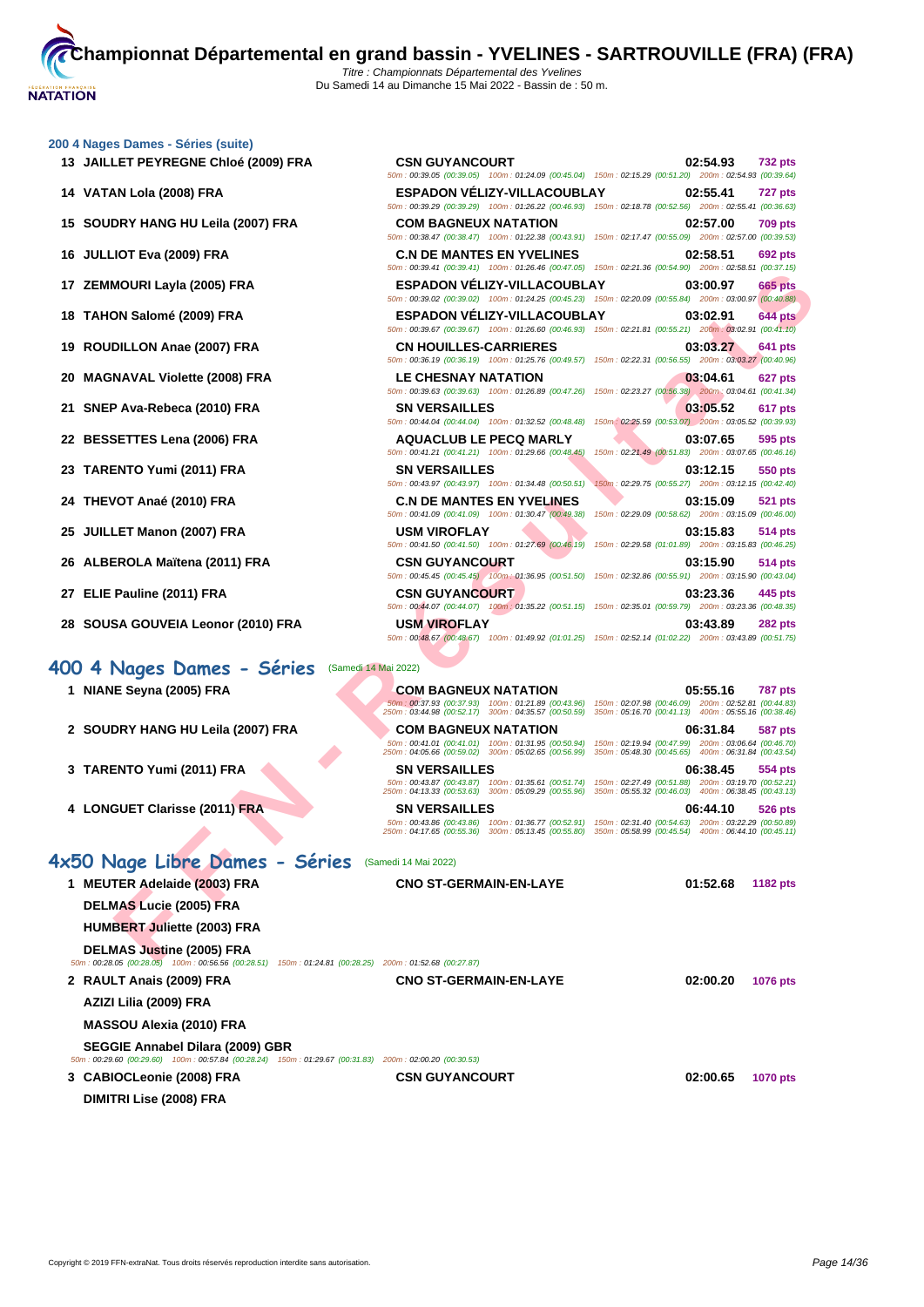### 200 4 Nages Dames - Séries (suite)

| | | | | |
|---|---|---|---|---|
| 13 JAILLET PEYREGNE Chloé (2009) FRA | CSN GUYANCOURT | 02:54.93 | 732 pts | 50m : 00:39.05 (00:39.05) 100m : 01:24.09 (00:45.04) 150m : 02:15.29 (00:51.20) 200m : 02:54.93 (00:39.64) |
| 14 VATAN Lola (2008) FRA | ESPADON VÉLIZY-VILLACOUBLAY | 02:55.41 | 727 pts | 50m : 00:39.29 (00:39.29) 100m : 01:26.22 (00:46.93) 150m : 02:18.78 (00:52.56) 200m : 02:55.41 (00:36.63) |
| 15 SOUDRY HANG HU Leila (2007) FRA | COM BAGNEUX NATATION | 02:57.00 | 709 pts | 50m : 00:38.47 (00:38.47) 100m : 01:22.38 (00:43.91) 150m : 02:17.47 (00:55.09) 200m : 02:57.00 (00:39.53) |
| 16 JULLIOT Eva (2009) FRA | C.N DE MANTES EN YVELINES | 02:58.51 | 692 pts | 50m : 00:39.41 (00:39.41) 100m : 01:26.46 (00:47.05) 150m : 02:21.36 (00:54.90) 200m : 02:58.51 (00:37.15) |
| 17 ZEMMOURI Layla (2005) FRA | ESPADON VÉLIZY-VILLACOUBLAY | 03:00.97 | 665 pts | 50m : 00:39.02 (00:39.02) 100m : 01:24.25 (00:45.23) 150m : 02:20.09 (00:55.84) 200m : 03:00.97 (00:40.88) |
| 18 TAHON Salomé (2009) FRA | ESPADON VÉLIZY-VILLACOUBLAY | 03:02.91 | 644 pts | 50m : 00:39.67 (00:39.67) 100m : 01:26.60 (00:46.93) 150m : 02:21.81 (00:55.21) 200m : 03:02.91 (00:41.10) |
| 19 ROUDILLON Anae (2007) FRA | CN HOUILLES-CARRIERES | 03:03.27 | 641 pts | 50m : 00:36.19 (00:36.19) 100m : 01:25.76 (00:49.57) 150m : 02:22.31 (00:56.55) 200m : 03:03.27 (00:40.96) |
| 20 MAGNAVAL Violette (2008) FRA | LE CHESNAY NATATION | 03:04.61 | 627 pts | 50m : 00:39.63 (00:39.63) 100m : 01:26.89 (00:47.26) 150m : 02:23.27 (00:56.38) 200m : 03:04.61 (00:41.34) |
| 21 SNEP Ava-Rebeca (2010) FRA | SN VERSAILLES | 03:05.52 | 617 pts | 50m : 00:44.04 (00:44.04) 100m : 01:32.52 (00:48.48) 150m : 02:25.59 (00:53.07) 200m : 03:05.52 (00:39.93) |
| 22 BESSETTES Lena (2006) FRA | AQUACLUB LE PECQ MARLY | 03:07.65 | 595 pts | 50m : 00:41.21 (00:41.21) 100m : 01:29.66 (00:48.45) 150m : 02:21.49 (00:51.83) 200m : 03:07.65 (00:46.16) |
| 23 TARENTO Yumi (2011) FRA | SN VERSAILLES | 03:12.15 | 550 pts | 50m : 00:43.97 (00:43.97) 100m : 01:34.48 (00:50.51) 150m : 02:29.75 (00:55.27) 200m : 03:12.15 (00:42.40) |
| 24 THEVOT Anaé (2010) FRA | C.N DE MANTES EN YVELINES | 03:15.09 | 521 pts | 50m : 00:41.09 (00:41.09) 100m : 01:30.47 (00:49.38) 150m : 02:29.09 (00:58.62) 200m : 03:15.09 (00:46.00) |
| 25 JUILLET Manon (2007) FRA | USM VIROFLAY | 03:15.83 | 514 pts | 50m : 00:41.50 (00:41.50) 100m : 01:27.69 (00:46.19) 150m : 02:29.58 (01:01.89) 200m : 03:15.83 (00:46.25) |
| 26 ALBEROLA Maïtena (2011) FRA | CSN GUYANCOURT | 03:15.90 | 514 pts | 50m : 00:45.45 (00:45.45) 100m : 01:36.95 (00:51.50) 150m : 02:32.86 (00:55.91) 200m : 03:15.90 (00:43.04) |
| 27 ELIE Pauline (2011) FRA | CSN GUYANCOURT | 03:23.36 | 445 pts | 50m : 00:44.07 (00:44.07) 100m : 01:35.22 (00:51.15) 150m : 02:35.01 (00:59.79) 200m : 03:23.36 (00:48.35) |
| 28 SOUSA GOUVEIA Leonor (2010) FRA | USM VIROFLAY | 03:43.89 | 282 pts | 50m : 00:48.67 (00:48.67) 100m : 01:49.92 (01:01.25) 150m : 02:52.14 (01:02.22) 200m : 03:43.89 (00:51.75) |

## 400 4 Nages Dames - Séries (Samedi 14 Mai 2022)

| | | | | |
|---|---|---|---|---|
| 1 NIANE Seyna (2005) FRA | COM BAGNEUX NATATION | 05:55.16 | 787 pts | 50m : 00:37.93 (00:37.93) 100m : 01:21.89 (00:43.96) 150m : 02:07.98 (00:46.09) 200m : 02:52.81 (00:44.83) 250m : 03:44.98 (00:52.17) 300m : 04:35.57 (00:50.59) 350m : 05:16.70 (00:41.13) 400m : 05:55.16 (00:38.46) |
| 2 SOUDRY HANG HU Leila (2007) FRA | COM BAGNEUX NATATION | 06:31.84 | 587 pts | 50m : 00:41.01 (00:41.01) 100m : 01:31.95 (00:50.94) 150m : 02:19.94 (00:47.99) 200m : 03:06.64 (00:46.70) 250m : 04:05.66 (00:59.02) 300m : 05:02.65 (00:56.99) 350m : 05:48.30 (00:45.65) 400m : 06:31.84 (00:43.54) |
| 3 TARENTO Yumi (2011) FRA | SN VERSAILLES | 06:38.45 | 554 pts | 50m : 00:43.87 (00:43.87) 100m : 01:35.61 (00:51.74) 150m : 02:27.49 (00:51.88) 200m : 03:19.70 (00:52.21) 250m : 04:13.33 (00:53.63) 300m : 05:09.29 (00:55.96) 350m : 05:55.32 (00:46.03) 400m : 06:38.45 (00:43.13) |
| 4 LONGUET Clarisse (2011) FRA | SN VERSAILLES | 06:44.10 | 526 pts | 50m : 00:43.86 (00:43.86) 100m : 01:36.77 (00:52.91) 150m : 02:31.40 (00:54.63) 200m : 03:22.29 (00:50.89) 250m : 04:17.65 (00:55.36) 300m : 05:13.45 (00:55.80) 350m : 05:58.99 (00:45.54) 400m : 06:44.10 (00:45.11) |

## 4x50 Nage Libre Dames - Séries (Samedi 14 Mai 2022)

**1 MEUTER Adelaide (2003) FRA** — CNO ST-GERMAIN-EN-LAYE — 01:52.68 — 1182 pts
DELMAS Lucie (2005) FRA
HUMBERT Juliette (2003) FRA
DELMAS Justine (2005) FRA
50m : 00:28.05 (00:28.05) 100m : 00:56.56 (00:28.51) 150m : 01:24.81 (00:28.25) 200m : 01:52.68 (00:27.87)

**2 RAULT Anais (2009) FRA** — CNO ST-GERMAIN-EN-LAYE — 02:00.20 — 1076 pts
AZIZI Lilia (2009) FRA
MASSOU Alexia (2010) FRA
SEGGIE Annabel Dilara (2009) GBR
50m : 00:29.60 (00:29.60) 100m : 00:57.84 (00:28.24) 150m : 01:29.67 (00:31.83) 200m : 02:00.20 (00:30.53)

**3 CABIOCLeonie (2008) FRA** — CSN GUYANCOURT — 02:00.65 — 1070 pts
DIMITRI Lise (2008) FRA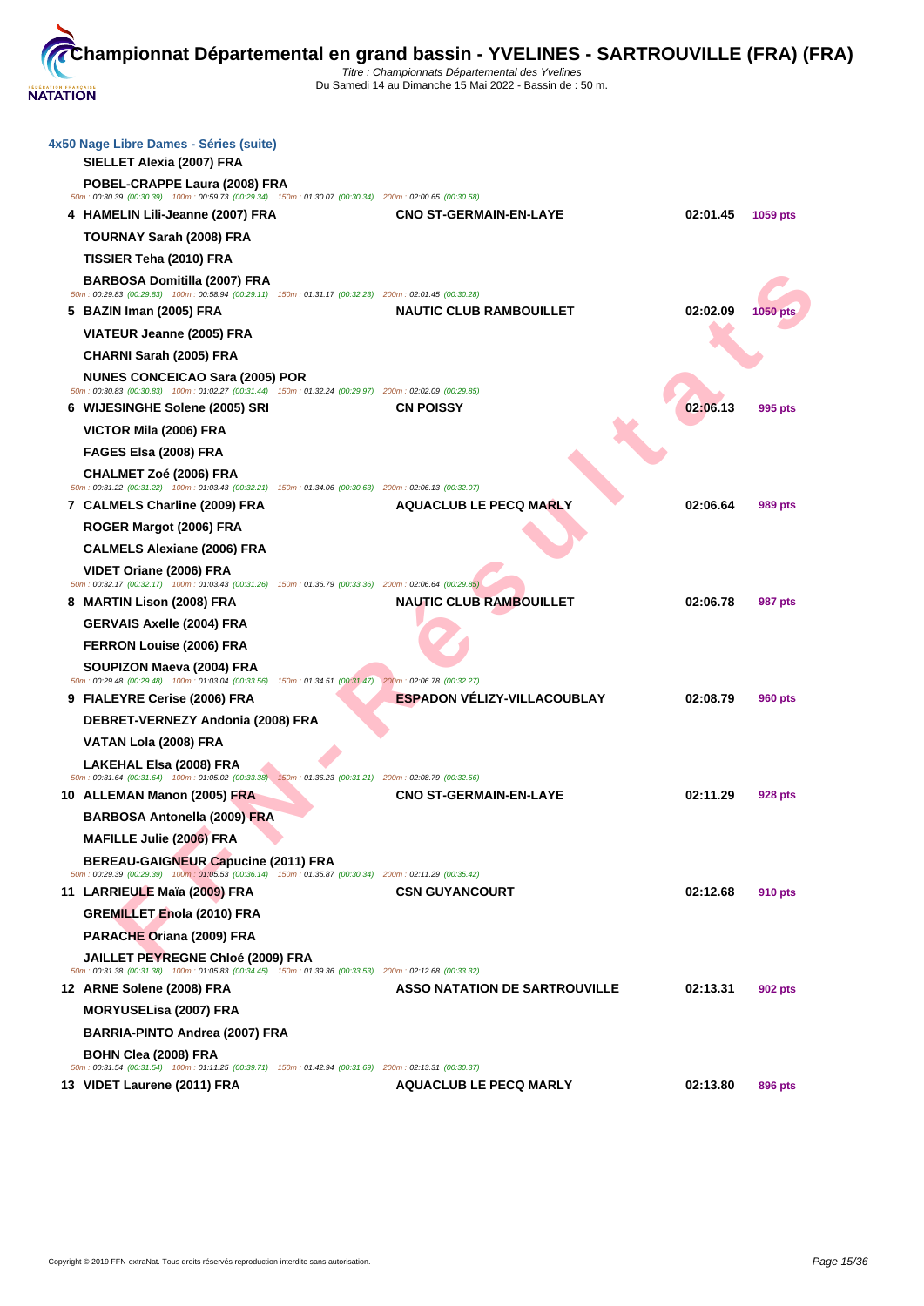# Championnat Départemental en grand bassin - YVELINES - SARTROUVILLE (FRA) (FRA)

*Titre : Championnats Départemental des Yvelines*
Du Samedi 14 au Dimanche 15 Mai 2022 - Bassin de : 50 m.

## 4x50 Nage Libre Dames - Séries (suite)

| | | | | |
|---|---|---|---|---|
| | **SIELLET Alexia (2007) FRA** | | | |
| | **POBEL-CRAPPE Laura (2008) FRA** | | | |
| | *50m : 00:30.39 (00:30.39) 100m : 00:59.73 (00:29.34) 150m : 01:30.07 (00:30.34) 200m : 02:00.65 (00:30.58)* | | | |
| 4 | **HAMELIN Lili-Jeanne (2007) FRA** | **CNO ST-GERMAIN-EN-LAYE** | **02:01.45** | **1059 pts** |
| | **TOURNAY Sarah (2008) FRA** | | | |
| | **TISSIER Teha (2010) FRA** | | | |
| | **BARBOSA Domitilla (2007) FRA** | | | |
| | *50m : 00:29.83 (00:29.83) 100m : 00:58.94 (00:29.11) 150m : 01:31.17 (00:32.23) 200m : 02:01.45 (00:30.28)* | | | |
| 5 | **BAZIN Iman (2005) FRA** | **NAUTIC CLUB RAMBOUILLET** | **02:02.09** | **1050 pts** |
| | **VIATEUR Jeanne (2005) FRA** | | | |
| | **CHARNI Sarah (2005) FRA** | | | |
| | **NUNES CONCEICAO Sara (2005) POR** | | | |
| | *50m : 00:30.83 (00:30.83) 100m : 01:02.27 (00:31.44) 150m : 01:32.24 (00:29.97) 200m : 02:02.09 (00:29.85)* | | | |
| 6 | **WIJESINGHE Solene (2005) SRI** | **CN POISSY** | **02:06.13** | **995 pts** |
| | **VICTOR Mila (2006) FRA** | | | |
| | **FAGES Elsa (2008) FRA** | | | |
| | **CHALMET Zoé (2006) FRA** | | | |
| | *50m : 00:31.22 (00:31.22) 100m : 01:03.43 (00:32.21) 150m : 01:34.06 (00:30.63) 200m : 02:06.13 (00:32.07)* | | | |
| 7 | **CALMELS Charline (2009) FRA** | **AQUACLUB LE PECQ MARLY** | **02:06.64** | **989 pts** |
| | **ROGER Margot (2006) FRA** | | | |
| | **CALMELS Alexiane (2006) FRA** | | | |
| | **VIDET Oriane (2006) FRA** | | | |
| | *50m : 00:32.17 (00:32.17) 100m : 01:03.43 (00:31.26) 150m : 01:36.79 (00:33.36) 200m : 02:06.64 (00:29.85)* | | | |
| 8 | **MARTIN Lison (2008) FRA** | **NAUTIC CLUB RAMBOUILLET** | **02:06.78** | **987 pts** |
| | **GERVAIS Axelle (2004) FRA** | | | |
| | **FERRON Louise (2006) FRA** | | | |
| | **SOUPIZON Maeva (2004) FRA** | | | |
| | *50m : 00:29.48 (00:29.48) 100m : 01:03.04 (00:33.56) 150m : 01:34.51 (00:31.47) 200m : 02:06.78 (00:32.27)* | | | |
| 9 | **FIALEYRE Cerise (2006) FRA** | **ESPADON VÉLIZY-VILLACOUBLAY** | **02:08.79** | **960 pts** |
| | **DEBRET-VERNEZY Andonia (2008) FRA** | | | |
| | **VATAN Lola (2008) FRA** | | | |
| | **LAKEHAL Elsa (2008) FRA** | | | |
| | *50m : 00:31.64 (00:31.64) 100m : 01:05.02 (00:33.38) 150m : 01:36.23 (00:31.21) 200m : 02:08.79 (00:32.56)* | | | |
| 10 | **ALLEMAN Manon (2005) FRA** | **CNO ST-GERMAIN-EN-LAYE** | **02:11.29** | **928 pts** |
| | **BARBOSA Antonella (2009) FRA** | | | |
| | **MAFILLE Julie (2006) FRA** | | | |
| | **BEREAU-GAIGNEUR Capucine (2011) FRA** | | | |
| | *50m : 00:29.39 (00:29.39) 100m : 01:05.53 (00:36.14) 150m : 01:35.87 (00:30.34) 200m : 02:11.29 (00:35.42)* | | | |
| 11 | **LARRIEULE Maïa (2009) FRA** | **CSN GUYANCOURT** | **02:12.68** | **910 pts** |
| | **GREMILLET Enola (2010) FRA** | | | |
| | **PARACHE Oriana (2009) FRA** | | | |
| | **JAILLET PEYREGNE Chloé (2009) FRA** | | | |
| | *50m : 00:31.38 (00:31.38) 100m : 01:05.83 (00:34.45) 150m : 01:39.36 (00:33.53) 200m : 02:12.68 (00:33.32)* | | | |
| 12 | **ARNE Solene (2008) FRA** | **ASSO NATATION DE SARTROUVILLE** | **02:13.31** | **902 pts** |
| | **MORYUSELisa (2007) FRA** | | | |
| | **BARRIA-PINTO Andrea (2007) FRA** | | | |
| | **BOHN Clea (2008) FRA** | | | |
| | *50m : 00:31.54 (00:31.54) 100m : 01:11.25 (00:39.71) 150m : 01:42.94 (00:31.69) 200m : 02:13.31 (00:30.37)* | | | |
| 13 | **VIDET Laurene (2011) FRA** | **AQUACLUB LE PECQ MARLY** | **02:13.80** | **896 pts** |

Copyright © 2019 FFN-extraNat. Tous droits réservés reproduction interdite sans autorisation.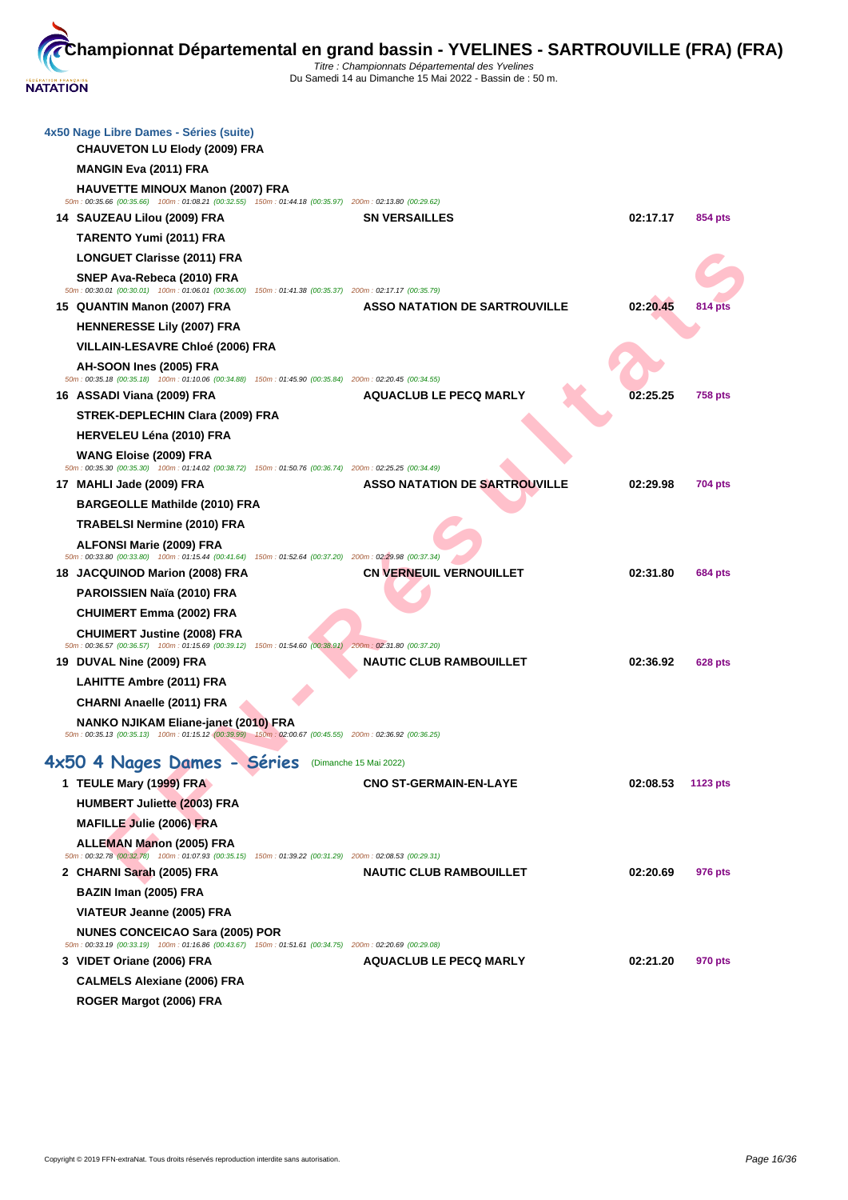## 4x50 Nage Libre Dames - Séries (suite)

| | | | | |
|---|---|---|---|---|
| | CHAUVETON LU Elody (2009) FRA | | | |
| | MANGIN Eva (2011) FRA | | | |
| | HAUVETTE MINOUX Manon (2007) FRA | | | |
| | 50m : 00:35.66 (00:35.66) 100m : 01:08.21 (00:32.55) 150m : 01:44.18 (00:35.97) 200m : 02:13.80 (00:29.62) | | | |
| 14 | SAUZEAU Lilou (2009) FRA | SN VERSAILLES | 02:17.17 | 854 pts |
| | TARENTO Yumi (2011) FRA | | | |
| | LONGUET Clarisse (2011) FRA | | | |
| | SNEP Ava-Rebeca (2010) FRA | | | |
| | 50m : 00:30.01 (00:30.01) 100m : 01:06.01 (00:36.00) 150m : 01:41.38 (00:35.37) 200m : 02:17.17 (00:35.79) | | | |
| 15 | QUANTIN Manon (2007) FRA | ASSO NATATION DE SARTROUVILLE | 02:20.45 | 814 pts |
| | HENNERESSE Lily (2007) FRA | | | |
| | VILLAIN-LESAVRE Chloé (2006) FRA | | | |
| | AH-SOON Ines (2005) FRA | | | |
| | 50m : 00:35.18 (00:35.18) 100m : 01:10.06 (00:34.88) 150m : 01:45.90 (00:35.84) 200m : 02:20.45 (00:34.55) | | | |
| 16 | ASSADI Viana (2009) FRA | AQUACLUB LE PECQ MARLY | 02:25.25 | 758 pts |
| | STREK-DEPLECHIN Clara (2009) FRA | | | |
| | HERVELEU Léna (2010) FRA | | | |
| | WANG Eloise (2009) FRA | | | |
| | 50m : 00:35.30 (00:35.30) 100m : 01:14.02 (00:38.72) 150m : 01:50.76 (00:36.74) 200m : 02:25.25 (00:34.49) | | | |
| 17 | MAHLI Jade (2009) FRA | ASSO NATATION DE SARTROUVILLE | 02:29.98 | 704 pts |
| | BARGEOLLE Mathilde (2010) FRA | | | |
| | TRABELSI Nermine (2010) FRA | | | |
| | ALFONSI Marie (2009) FRA | | | |
| | 50m : 00:33.80 (00:33.80) 100m : 01:15.44 (00:41.64) 150m : 01:52.64 (00:37.20) 200m : 02:29.98 (00:37.34) | | | |
| 18 | JACQUINOD Marion (2008) FRA | CN VERNEUIL VERNOUILLET | 02:31.80 | 684 pts |
| | PAROISSIEN Naïa (2010) FRA | | | |
| | CHUIMERT Emma (2002) FRA | | | |
| | CHUIMERT Justine (2008) FRA | | | |
| | 50m : 00:36.57 (00:36.57) 100m : 01:15.69 (00:39.12) 150m : 01:54.60 (00:38.91) 200m : 02:31.80 (00:37.20) | | | |
| 19 | DUVAL Nine (2009) FRA | NAUTIC CLUB RAMBOUILLET | 02:36.92 | 628 pts |
| | LAHITTE Ambre (2011) FRA | | | |
| | CHARNI Anaelle (2011) FRA | | | |
| | NANKO NJIKAM Eliane-janet (2010) FRA | | | |
| | 50m : 00:35.13 (00:35.13) 100m : 01:15.12 (00:39.99) 150m : 02:00.67 (00:45.55) 200m : 02:36.92 (00:36.25) | | | |

## 4x50 4 Nages Dames - Séries (Dimanche 15 Mai 2022)

| | | | | |
|---|---|---|---|---|
| 1 | TEULE Mary (1999) FRA | CNO ST-GERMAIN-EN-LAYE | 02:08.53 | 1123 pts |
| | HUMBERT Juliette (2003) FRA | | | |
| | MAFILLE Julie (2006) FRA | | | |
| | ALLEMAN Manon (2005) FRA | | | |
| | 50m : 00:32.78 (00:32.78) 100m : 01:07.93 (00:35.15) 150m : 01:39.22 (00:31.29) 200m : 02:08.53 (00:29.31) | | | |
| 2 | CHARNI Sarah (2005) FRA | NAUTIC CLUB RAMBOUILLET | 02:20.69 | 976 pts |
| | BAZIN Iman (2005) FRA | | | |
| | VIATEUR Jeanne (2005) FRA | | | |
| | NUNES CONCEICAO Sara (2005) POR | | | |
| | 50m : 00:33.19 (00:33.19) 100m : 01:16.86 (00:43.67) 150m : 01:51.61 (00:34.75) 200m : 02:20.69 (00:29.08) | | | |
| 3 | VIDET Oriane (2006) FRA | AQUACLUB LE PECQ MARLY | 02:21.20 | 970 pts |
| | CALMELS Alexiane (2006) FRA | | | |
| | ROGER Margot (2006) FRA | | | |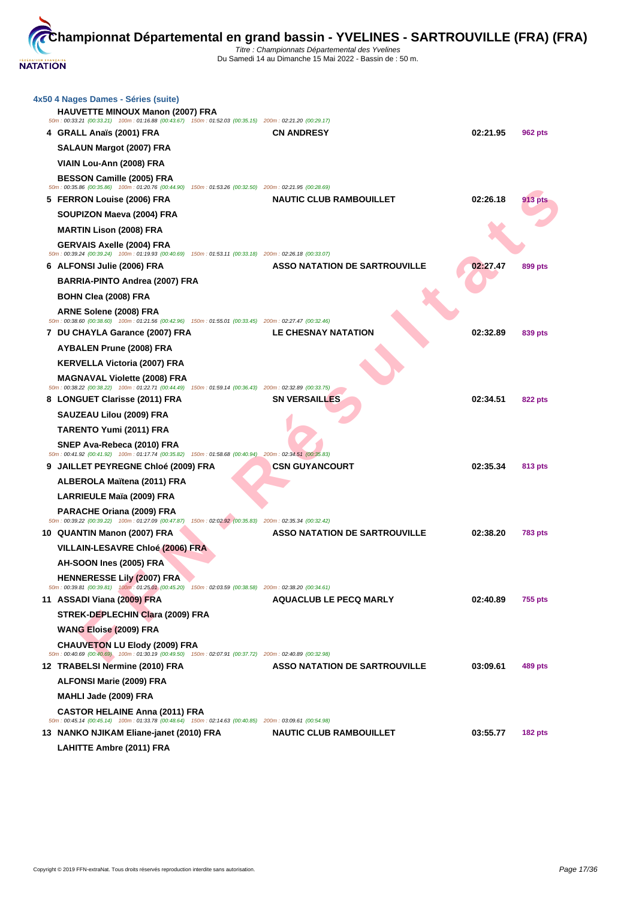# Championnat Départemental en grand bassin - YVELINES - SARTROUVILLE (FRA) (FRA)

*Titre : Championnats Départemental des Yvelines*
Du Samedi 14 au Dimanche 15 Mai 2022 - Bassin de : 50 m.

## 4x50 4 Nages Dames - Séries (suite)

| | | | |
|---|---|---|---|
| **HAUVETTE MINOUX Manon (2007) FRA** | | | |
| 50m : 00:33.21 (00:33.21) 100m : 01:16.88 (00:43.67) 150m : 01:52.03 (00:35.15) 200m : 02:21.20 (00:29.17) | | | |
| **4 GRALL Anaïs (2001) FRA** | **CN ANDRESY** | **02:21.95** | **962 pts** |
| **SALAUN Margot (2007) FRA** | | | |
| **VIAIN Lou-Ann (2008) FRA** | | | |
| **BESSON Camille (2005) FRA** | | | |
| 50m : 00:35.86 (00:35.86) 100m : 01:20.76 (00:44.90) 150m : 01:53.26 (00:32.50) 200m : 02:21.95 (00:28.69) | | | |
| **5 FERRON Louise (2006) FRA** | **NAUTIC CLUB RAMBOUILLET** | **02:26.18** | **913 pts** |
| **SOUPIZON Maeva (2004) FRA** | | | |
| **MARTIN Lison (2008) FRA** | | | |
| **GERVAIS Axelle (2004) FRA** | | | |
| 50m : 00:39.24 (00:39.24) 100m : 01:19.93 (00:40.69) 150m : 01:53.11 (00:33.18) 200m : 02:26.18 (00:33.07) | | | |
| **6 ALFONSI Julie (2006) FRA** | **ASSO NATATION DE SARTROUVILLE** | **02:27.47** | **899 pts** |
| **BARRIA-PINTO Andrea (2007) FRA** | | | |
| **BOHN Clea (2008) FRA** | | | |
| **ARNE Solene (2008) FRA** | | | |
| 50m : 00:38.60 (00:38.60) 100m : 01:21.56 (00:42.96) 150m : 01:55.01 (00:33.45) 200m : 02:27.47 (00:32.46) | | | |
| **7 DU CHAYLA Garance (2007) FRA** | **LE CHESNAY NATATION** | **02:32.89** | **839 pts** |
| **AYBALEN Prune (2008) FRA** | | | |
| **KERVELLA Victoria (2007) FRA** | | | |
| **MAGNAVAL Violette (2008) FRA** | | | |
| 50m : 00:38.22 (00:38.22) 100m : 01:22.71 (00:44.49) 150m : 01:59.14 (00:36.43) 200m : 02:32.89 (00:33.75) | | | |
| **8 LONGUET Clarisse (2011) FRA** | **SN VERSAILLES** | **02:34.51** | **822 pts** |
| **SAUZEAU Lilou (2009) FRA** | | | |
| **TARENTO Yumi (2011) FRA** | | | |
| **SNEP Ava-Rebeca (2010) FRA** | | | |
| 50m : 00:41.92 (00:41.92) 100m : 01:17.74 (00:35.82) 150m : 01:58.68 (00:40.94) 200m : 02:34.51 (00:35.83) | | | |
| **9 JAILLET PEYREGNE Chloé (2009) FRA** | **CSN GUYANCOURT** | **02:35.34** | **813 pts** |
| **ALBEROLA Maïtena (2011) FRA** | | | |
| **LARRIEULE Maïa (2009) FRA** | | | |
| **PARACHE Oriana (2009) FRA** | | | |
| 50m : 00:39.22 (00:39.22) 100m : 01:27.09 (00:47.87) 150m : 02:02.92 (00:35.83) 200m : 02:35.34 (00:32.42) | | | |
| **10 QUANTIN Manon (2007) FRA** | **ASSO NATATION DE SARTROUVILLE** | **02:38.20** | **783 pts** |
| **VILLAIN-LESAVRE Chloé (2006) FRA** | | | |
| **AH-SOON Ines (2005) FRA** | | | |
| **HENNERESSE Lily (2007) FRA** | | | |
| 50m : 00:39.81 (00:39.81) 100m : 01:25.01 (00:45.20) 150m : 02:03.59 (00:38.58) 200m : 02:38.20 (00:34.61) | | | |
| **11 ASSADI Viana (2009) FRA** | **AQUACLUB LE PECQ MARLY** | **02:40.89** | **755 pts** |
| **STREK-DEPLECHIN Clara (2009) FRA** | | | |
| **WANG Eloïse (2009) FRA** | | | |
| **CHAUVETON LU Elody (2009) FRA** | | | |
| 50m : 00:40.69 (00:40.69) 100m : 01:30.19 (00:49.50) 150m : 02:07.91 (00:37.72) 200m : 02:40.89 (00:32.98) | | | |
| **12 TRABELSI Nermine (2010) FRA** | **ASSO NATATION DE SARTROUVILLE** | **03:09.61** | **489 pts** |
| **ALFONSI Marie (2009) FRA** | | | |
| **MAHLI Jade (2009) FRA** | | | |
| **CASTOR HELAINE Anna (2011) FRA** | | | |
| 50m : 00:45.14 (00:45.14) 100m : 01:33.78 (00:48.64) 150m : 02:14.63 (00:40.85) 200m : 03:09.61 (00:54.98) | | | |
| **13 NANKO NJIKAM Eliane-janet (2010) FRA** | **NAUTIC CLUB RAMBOUILLET** | **03:55.77** | **182 pts** |
| **LAHITTE Ambre (2011) FRA** | | | |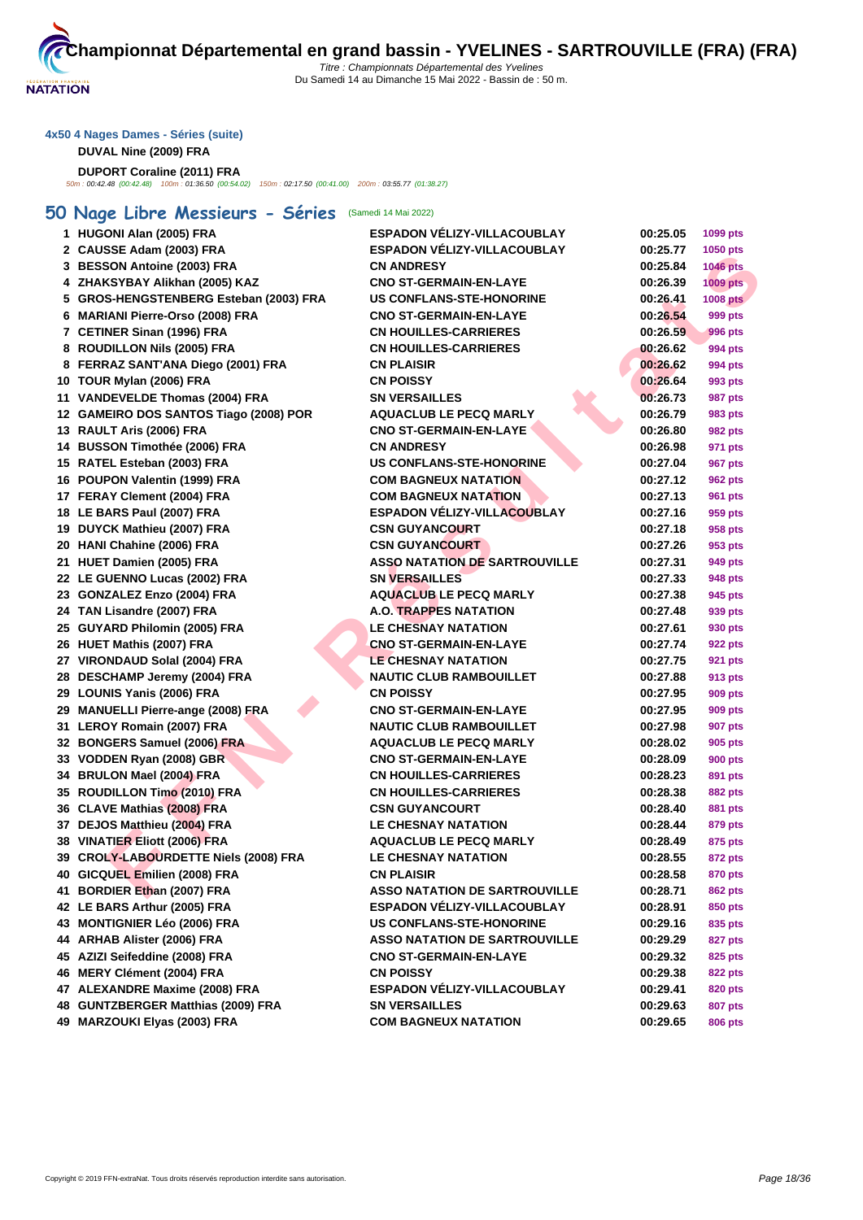# Championnat Départemental en grand bassin - YVELINES - SARTROUVILLE (FRA) (FRA)

*Titre : Championnats Départemental des Yvelines*
Du Samedi 14 au Dimanche 15 Mai 2022 - Bassin de : 50 m.

**4x50 4 Nages Dames - Séries (suite)**

**DUVAL Nine (2009) FRA**

**DUPORT Coraline (2011) FRA**

*50m : 00:42.48 (00:42.48) 100m : 01:36.50 (00:54.02) 150m : 02:17.50 (00:41.00) 200m : 03:55.77 (01:38.27)*

## 50 Nage Libre Messieurs - Séries (Samedi 14 Mai 2022)

| | | | | |
|---|---|---|---|---|
| 1 | HUGONI Alan (2005) FRA | ESPADON VÉLIZY-VILLACOUBLAY | 00:25.05 | 1099 pts |
| 2 | CAUSSE Adam (2003) FRA | ESPADON VÉLIZY-VILLACOUBLAY | 00:25.77 | 1050 pts |
| 3 | BESSON Antoine (2003) FRA | CN ANDRESY | 00:25.84 | 1046 pts |
| 4 | ZHAKSYBAY Alikhan (2005) KAZ | CNO ST-GERMAIN-EN-LAYE | 00:26.39 | 1009 pts |
| 5 | GROS-HENGSTENBERG Esteban (2003) FRA | US CONFLANS-STE-HONORINE | 00:26.41 | 1008 pts |
| 6 | MARIANI Pierre-Orso (2008) FRA | CNO ST-GERMAIN-EN-LAYE | 00:26.54 | 999 pts |
| 7 | CETINER Sinan (1996) FRA | CN HOUILLES-CARRIERES | 00:26.59 | 996 pts |
| 8 | ROUDILLON Nils (2005) FRA | CN HOUILLES-CARRIERES | 00:26.62 | 994 pts |
| 8 | FERRAZ SANT'ANA Diego (2001) FRA | CN PLAISIR | 00:26.62 | 994 pts |
| 10 | TOUR Mylan (2006) FRA | CN POISSY | 00:26.64 | 993 pts |
| 11 | VANDEVELDE Thomas (2004) FRA | SN VERSAILLES | 00:26.73 | 987 pts |
| 12 | GAMEIRO DOS SANTOS Tiago (2008) POR | AQUACLUB LE PECQ MARLY | 00:26.79 | 983 pts |
| 13 | RAULT Aris (2006) FRA | CNO ST-GERMAIN-EN-LAYE | 00:26.80 | 982 pts |
| 14 | BUSSON Timothée (2006) FRA | CN ANDRESY | 00:26.98 | 971 pts |
| 15 | RATEL Esteban (2003) FRA | US CONFLANS-STE-HONORINE | 00:27.04 | 967 pts |
| 16 | POUPON Valentin (1999) FRA | COM BAGNEUX NATATION | 00:27.12 | 962 pts |
| 17 | FERAY Clement (2004) FRA | COM BAGNEUX NATATION | 00:27.13 | 961 pts |
| 18 | LE BARS Paul (2007) FRA | ESPADON VÉLIZY-VILLACOUBLAY | 00:27.16 | 959 pts |
| 19 | DUYCK Mathieu (2007) FRA | CSN GUYANCOURT | 00:27.18 | 958 pts |
| 20 | HANI Chahine (2006) FRA | CSN GUYANCOURT | 00:27.26 | 953 pts |
| 21 | HUET Damien (2005) FRA | ASSO NATATION DE SARTROUVILLE | 00:27.31 | 949 pts |
| 22 | LE GUENNO Lucas (2002) FRA | SN VERSAILLES | 00:27.33 | 948 pts |
| 23 | GONZALEZ Enzo (2004) FRA | AQUACLUB LE PECQ MARLY | 00:27.38 | 945 pts |
| 24 | TAN Lisandre (2007) FRA | A.O. TRAPPES NATATION | 00:27.48 | 939 pts |
| 25 | GUYARD Philomin (2005) FRA | LE CHESNAY NATATION | 00:27.61 | 930 pts |
| 26 | HUET Mathis (2007) FRA | CNO ST-GERMAIN-EN-LAYE | 00:27.74 | 922 pts |
| 27 | VIRONDAUD Solal (2004) FRA | LE CHESNAY NATATION | 00:27.75 | 921 pts |
| 28 | DESCHAMP Jeremy (2004) FRA | NAUTIC CLUB RAMBOUILLET | 00:27.88 | 913 pts |
| 29 | LOUNIS Yanis (2006) FRA | CN POISSY | 00:27.95 | 909 pts |
| 29 | MANUELLI Pierre-ange (2008) FRA | CNO ST-GERMAIN-EN-LAYE | 00:27.95 | 909 pts |
| 31 | LEROY Romain (2007) FRA | NAUTIC CLUB RAMBOUILLET | 00:27.98 | 907 pts |
| 32 | BONGERS Samuel (2006) FRA | AQUACLUB LE PECQ MARLY | 00:28.02 | 905 pts |
| 33 | VODDEN Ryan (2008) GBR | CNO ST-GERMAIN-EN-LAYE | 00:28.09 | 900 pts |
| 34 | BRULON Mael (2004) FRA | CN HOUILLES-CARRIERES | 00:28.23 | 891 pts |
| 35 | ROUDILLON Timo (2010) FRA | CN HOUILLES-CARRIERES | 00:28.38 | 882 pts |
| 36 | CLAVE Mathias (2008) FRA | CSN GUYANCOURT | 00:28.40 | 881 pts |
| 37 | DEJOS Matthieu (2004) FRA | LE CHESNAY NATATION | 00:28.44 | 879 pts |
| 38 | VINATIER Eliott (2006) FRA | AQUACLUB LE PECQ MARLY | 00:28.49 | 875 pts |
| 39 | CROLY-LABOURDETTE Niels (2008) FRA | LE CHESNAY NATATION | 00:28.55 | 872 pts |
| 40 | GICQUEL Emilien (2008) FRA | CN PLAISIR | 00:28.58 | 870 pts |
| 41 | BORDIER Ethan (2007) FRA | ASSO NATATION DE SARTROUVILLE | 00:28.71 | 862 pts |
| 42 | LE BARS Arthur (2005) FRA | ESPADON VÉLIZY-VILLACOUBLAY | 00:28.91 | 850 pts |
| 43 | MONTIGNIER Léo (2006) FRA | US CONFLANS-STE-HONORINE | 00:29.16 | 835 pts |
| 44 | ARHAB Alister (2006) FRA | ASSO NATATION DE SARTROUVILLE | 00:29.29 | 827 pts |
| 45 | AZIZI Seifeddine (2008) FRA | CNO ST-GERMAIN-EN-LAYE | 00:29.32 | 825 pts |
| 46 | MERY Clément (2004) FRA | CN POISSY | 00:29.38 | 822 pts |
| 47 | ALEXANDRE Maxime (2008) FRA | ESPADON VÉLIZY-VILLACOUBLAY | 00:29.41 | 820 pts |
| 48 | GUNTZBERGER Matthias (2009) FRA | SN VERSAILLES | 00:29.63 | 807 pts |
| 49 | MARZOUKI Elyas (2003) FRA | COM BAGNEUX NATATION | 00:29.65 | 806 pts |

Copyright © 2019 FFN-extraNat. Tous droits réservés reproduction interdite sans autorisation.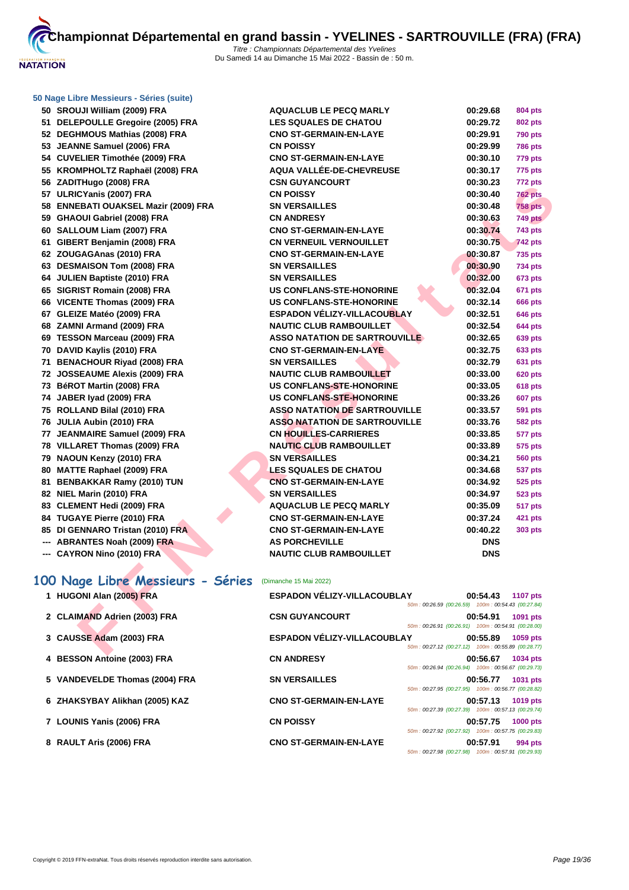### 50 Nage Libre Messieurs - Séries (suite)

| | | | | |
|---|---|---|---|---|
| 50 | SROUJI William (2009) FRA | AQUACLUB LE PECQ MARLY | 00:29.68 | 804 pts |
| 51 | DELEPOULLE Gregoire (2005) FRA | LES SQUALES DE CHATOU | 00:29.72 | 802 pts |
| 52 | DEGHMOUS Mathias (2008) FRA | CNO ST-GERMAIN-EN-LAYE | 00:29.91 | 790 pts |
| 53 | JEANNE Samuel (2006) FRA | CN POISSY | 00:29.99 | 786 pts |
| 54 | CUVELIER Timothée (2009) FRA | CNO ST-GERMAIN-EN-LAYE | 00:30.10 | 779 pts |
| 55 | KROMPHOLTZ Raphaël (2008) FRA | AQUA VALLÉE-DE-CHEVREUSE | 00:30.17 | 775 pts |
| 56 | ZADITHugo (2008) FRA | CSN GUYANCOURT | 00:30.23 | 772 pts |
| 57 | ULRICYanis (2007) FRA | CN POISSY | 00:30.40 | 762 pts |
| 58 | ENNEBATI OUAKSEL Mazir (2009) FRA | SN VERSAILLES | 00:30.48 | 758 pts |
| 59 | GHAOUI Gabriel (2008) FRA | CN ANDRESY | 00:30.63 | 749 pts |
| 60 | SALLOUM Liam (2007) FRA | CNO ST-GERMAIN-EN-LAYE | 00:30.74 | 743 pts |
| 61 | GIBERT Benjamin (2008) FRA | CN VERNEUIL VERNOUILLET | 00:30.75 | 742 pts |
| 62 | ZOUGAGAnas (2010) FRA | CNO ST-GERMAIN-EN-LAYE | 00:30.87 | 735 pts |
| 63 | DESMAISON Tom (2008) FRA | SN VERSAILLES | 00:30.90 | 734 pts |
| 64 | JULIEN Baptiste (2010) FRA | SN VERSAILLES | 00:32.00 | 673 pts |
| 65 | SIGRIST Romain (2008) FRA | US CONFLANS-STE-HONORINE | 00:32.04 | 671 pts |
| 66 | VICENTE Thomas (2009) FRA | US CONFLANS-STE-HONORINE | 00:32.14 | 666 pts |
| 67 | GLEIZE Matéo (2009) FRA | ESPADON VÉLIZY-VILLACOUBLAY | 00:32.51 | 646 pts |
| 68 | ZAMNI Armand (2009) FRA | NAUTIC CLUB RAMBOUILLET | 00:32.54 | 644 pts |
| 69 | TESSON Marceau (2009) FRA | ASSO NATATION DE SARTROUVILLE | 00:32.65 | 639 pts |
| 70 | DAVID Kaylis (2010) FRA | CNO ST-GERMAIN-EN-LAYE | 00:32.75 | 633 pts |
| 71 | BENACHOUR Riyad (2008) FRA | SN VERSAILLES | 00:32.79 | 631 pts |
| 72 | JOSSEAUME Alexis (2009) FRA | NAUTIC CLUB RAMBOUILLET | 00:33.00 | 620 pts |
| 73 | BéROT Martin (2008) FRA | US CONFLANS-STE-HONORINE | 00:33.05 | 618 pts |
| 74 | JABER Iyad (2009) FRA | US CONFLANS-STE-HONORINE | 00:33.26 | 607 pts |
| 75 | ROLLAND Bilal (2010) FRA | ASSO NATATION DE SARTROUVILLE | 00:33.57 | 591 pts |
| 76 | JULIA Aubin (2010) FRA | ASSO NATATION DE SARTROUVILLE | 00:33.76 | 582 pts |
| 77 | JEANMAIRE Samuel (2009) FRA | CN HOUILLES-CARRIERES | 00:33.85 | 577 pts |
| 78 | VILLARET Thomas (2009) FRA | NAUTIC CLUB RAMBOUILLET | 00:33.89 | 575 pts |
| 79 | NAOUN Kenzy (2010) FRA | SN VERSAILLES | 00:34.21 | 560 pts |
| 80 | MATTE Raphael (2009) FRA | LES SQUALES DE CHATOU | 00:34.68 | 537 pts |
| 81 | BENBAKKAR Ramy (2010) TUN | CNO ST-GERMAIN-EN-LAYE | 00:34.92 | 525 pts |
| 82 | NIEL Marin (2010) FRA | SN VERSAILLES | 00:34.97 | 523 pts |
| 83 | CLEMENT Hedi (2009) FRA | AQUACLUB LE PECQ MARLY | 00:35.09 | 517 pts |
| 84 | TUGAYE Pierre (2010) FRA | CNO ST-GERMAIN-EN-LAYE | 00:37.24 | 421 pts |
| 85 | DI GENNARO Tristan (2010) FRA | CNO ST-GERMAIN-EN-LAYE | 00:40.22 | 303 pts |
| --- | ABRANTES Noah (2009) FRA | AS PORCHEVILLE | DNS | |
| --- | CAYRON Nino (2010) FRA | NAUTIC CLUB RAMBOUILLET | DNS | |

## 100 Nage Libre Messieurs - Séries (Dimanche 15 Mai 2022)

| | | | | | |
|---|---|---|---|---|---|
| 1 | HUGONI Alan (2005) FRA | ESPADON VÉLIZY-VILLACOUBLAY | 00:54.43 | 1107 pts | 50m : 00:26.59 (00:26.59) 100m : 00:54.43 (00:27.84) |
| 2 | CLAIMAND Adrien (2003) FRA | CSN GUYANCOURT | 00:54.91 | 1091 pts | 50m : 00:26.91 (00:26.91) 100m : 00:54.91 (00:28.00) |
| 3 | CAUSSE Adam (2003) FRA | ESPADON VÉLIZY-VILLACOUBLAY | 00:55.89 | 1059 pts | 50m : 00:27.12 (00:27.12) 100m : 00:55.89 (00:28.77) |
| 4 | BESSON Antoine (2003) FRA | CN ANDRESY | 00:56.67 | 1034 pts | 50m : 00:26.94 (00:26.94) 100m : 00:56.67 (00:29.73) |
| 5 | VANDEVELDE Thomas (2004) FRA | SN VERSAILLES | 00:56.77 | 1031 pts | 50m : 00:27.95 (00:27.95) 100m : 00:56.77 (00:28.82) |
| 6 | ZHAKSYBAY Alikhan (2005) KAZ | CNO ST-GERMAIN-EN-LAYE | 00:57.13 | 1019 pts | 50m : 00:27.39 (00:27.39) 100m : 00:57.13 (00:29.74) |
| 7 | LOUNIS Yanis (2006) FRA | CN POISSY | 00:57.75 | 1000 pts | 50m : 00:27.92 (00:27.92) 100m : 00:57.75 (00:29.83) |
| 8 | RAULT Aris (2006) FRA | CNO ST-GERMAIN-EN-LAYE | 00:57.91 | 994 pts | 50m : 00:27.98 (00:27.98) 100m : 00:57.91 (00:29.93) |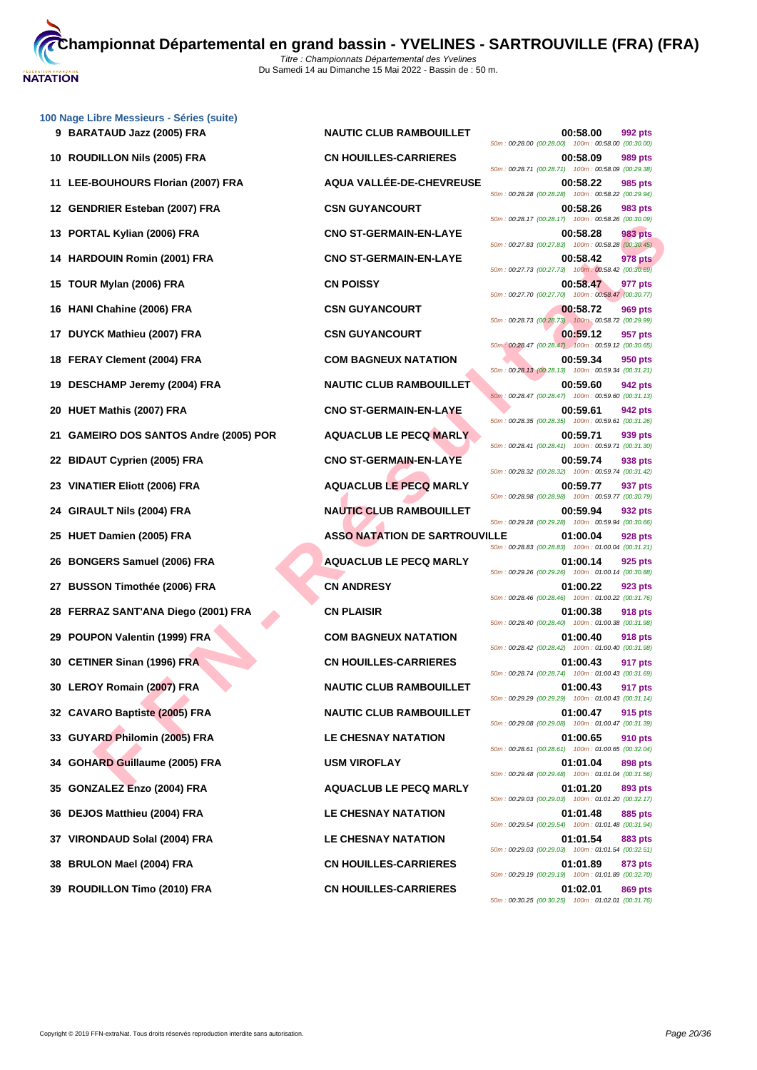### 100 Nage Libre Messieurs - Séries (suite)

| | | | | |
|---|---|---|---|---|
| 9 | BARATAUD Jazz (2005) FRA | NAUTIC CLUB RAMBOUILLET | 00:58.00 | 992 pts |
| | | | 50m : 00:28.00 (00:28.00) 100m : 00:58.00 (00:30.00) | |
| 10 | ROUDILLON Nils (2005) FRA | CN HOUILLES-CARRIERES | 00:58.09 | 989 pts |
| | | | 50m : 00:28.71 (00:28.71) 100m : 00:58.09 (00:29.38) | |
| 11 | LEE-BOUHOURS Florian (2007) FRA | AQUA VALLÉE-DE-CHEVREUSE | 00:58.22 | 985 pts |
| | | | 50m : 00:28.28 (00:28.28) 100m : 00:58.22 (00:29.94) | |
| 12 | GENDRIER Esteban (2007) FRA | CSN GUYANCOURT | 00:58.26 | 983 pts |
| | | | 50m : 00:28.17 (00:28.17) 100m : 00:58.26 (00:30.09) | |
| 13 | PORTAL Kylian (2006) FRA | CNO ST-GERMAIN-EN-LAYE | 00:58.28 | 983 pts |
| | | | 50m : 00:27.83 (00:27.83) 100m : 00:58.28 (00:30.45) | |
| 14 | HARDOUIN Romin (2001) FRA | CNO ST-GERMAIN-EN-LAYE | 00:58.42 | 978 pts |
| | | | 50m : 00:27.73 (00:27.73) 100m : 00:58.42 (00:30.69) | |
| 15 | TOUR Mylan (2006) FRA | CN POISSY | 00:58.47 | 977 pts |
| | | | 50m : 00:27.70 (00:27.70) 100m : 00:58.47 (00:30.77) | |
| 16 | HANI Chahine (2006) FRA | CSN GUYANCOURT | 00:58.72 | 969 pts |
| | | | 50m : 00:28.73 (00:28.73) 100m : 00:58.72 (00:29.99) | |
| 17 | DUYCK Mathieu (2007) FRA | CSN GUYANCOURT | 00:59.12 | 957 pts |
| | | | 50m : 00:28.47 (00:28.47) 100m : 00:59.12 (00:30.65) | |
| 18 | FERAY Clement (2004) FRA | COM BAGNEUX NATATION | 00:59.34 | 950 pts |
| | | | 50m : 00:28.13 (00:28.13) 100m : 00:59.34 (00:31.21) | |
| 19 | DESCHAMP Jeremy (2004) FRA | NAUTIC CLUB RAMBOUILLET | 00:59.60 | 942 pts |
| | | | 50m : 00:28.47 (00:28.47) 100m : 00:59.60 (00:31.13) | |
| 20 | HUET Mathis (2007) FRA | CNO ST-GERMAIN-EN-LAYE | 00:59.61 | 942 pts |
| | | | 50m : 00:28.35 (00:28.35) 100m : 00:59.61 (00:31.26) | |
| 21 | GAMEIRO DOS SANTOS Andre (2005) POR | AQUACLUB LE PECQ MARLY | 00:59.71 | 939 pts |
| | | | 50m : 00:28.41 (00:28.41) 100m : 00:59.71 (00:31.30) | |
| 22 | BIDAUT Cyprien (2005) FRA | CNO ST-GERMAIN-EN-LAYE | 00:59.74 | 938 pts |
| | | | 50m : 00:28.32 (00:28.32) 100m : 00:59.74 (00:31.42) | |
| 23 | VINATIER Eliott (2006) FRA | AQUACLUB LE PECQ MARLY | 00:59.77 | 937 pts |
| | | | 50m : 00:28.98 (00:28.98) 100m : 00:59.77 (00:30.79) | |
| 24 | GIRAULT Nils (2004) FRA | NAUTIC CLUB RAMBOUILLET | 00:59.94 | 932 pts |
| | | | 50m : 00:29.28 (00:29.28) 100m : 00:59.94 (00:30.66) | |
| 25 | HUET Damien (2005) FRA | ASSO NATATION DE SARTROUVILLE | 01:00.04 | 928 pts |
| | | | 50m : 00:28.83 (00:28.83) 100m : 01:00.04 (00:31.21) | |
| 26 | BONGERS Samuel (2006) FRA | AQUACLUB LE PECQ MARLY | 01:00.14 | 925 pts |
| | | | 50m : 00:29.26 (00:29.26) 100m : 01:00.14 (00:30.88) | |
| 27 | BUSSON Timothée (2006) FRA | CN ANDRESY | 01:00.22 | 923 pts |
| | | | 50m : 00:28.46 (00:28.46) 100m : 01:00.22 (00:31.76) | |
| 28 | FERRAZ SANT'ANA Diego (2001) FRA | CN PLAISIR | 01:00.38 | 918 pts |
| | | | 50m : 00:28.40 (00:28.40) 100m : 01:00.38 (00:31.98) | |
| 29 | POUPON Valentin (1999) FRA | COM BAGNEUX NATATION | 01:00.40 | 918 pts |
| | | | 50m : 00:28.42 (00:28.42) 100m : 01:00.40 (00:31.98) | |
| 30 | CETINER Sinan (1996) FRA | CN HOUILLES-CARRIERES | 01:00.43 | 917 pts |
| | | | 50m : 00:28.74 (00:28.74) 100m : 01:00.43 (00:31.69) | |
| 30 | LEROY Romain (2007) FRA | NAUTIC CLUB RAMBOUILLET | 01:00.43 | 917 pts |
| | | | 50m : 00:29.29 (00:29.29) 100m : 01:00.43 (00:31.14) | |
| 32 | CAVARO Baptiste (2005) FRA | NAUTIC CLUB RAMBOUILLET | 01:00.47 | 915 pts |
| | | | 50m : 00:29.08 (00:29.08) 100m : 01:00.47 (00:31.39) | |
| 33 | GUYARD Philomin (2005) FRA | LE CHESNAY NATATION | 01:00.65 | 910 pts |
| | | | 50m : 00:28.61 (00:28.61) 100m : 01:00.65 (00:32.04) | |
| 34 | GOHARD Guillaume (2005) FRA | USM VIROFLAY | 01:01.04 | 898 pts |
| | | | 50m : 00:29.48 (00:29.48) 100m : 01:01.04 (00:31.56) | |
| 35 | GONZALEZ Enzo (2004) FRA | AQUACLUB LE PECQ MARLY | 01:01.20 | 893 pts |
| | | | 50m : 00:29.03 (00:29.03) 100m : 01:01.20 (00:32.17) | |
| 36 | DEJOS Matthieu (2004) FRA | LE CHESNAY NATATION | 01:01.48 | 885 pts |
| | | | 50m : 00:29.54 (00:29.54) 100m : 01:01.48 (00:31.94) | |
| 37 | VIRONDAUD Solal (2004) FRA | LE CHESNAY NATATION | 01:01.54 | 883 pts |
| | | | 50m : 00:29.03 (00:29.03) 100m : 01:01.54 (00:32.51) | |
| 38 | BRULON Mael (2004) FRA | CN HOUILLES-CARRIERES | 01:01.89 | 873 pts |
| | | | 50m : 00:29.19 (00:29.19) 100m : 01:01.89 (00:32.70) | |
| 39 | ROUDILLON Timo (2010) FRA | CN HOUILLES-CARRIERES | 01:02.01 | 869 pts |
| | | | 50m : 00:30.25 (00:30.25) 100m : 01:02.01 (00:31.76) | |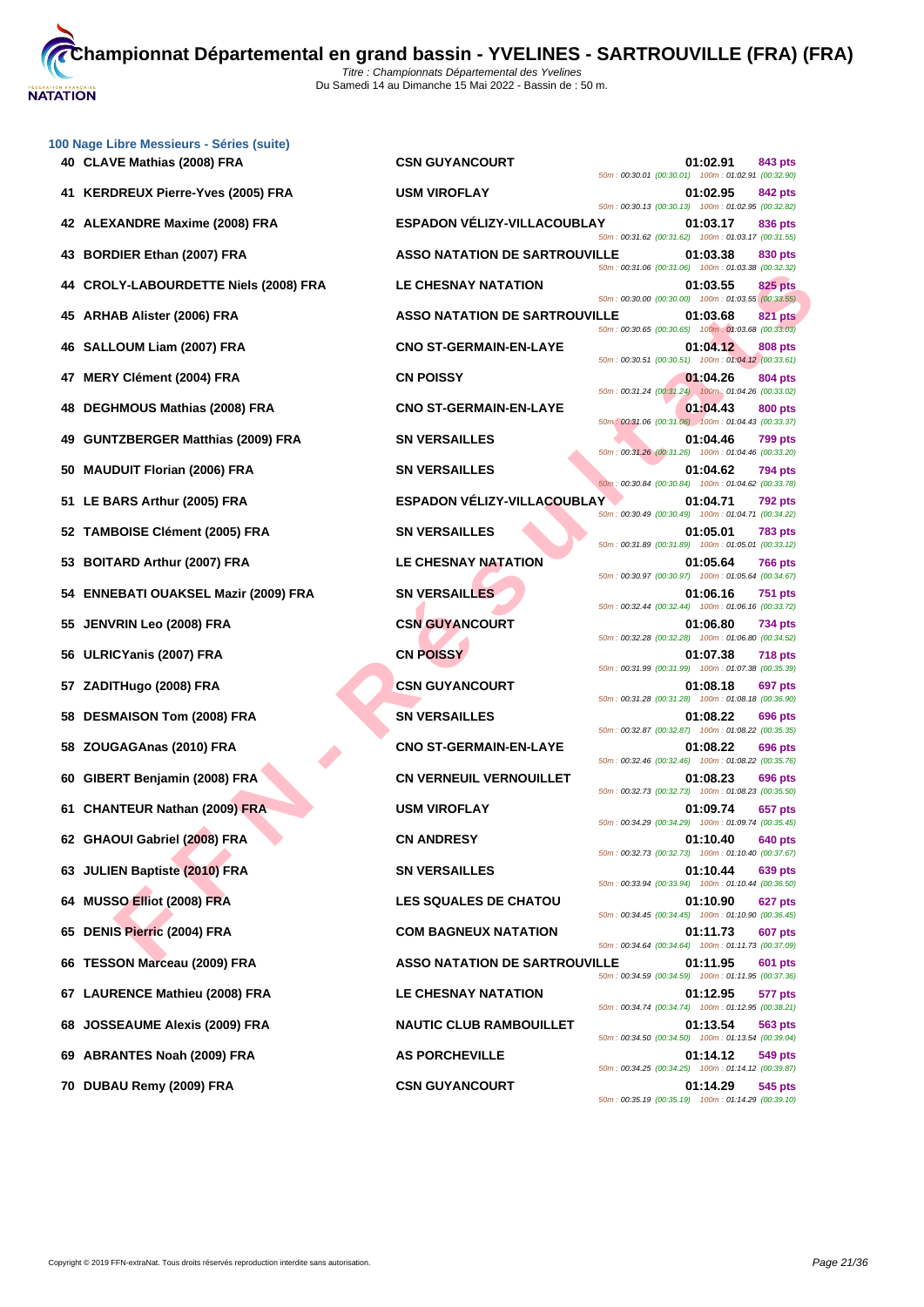## 100 Nage Libre Messieurs - Séries (suite)

| | | | | | |
|---|---|---|---|---|---|
| 40 | CLAVE Mathias (2008) FRA | CSN GUYANCOURT | 01:02.91 | 843 pts | 50m : 00:30.01 (00:30.01) 100m : 01:02.91 (00:32.90) |
| 41 | KERDREUX Pierre-Yves (2005) FRA | USM VIROFLAY | 01:02.95 | 842 pts | 50m : 00:30.13 (00:30.13) 100m : 01:02.95 (00:32.82) |
| 42 | ALEXANDRE Maxime (2008) FRA | ESPADON VÉLIZY-VILLACOUBLAY | 01:03.17 | 836 pts | 50m : 00:31.62 (00:31.62) 100m : 01:03.17 (00:31.55) |
| 43 | BORDIER Ethan (2007) FRA | ASSO NATATION DE SARTROUVILLE | 01:03.38 | 830 pts | 50m : 00:31.06 (00:31.06) 100m : 01:03.38 (00:32.32) |
| 44 | CROLY-LABOURDETTE Niels (2008) FRA | LE CHESNAY NATATION | 01:03.55 | 825 pts | 50m : 00:30.00 (00:30.00) 100m : 01:03.55 (00:33.55) |
| 45 | ARHAB Alister (2006) FRA | ASSO NATATION DE SARTROUVILLE | 01:03.68 | 821 pts | 50m : 00:30.65 (00:30.65) 100m : 01:03.68 (00:33.03) |
| 46 | SALLOUM Liam (2007) FRA | CNO ST-GERMAIN-EN-LAYE | 01:04.12 | 808 pts | 50m : 00:30.51 (00:30.51) 100m : 01:04.12 (00:33.61) |
| 47 | MERY Clément (2004) FRA | CN POISSY | 01:04.26 | 804 pts | 50m : 00:31.24 (00:31.24) 100m : 01:04.26 (00:33.02) |
| 48 | DEGHMOUS Mathias (2008) FRA | CNO ST-GERMAIN-EN-LAYE | 01:04.43 | 800 pts | 50m : 00:31.06 (00:31.06) 100m : 01:04.43 (00:33.37) |
| 49 | GUNTZBERGER Matthias (2009) FRA | SN VERSAILLES | 01:04.46 | 799 pts | 50m : 00:31.26 (00:31.26) 100m : 01:04.46 (00:33.20) |
| 50 | MAUDUIT Florian (2006) FRA | SN VERSAILLES | 01:04.62 | 794 pts | 50m : 00:30.84 (00:30.84) 100m : 01:04.62 (00:33.78) |
| 51 | LE BARS Arthur (2005) FRA | ESPADON VÉLIZY-VILLACOUBLAY | 01:04.71 | 792 pts | 50m : 00:30.49 (00:30.49) 100m : 01:04.71 (00:34.22) |
| 52 | TAMBOISE Clément (2005) FRA | SN VERSAILLES | 01:05.01 | 783 pts | 50m : 00:31.89 (00:31.89) 100m : 01:05.01 (00:33.12) |
| 53 | BOITARD Arthur (2007) FRA | LE CHESNAY NATATION | 01:05.64 | 766 pts | 50m : 00:30.97 (00:30.97) 100m : 01:05.64 (00:34.67) |
| 54 | ENNEBATI OUAKSEL Mazir (2009) FRA | SN VERSAILLES | 01:06.16 | 751 pts | 50m : 00:32.44 (00:32.44) 100m : 01:06.16 (00:33.72) |
| 55 | JENVRIN Leo (2008) FRA | CSN GUYANCOURT | 01:06.80 | 734 pts | 50m : 00:32.28 (00:32.28) 100m : 01:06.80 (00:34.52) |
| 56 | ULRICYanis (2007) FRA | CN POISSY | 01:07.38 | 718 pts | 50m : 00:31.99 (00:31.99) 100m : 01:07.38 (00:35.39) |
| 57 | ZADITHugo (2008) FRA | CSN GUYANCOURT | 01:08.18 | 697 pts | 50m : 00:31.28 (00:31.28) 100m : 01:08.18 (00:36.90) |
| 58 | DESMAISON Tom (2008) FRA | SN VERSAILLES | 01:08.22 | 696 pts | 50m : 00:32.87 (00:32.87) 100m : 01:08.22 (00:35.35) |
| 58 | ZOUGAGAnas (2010) FRA | CNO ST-GERMAIN-EN-LAYE | 01:08.22 | 696 pts | 50m : 00:32.46 (00:32.46) 100m : 01:08.22 (00:35.76) |
| 60 | GIBERT Benjamin (2008) FRA | CN VERNEUIL VERNOUILLET | 01:08.23 | 696 pts | 50m : 00:32.73 (00:32.73) 100m : 01:08.23 (00:35.50) |
| 61 | CHANTEUR Nathan (2009) FRA | USM VIROFLAY | 01:09.74 | 657 pts | 50m : 00:34.29 (00:34.29) 100m : 01:09.74 (00:35.45) |
| 62 | GHAOUI Gabriel (2008) FRA | CN ANDRESY | 01:10.40 | 640 pts | 50m : 00:32.73 (00:32.73) 100m : 01:10.40 (00:37.67) |
| 63 | JULIEN Baptiste (2010) FRA | SN VERSAILLES | 01:10.44 | 639 pts | 50m : 00:33.94 (00:33.94) 100m : 01:10.44 (00:36.50) |
| 64 | MUSSO Elliot (2008) FRA | LES SQUALES DE CHATOU | 01:10.90 | 627 pts | 50m : 00:34.45 (00:34.45) 100m : 01:10.90 (00:36.45) |
| 65 | DENIS Pierric (2004) FRA | COM BAGNEUX NATATION | 01:11.73 | 607 pts | 50m : 00:34.64 (00:34.64) 100m : 01:11.73 (00:37.09) |
| 66 | TESSON Marceau (2009) FRA | ASSO NATATION DE SARTROUVILLE | 01:11.95 | 601 pts | 50m : 00:34.59 (00:34.59) 100m : 01:11.95 (00:37.36) |
| 67 | LAURENCE Mathieu (2008) FRA | LE CHESNAY NATATION | 01:12.95 | 577 pts | 50m : 00:34.74 (00:34.74) 100m : 01:12.95 (00:38.21) |
| 68 | JOSSEAUME Alexis (2009) FRA | NAUTIC CLUB RAMBOUILLET | 01:13.54 | 563 pts | 50m : 00:34.50 (00:34.50) 100m : 01:13.54 (00:39.04) |
| 69 | ABRANTES Noah (2009) FRA | AS PORCHEVILLE | 01:14.12 | 549 pts | 50m : 00:34.25 (00:34.25) 100m : 01:14.12 (00:39.87) |
| 70 | DUBAU Remy (2009) FRA | CSN GUYANCOURT | 01:14.29 | 545 pts | 50m : 00:35.19 (00:35.19) 100m : 01:14.29 (00:39.10) |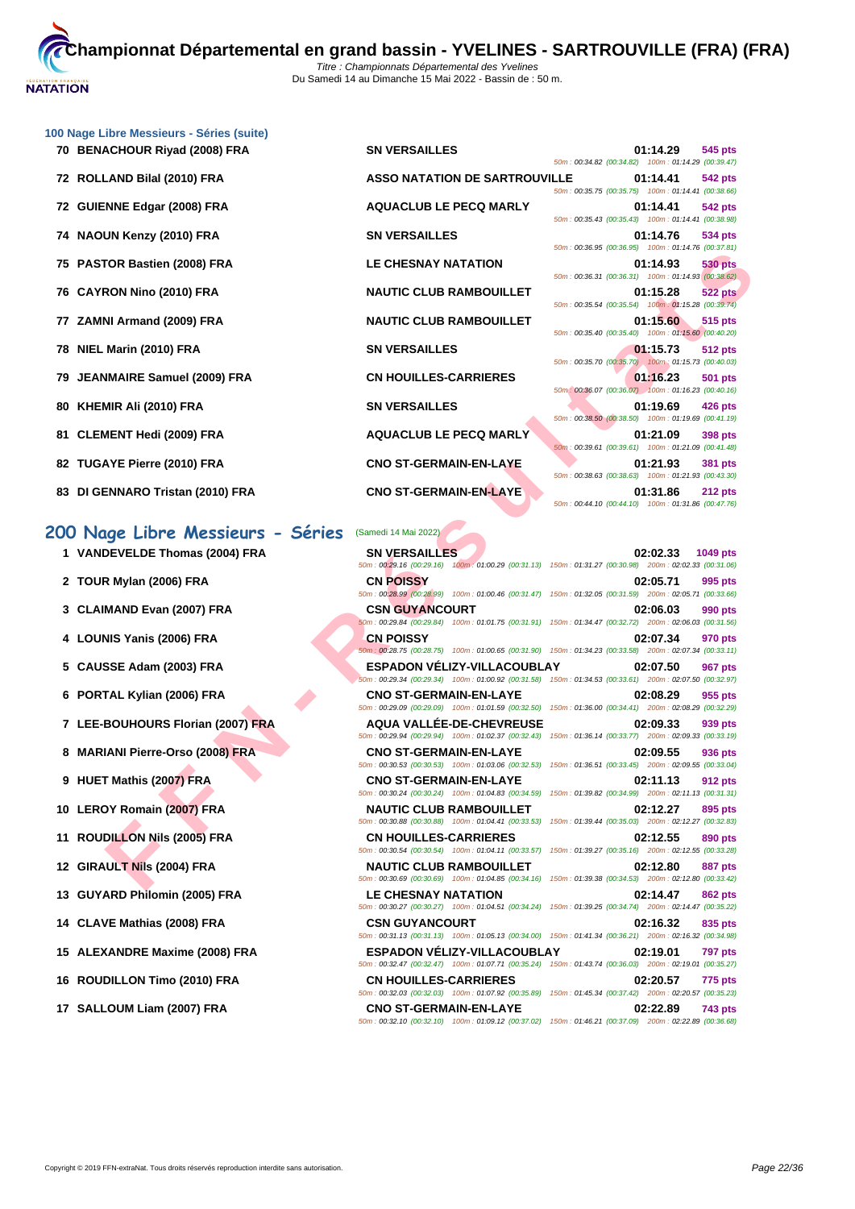# Championnat Départemental en grand bassin - YVELINES - SARTROUVILLE (FRA) (FRA)

*Titre : Championnats Départemental des Yvelines*
Du Samedi 14 au Dimanche 15 Mai 2022 - Bassin de : 50 m.

### 100 Nage Libre Messieurs - Séries (suite)

| | | | | |
|---|---|---|---|---|
| 70 | BENACHOUR Riyad (2008) FRA | SN VERSAILLES | 01:14.29 | 545 pts |
| | | 50m : 00:34.82 (00:34.82) 100m : 01:14.29 (00:39.47) | | |
| 72 | ROLLAND Bilal (2010) FRA | ASSO NATATION DE SARTROUVILLE | 01:14.41 | 542 pts |
| | | 50m : 00:35.75 (00:35.75) 100m : 01:14.41 (00:38.66) | | |
| 72 | GUIENNE Edgar (2008) FRA | AQUACLUB LE PECQ MARLY | 01:14.41 | 542 pts |
| | | 50m : 00:35.43 (00:35.43) 100m : 01:14.41 (00:38.98) | | |
| 74 | NAOUN Kenzy (2010) FRA | SN VERSAILLES | 01:14.76 | 534 pts |
| | | 50m : 00:36.95 (00:36.95) 100m : 01:14.76 (00:37.81) | | |
| 75 | PASTOR Bastien (2008) FRA | LE CHESNAY NATATION | 01:14.93 | 530 pts |
| | | 50m : 00:36.31 (00:36.31) 100m : 01:14.93 (00:38.62) | | |
| 76 | CAYRON Nino (2010) FRA | NAUTIC CLUB RAMBOUILLET | 01:15.28 | 522 pts |
| | | 50m : 00:35.54 (00:35.54) 100m : 01:15.28 (00:39.74) | | |
| 77 | ZAMNI Armand (2009) FRA | NAUTIC CLUB RAMBOUILLET | 01:15.60 | 515 pts |
| | | 50m : 00:35.40 (00:35.40) 100m : 01:15.60 (00:40.20) | | |
| 78 | NIEL Marin (2010) FRA | SN VERSAILLES | 01:15.73 | 512 pts |
| | | 50m : 00:35.70 (00:35.70) 100m : 01:15.73 (00:40.03) | | |
| 79 | JEANMAIRE Samuel (2009) FRA | CN HOUILLES-CARRIERES | 01:16.23 | 501 pts |
| | | 50m : 00:36.07 (00:36.07) 100m : 01:16.23 (00:40.16) | | |
| 80 | KHEMIR Ali (2010) FRA | SN VERSAILLES | 01:19.69 | 426 pts |
| | | 50m : 00:38.50 (00:38.50) 100m : 01:19.69 (00:41.19) | | |
| 81 | CLEMENT Hedi (2009) FRA | AQUACLUB LE PECQ MARLY | 01:21.09 | 398 pts |
| | | 50m : 00:39.61 (00:39.61) 100m : 01:21.09 (00:41.48) | | |
| 82 | TUGAYE Pierre (2010) FRA | CNO ST-GERMAIN-EN-LAYE | 01:21.93 | 381 pts |
| | | 50m : 00:38.63 (00:38.63) 100m : 01:21.93 (00:43.30) | | |
| 83 | DI GENNARO Tristan (2010) FRA | CNO ST-GERMAIN-EN-LAYE | 01:31.86 | 212 pts |
| | | 50m : 00:44.10 (00:44.10) 100m : 01:31.86 (00:47.76) | | |

## 200 Nage Libre Messieurs - Séries (Samedi 14 Mai 2022)

| | | | | |
|---|---|---|---|---|
| 1 | VANDEVELDE Thomas (2004) FRA | SN VERSAILLES | 02:02.33 | 1049 pts |
| | | 50m : 00:29.16 (00:29.16) 100m : 01:00.29 (00:31.13) 150m : 01:31.27 (00:30.98) 200m : 02:02.33 (00:31.06) | | |
| 2 | TOUR Mylan (2006) FRA | CN POISSY | 02:05.71 | 995 pts |
| | | 50m : 00:28.99 (00:28.99) 100m : 01:00.46 (00:31.47) 150m : 01:32.05 (00:31.59) 200m : 02:05.71 (00:33.66) | | |
| 3 | CLAIMAND Evan (2007) FRA | CSN GUYANCOURT | 02:06.03 | 990 pts |
| | | 50m : 00:29.84 (00:29.84) 100m : 01:01.75 (00:31.91) 150m : 01:34.47 (00:32.72) 200m : 02:06.03 (00:31.56) | | |
| 4 | LOUNIS Yanis (2006) FRA | CN POISSY | 02:07.34 | 970 pts |
| | | 50m : 00:28.75 (00:28.75) 100m : 01:00.65 (00:31.90) 150m : 01:34.23 (00:33.58) 200m : 02:07.34 (00:33.11) | | |
| 5 | CAUSSE Adam (2003) FRA | ESPADON VÉLIZY-VILLACOUBLAY | 02:07.50 | 967 pts |
| | | 50m : 00:29.34 (00:29.34) 100m : 01:00.92 (00:31.58) 150m : 01:34.53 (00:33.61) 200m : 02:07.50 (00:32.97) | | |
| 6 | PORTAL Kylian (2006) FRA | CNO ST-GERMAIN-EN-LAYE | 02:08.29 | 955 pts |
| | | 50m : 00:29.09 (00:29.09) 100m : 01:01.59 (00:32.50) 150m : 01:36.00 (00:34.41) 200m : 02:08.29 (00:32.29) | | |
| 7 | LEE-BOUHOURS Florian (2007) FRA | AQUA VALLÉE-DE-CHEVREUSE | 02:09.33 | 939 pts |
| | | 50m : 00:29.94 (00:29.94) 100m : 01:02.37 (00:32.43) 150m : 01:36.14 (00:33.77) 200m : 02:09.33 (00:33.19) | | |
| 8 | MARIANI Pierre-Orso (2008) FRA | CNO ST-GERMAIN-EN-LAYE | 02:09.55 | 936 pts |
| | | 50m : 00:30.53 (00:30.53) 100m : 01:03.06 (00:32.53) 150m : 01:36.51 (00:33.45) 200m : 02:09.55 (00:33.04) | | |
| 9 | HUET Mathis (2007) FRA | CNO ST-GERMAIN-EN-LAYE | 02:11.13 | 912 pts |
| | | 50m : 00:30.24 (00:30.24) 100m : 01:04.83 (00:34.59) 150m : 01:39.82 (00:34.99) 200m : 02:11.13 (00:31.31) | | |
| 10 | LEROY Romain (2007) FRA | NAUTIC CLUB RAMBOUILLET | 02:12.27 | 895 pts |
| | | 50m : 00:30.88 (00:30.88) 100m : 01:04.41 (00:33.53) 150m : 01:39.44 (00:35.03) 200m : 02:12.27 (00:32.83) | | |
| 11 | ROUDILLON Nils (2005) FRA | CN HOUILLES-CARRIERES | 02:12.55 | 890 pts |
| | | 50m : 00:30.54 (00:30.54) 100m : 01:04.11 (00:33.57) 150m : 01:39.27 (00:35.16) 200m : 02:12.55 (00:33.28) | | |
| 12 | GIRAULT Nils (2004) FRA | NAUTIC CLUB RAMBOUILLET | 02:12.80 | 887 pts |
| | | 50m : 00:30.69 (00:30.69) 100m : 01:04.85 (00:34.16) 150m : 01:39.38 (00:34.53) 200m : 02:12.80 (00:33.42) | | |
| 13 | GUYARD Philomin (2005) FRA | LE CHESNAY NATATION | 02:14.47 | 862 pts |
| | | 50m : 00:30.27 (00:30.27) 100m : 01:04.51 (00:34.24) 150m : 01:39.25 (00:34.74) 200m : 02:14.47 (00:35.22) | | |
| 14 | CLAVE Mathias (2008) FRA | CSN GUYANCOURT | 02:16.32 | 835 pts |
| | | 50m : 00:31.13 (00:31.13) 100m : 01:05.13 (00:34.00) 150m : 01:41.34 (00:36.21) 200m : 02:16.32 (00:34.98) | | |
| 15 | ALEXANDRE Maxime (2008) FRA | ESPADON VÉLIZY-VILLACOUBLAY | 02:19.01 | 797 pts |
| | | 50m : 00:32.47 (00:32.47) 100m : 01:07.71 (00:35.24) 150m : 01:43.74 (00:36.03) 200m : 02:19.01 (00:35.27) | | |
| 16 | ROUDILLON Timo (2010) FRA | CN HOUILLES-CARRIERES | 02:20.57 | 775 pts |
| | | 50m : 00:32.03 (00:32.03) 100m : 01:07.92 (00:35.89) 150m : 01:45.34 (00:37.42) 200m : 02:20.57 (00:35.23) | | |
| 17 | SALLOUM Liam (2007) FRA | CNO ST-GERMAIN-EN-LAYE | 02:22.89 | 743 pts |
| | | 50m : 00:32.10 (00:32.10) 100m : 01:09.12 (00:37.02) 150m : 01:46.21 (00:37.09) 200m : 02:22.89 (00:36.68) | | |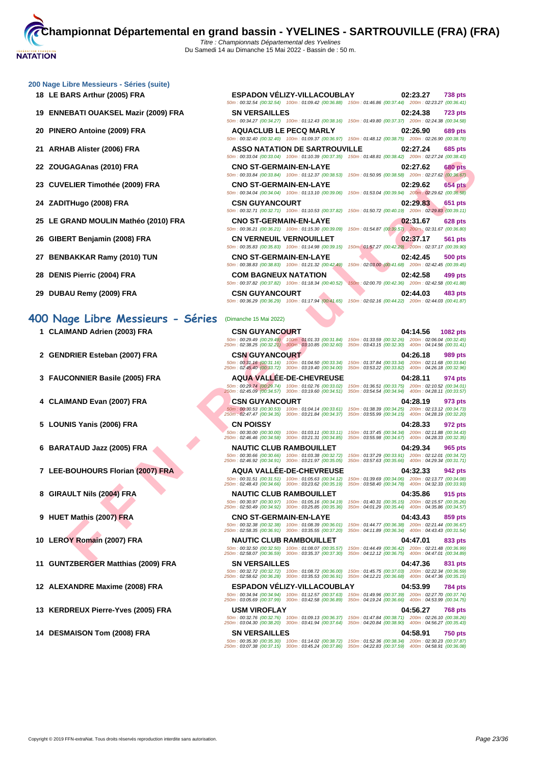# Championnat Départemental en grand bassin - YVELINES - SARTROUVILLE (FRA) (FRA)

*Titre : Championnats Départemental des Yvelines*
Du Samedi 14 au Dimanche 15 Mai 2022 - Bassin de : 50 m.

### 200 Nage Libre Messieurs - Séries (suite)

| | | | | |
|---|---|---|---|---|
| 18 | LE BARS Arthur (2005) FRA | ESPADON VÉLIZY-VILLACOUBLAY | 02:23.27 | 738 pts |
| | | 50m : 00:32.54 (00:32.54) 100m : 01:09.42 (00:36.88) 150m : 01:46.86 (00:37.44) 200m : 02:23.27 (00:36.41) | | |
| 19 | ENNEBATI OUAKSEL Mazir (2009) FRA | SN VERSAILLES | 02:24.38 | 723 pts |
| | | 50m : 00:34.27 (00:34.27) 100m : 01:12.43 (00:38.16) 150m : 01:49.80 (00:37.37) 200m : 02:24.38 (00:34.58) | | |
| 20 | PINERO Antoine (2009) FRA | AQUACLUB LE PECQ MARLY | 02:26.90 | 689 pts |
| | | 50m : 00:32.40 (00:32.40) 100m : 01:09.37 (00:36.97) 150m : 01:48.12 (00:38.75) 200m : 02:26.90 (00:38.78) | | |
| 21 | ARHAB Alister (2006) FRA | ASSO NATATION DE SARTROUVILLE | 02:27.24 | 685 pts |
| | | 50m : 00:33.04 (00:33.04) 100m : 01:10.39 (00:37.35) 150m : 01:48.81 (00:38.42) 200m : 02:27.24 (00:38.43) | | |
| 22 | ZOUGAGAnas (2010) FRA | CNO ST-GERMAIN-EN-LAYE | 02:27.62 | 680 pts |
| | | 50m : 00:33.84 (00:33.84) 100m : 01:12.37 (00:38.53) 150m : 01:50.95 (00:38.58) 200m : 02:27.62 (00:36.67) | | |
| 23 | CUVELIER Timothée (2009) FRA | CNO ST-GERMAIN-EN-LAYE | 02:29.62 | 654 pts |
| | | 50m : 00:34.04 (00:34.04) 100m : 01:13.10 (00:39.06) 150m : 01:53.04 (00:39.94) 200m : 02:29.62 (00:36.58) | | |
| 24 | ZADITHugo (2008) FRA | CSN GUYANCOURT | 02:29.83 | 651 pts |
| | | 50m : 00:32.71 (00:32.71) 100m : 01:10.53 (00:37.82) 150m : 01:50.72 (00:40.19) 200m : 02:29.83 (00:39.11) | | |
| 25 | LE GRAND MOULIN Mathéo (2010) FRA | CNO ST-GERMAIN-EN-LAYE | 02:31.67 | 628 pts |
| | | 50m : 00:36.21 (00:36.21) 100m : 01:15.30 (00:39.09) 150m : 01:54.87 (00:39.57) 200m : 02:31.67 (00:36.80) | | |
| 26 | GIBERT Benjamin (2008) FRA | CN VERNEUIL VERNOUILLET | 02:37.17 | 561 pts |
| | | 50m : 00:35.83 (00:35.83) 100m : 01:14.98 (00:39.15) 150m : 01:57.27 (00:42.29) 200m : 02:37.17 (00:39.90) | | |
| 27 | BENBAKKAR Ramy (2010) TUN | CNO ST-GERMAIN-EN-LAYE | 02:42.45 | 500 pts |
| | | 50m : 00:38.83 (00:38.83) 100m : 01:21.32 (00:42.49) 150m : 02:03.00 (00:41.68) 200m : 02:42.45 (00:39.45) | | |
| 28 | DENIS Pierric (2004) FRA | COM BAGNEUX NATATION | 02:42.58 | 499 pts |
| | | 50m : 00:37.82 (00:37.82) 100m : 01:18.34 (00:40.52) 150m : 02:00.70 (00:42.36) 200m : 02:42.58 (00:41.88) | | |
| 29 | DUBAU Remy (2009) FRA | CSN GUYANCOURT | 02:44.03 | 483 pts |
| | | 50m : 00:36.29 (00:36.29) 100m : 01:17.94 (00:41.65) 150m : 02:02.16 (00:44.22) 200m : 02:44.03 (00:41.87) | | |

## 400 Nage Libre Messieurs - Séries (Dimanche 15 Mai 2022)

| | | | | |
|---|---|---|---|---|
| 1 | CLAIMAND Adrien (2003) FRA | CSN GUYANCOURT | 04:14.56 | 1082 pts |
| | | 50m : 00:29.49 (00:29.49) 100m : 01:01.33 (00:31.84) 150m : 01:33.59 (00:32.26) 200m : 02:06.04 (00:32.45) 250m : 02:38.25 (00:32.21) 300m : 03:10.85 (00:32.60) 350m : 03:43.15 (00:32.30) 400m : 04:14.56 (00:31.41) | | |
| 2 | GENDRIER Esteban (2007) FRA | CSN GUYANCOURT | 04:26.18 | 989 pts |
| | | 50m : 00:31.16 (00:31.16) 100m : 01:04.50 (00:33.34) 150m : 01:37.84 (00:33.34) 200m : 02:11.68 (00:33.84) 250m : 02:45.40 (00:33.72) 300m : 03:19.40 (00:34.00) 350m : 03:53.22 (00:33.82) 400m : 04:26.18 (00:32.96) | | |
| 3 | FAUCONNIER Basile (2005) FRA | AQUA VALLÉE-DE-CHEVREUSE | 04:28.11 | 974 pts |
| | | 50m : 00:29.74 (00:29.74) 100m : 01:02.76 (00:33.02) 150m : 01:36.51 (00:33.75) 200m : 02:10.52 (00:34.01) 250m : 02:45.09 (00:34.57) 300m : 03:19.60 (00:34.51) 350m : 03:54.54 (00:34.94) 400m : 04:28.11 (00:33.57) | | |
| 4 | CLAIMAND Evan (2007) FRA | CSN GUYANCOURT | 04:28.19 | 973 pts |
| | | 50m : 00:30.53 (00:30.53) 100m : 01:04.14 (00:33.61) 150m : 01:38.39 (00:34.25) 200m : 02:13.12 (00:34.73) 250m : 02:47.47 (00:34.35) 300m : 03:21.84 (00:34.37) 350m : 03:55.99 (00:34.15) 400m : 04:28.19 (00:32.20) | | |
| 5 | LOUNIS Yanis (2006) FRA | CN POISSY | 04:28.33 | 972 pts |
| | | 50m : 00:30.00 (00:30.00) 100m : 01:03.11 (00:33.11) 150m : 01:37.45 (00:34.34) 200m : 02:11.88 (00:34.43) 250m : 02:46.46 (00:34.58) 300m : 03:21.31 (00:34.85) 350m : 03:55.98 (00:34.67) 400m : 04:28.33 (00:32.35) | | |
| 6 | BARATAUD Jazz (2005) FRA | NAUTIC CLUB RAMBOUILLET | 04:29.34 | 965 pts |
| | | 50m : 00:30.66 (00:30.66) 100m : 01:03.38 (00:32.72) 150m : 01:37.29 (00:33.91) 200m : 02:12.01 (00:34.72) 250m : 02:46.92 (00:34.91) 300m : 03:21.97 (00:35.05) 350m : 03:57.63 (00:35.66) 400m : 04:29.34 (00:31.71) | | |
| 7 | LEE-BOUHOURS Florian (2007) FRA | AQUA VALLÉE-DE-CHEVREUSE | 04:32.33 | 942 pts |
| | | 50m : 00:31.51 (00:31.51) 100m : 01:05.63 (00:34.12) 150m : 01:39.69 (00:34.06) 200m : 02:13.77 (00:34.08) 250m : 02:48.43 (00:34.66) 300m : 03:23.62 (00:35.19) 350m : 03:58.40 (00:34.78) 400m : 04:32.33 (00:33.93) | | |
| 8 | GIRAULT Nils (2004) FRA | NAUTIC CLUB RAMBOUILLET | 04:35.86 | 915 pts |
| | | 50m : 00:30.97 (00:30.97) 100m : 01:05.16 (00:34.19) 150m : 01:40.31 (00:35.15) 200m : 02:15.57 (00:35.26) 250m : 02:50.49 (00:34.92) 300m : 03:25.85 (00:35.36) 350m : 04:01.29 (00:35.44) 400m : 04:35.86 (00:34.57) | | |
| 9 | HUET Mathis (2007) FRA | CNO ST-GERMAIN-EN-LAYE | 04:43.43 | 859 pts |
| | | 50m : 00:32.38 (00:32.38) 100m : 01:08.39 (00:36.01) 150m : 01:44.77 (00:36.38) 200m : 02:21.44 (00:36.67) 250m : 02:58.35 (00:36.91) 300m : 03:35.55 (00:37.20) 350m : 04:11.89 (00:36.34) 400m : 04:43.43 (00:31.54) | | |
| 10 | LEROY Romain (2007) FRA | NAUTIC CLUB RAMBOUILLET | 04:47.01 | 833 pts |
| | | 50m : 00:32.50 (00:32.50) 100m : 01:08.07 (00:35.57) 150m : 01:44.49 (00:36.42) 200m : 02:21.48 (00:36.99) 250m : 02:58.07 (00:36.59) 300m : 03:35.37 (00:37.30) 350m : 04:12.12 (00:36.75) 400m : 04:47.01 (00:34.89) | | |
| 11 | GUNTZBERGER Matthias (2009) FRA | SN VERSAILLES | 04:47.36 | 831 pts |
| | | 50m : 00:32.72 (00:32.72) 100m : 01:08.72 (00:36.00) 150m : 01:45.75 (00:37.03) 200m : 02:22.34 (00:36.59) 250m : 02:58.62 (00:36.28) 300m : 03:35.53 (00:36.91) 350m : 04:12.21 (00:36.68) 400m : 04:47.36 (00:35.15) | | |
| 12 | ALEXANDRE Maxime (2008) FRA | ESPADON VÉLIZY-VILLACOUBLAY | 04:53.99 | 784 pts |
| | | 50m : 00:34.94 (00:34.94) 100m : 01:12.57 (00:37.63) 150m : 01:49.96 (00:37.39) 200m : 02:27.70 (00:37.74) 250m : 03:05.69 (00:37.99) 300m : 03:42.58 (00:36.89) 350m : 04:19.24 (00:36.66) 400m : 04:53.99 (00:34.75) | | |
| 13 | KERDREUX Pierre-Yves (2005) FRA | USM VIROFLAY | 04:56.27 | 768 pts |
| | | 50m : 00:32.76 (00:32.76) 100m : 01:09.13 (00:36.37) 150m : 01:47.84 (00:38.71) 200m : 02:26.10 (00:38.26) 250m : 03:04.30 (00:38.20) 300m : 03:41.94 (00:37.64) 350m : 04:20.84 (00:38.90) 400m : 04:56.27 (00:35.43) | | |
| 14 | DESMAISON Tom (2008) FRA | SN VERSAILLES | 04:58.91 | 750 pts |
| | | 50m : 00:35.30 (00:35.30) 100m : 01:14.02 (00:38.72) 150m : 01:52.36 (00:38.34) 200m : 02:30.23 (00:37.87) 250m : 03:07.38 (00:37.15) 300m : 03:45.24 (00:37.86) 350m : 04:22.83 (00:37.59) 400m : 04:58.91 (00:36.08) | | |

Copyright © 2019 FFN-extraNat. Tous droits réservés reproduction interdite sans autorisation.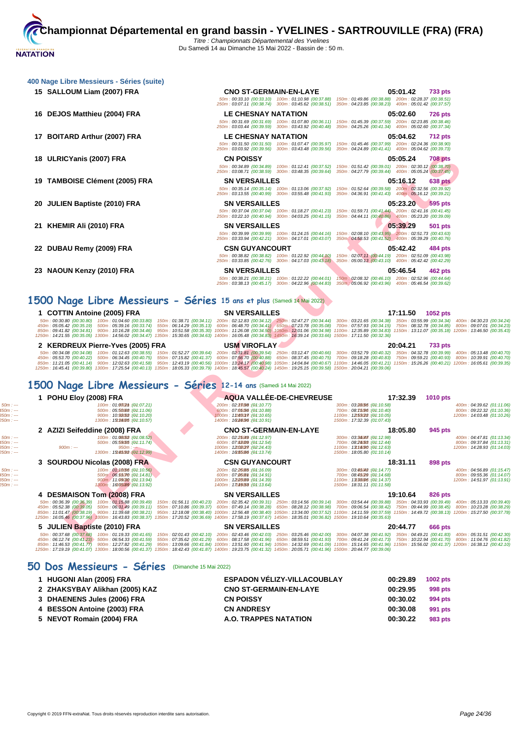# Championnat Départemental en grand bassin - YVELINES - SARTROUVILLE (FRA) (FRA)

*Titre : Championnats Départemental des Yvelines*
Du Samedi 14 au Dimanche 15 Mai 2022 - Bassin de : 50 m.

## 400 Nage Libre Messieurs - Séries (suite)

**15 SALLOUM Liam (2007) FRA** — **CNO ST-GERMAIN-EN-LAYE** — **05:01.42** — 733 pts
50m : 00:33.10 (00:33.10) 100m : 01:10.98 (00:37.88) 150m : 01:49.86 (00:38.88) 200m : 02:28.37 (00:38.51)
250m : 03:07.11 (00:38.74) 300m : 03:45.62 (00:38.51) 350m : 04:23.85 (00:38.23) 400m : 05:01.42 (00:37.57)

**16 DEJOS Matthieu (2004) FRA** — **LE CHESNAY NATATION** — **05:02.60** — 726 pts
50m : 00:31.69 (00:31.69) 100m : 01:07.80 (00:36.11) 150m : 01:45.39 (00:37.59) 200m : 02:23.85 (00:38.46)
250m : 03:03.44 (00:39.59) 300m : 03:43.92 (00:40.48) 350m : 04:25.26 (00:41.34) 400m : 05:02.60 (00:37.34)

**17 BOITARD Arthur (2007) FRA** — **LE CHESNAY NATATION** — **05:04.62** — 712 pts
50m : 00:31.50 (00:31.50) 100m : 01:07.47 (00:35.97) 150m : 01:45.46 (00:37.99) 200m : 02:24.36 (00:38.90)
250m : 03:03.92 (00:39.56) 300m : 03:43.48 (00:39.56) 350m : 04:24.89 (00:41.41) 400m : 05:04.62 (00:39.73)

**18 ULRICYanis (2007) FRA** — **CN POISSY** — **05:05.24** — 708 pts
50m : 00:34.89 (00:34.89) 100m : 01:12.41 (00:37.52) 150m : 01:51.42 (00:39.01) 200m : 02:30.12 (00:38.70)
250m : 03:08.71 (00:38.59) 300m : 03:48.35 (00:39.64) 350m : 04:27.79 (00:39.44) 400m : 05:05.24 (00:37.45)

**19 TAMBOISE Clément (2005) FRA** — **SN VERSAILLES** — **05:16.12** — 638 pts
50m : 00:35.14 (00:35.14) 100m : 01:13.06 (00:37.92) 150m : 01:52.64 (00:39.58) 200m : 02:32.56 (00:39.92)
250m : 03:13.55 (00:40.99) 300m : 03:55.48 (00:41.93) 350m : 04:36.91 (00:41.43) 400m : 05:16.12 (00:39.21)

**20 JULIEN Baptiste (2010) FRA** — **SN VERSAILLES** — **05:23.20** — 595 pts
50m : 00:37.04 (00:37.04) 100m : 01:18.27 (00:41.23) 150m : 01:59.71 (00:41.44) 200m : 02:41.16 (00:41.45)
250m : 03:22.10 (00:40.94) 300m : 04:03.25 (00:41.15) 350m : 04:44.11 (00:40.86) 400m : 05:23.20 (00:39.09)

**21 KHEMIR Ali (2010) FRA** — **SN VERSAILLES** — **05:39.29** — 501 pts
50m : 00:39.99 (00:39.99) 100m : 01:24.15 (00:44.16) 150m : 02:08.10 (00:43.95) 200m : 02:51.73 (00:43.63)
250m : 03:33.94 (00:42.21) 300m : 04:17.01 (00:43.07) 350m : 04:58.53 (00:41.52) 400m : 05:39.29 (00:40.76)

**22 DUBAU Remy (2009) FRA** — **CSN GUYANCOURT** — **05:42.42** — 484 pts
50m : 00:38.82 (00:38.82) 100m : 01:22.92 (00:44.10) 150m : 02:07.11 (00:44.19) 200m : 02:51.09 (00:43.98)
250m : 03:33.85 (00:42.76) 300m : 04:17.03 (00:43.18) 350m : 05:00.13 (00:43.10) 400m : 05:42.42 (00:42.29)

**23 NAOUN Kenzy (2010) FRA** — **SN VERSAILLES** — **05:46.54** — 462 pts
50m : 00:38.21 (00:38.21) 100m : 01:22.22 (00:44.01) 150m : 02:08.32 (00:46.10) 200m : 02:52.96 (00:44.64)
250m : 03:38.13 (00:45.17) 300m : 04:22.96 (00:44.83) 350m : 05:06.92 (00:43.96) 400m : 05:46.54 (00:39.62)

## 1500 Nage Libre Messieurs - Séries 15 ans et plus (Samedi 14 Mai 2022)

**1 COTTIN Antoine (2005) FRA** — **SN VERSAILLES** — **17:11.50** — 1052 pts
50m : 00:30.80 (00:30.80) 100m : 01:04.60 (00:33.80) 150m : 01:38.71 (00:34.11) 200m : 02:12.83 (00:34.12) 250m : 02:47.27 (00:34.44) 300m : 03:21.65 (00:34.38) 350m : 03:55.99 (00:34.34) 400m : 04:30.23 (00:34.24)
450m : 05:05.42 (00:35.19) 500m : 05:39.16 (00:33.74) 550m : 06:14.29 (00:35.13) 600m : 06:48.70 (00:34.41) 650m : 07:23.78 (00:35.08) 700m : 07:57.93 (00:34.15) 750m : 08:32.78 (00:34.85) 800m : 09:07.01 (00:34.23)
850m : 09:41.82 (00:34.81) 900m : 10:16.28 (00:34.46) 950m : 10:51.58 (00:35.30) 1000m : 11:26.08 (00:34.50) 1050m : 12:01.06 (00:34.98) 1100m : 12:35.89 (00:34.83) 1150m : 13:11.07 (00:35.18) 1200m : 13:46.50 (00:35.43)
1250m : 14:21.55 (00:35.05) 1300m : 14:56.02 (00:34.47) 1350m : 15:30.65 (00:34.63) 1400m : 16:05.48 (00:34.83) 1450m : 16:39.14 (00:33.66) 1500m : 17:11.50 (00:32.36)

**2 KERDREUX Pierre-Yves (2005) FRA** — **USM VIROFLAY** — **20:04.21** — 733 pts
50m : 00:34.08 (00:34.08) 100m : 01:12.63 (00:38.55) 150m : 01:52.27 (00:39.64) 200m : 02:31.81 (00:39.54) 250m : 03:12.47 (00:40.66) 300m : 03:52.79 (00:40.32) 350m : 04:32.78 (00:39.99) 400m : 05:13.48 (00:40.70)
450m : 05:53.70 (00:40.22) 500m : 06:34.45 (00:40.75) 550m : 07:15.82 (00:41.37) 600m : 07:56.70 (00:40.88) 650m : 08:37.45 (00:40.75) 700m : 09:18.28 (00:40.83) 750m : 09:59.21 (00:40.93) 800m : 10:39.91 (00:40.70)
850m : 11:21.05 (00:41.14) 900m : 12:02.63 (00:41.58) 950m : 12:43.19 (00:40.56) 1000m : 13:24.17 (00:40.98) 1050m : 14:04.84 (00:40.67) 1100m : 14:46.05 (00:41.21) 1150m : 15:26.26 (00:40.21) 1200m : 16:05.61 (00:39.35)
1250m : 16:45.41 (00:39.80) 1300m : 17:25.54 (00:40.13) 1350m : 18:05.33 (00:39.79) 1400m : 18:45.57 (00:40.24) 1450m : 19:25.15 (00:39.58) 1500m : 20:04.21 (00:39.06)

## 1500 Nage Libre Messieurs - Séries 12-14 ans (Samedi 14 Mai 2022)

**1 POHU Eloy (2008) FRA** — **AQUA VALLÉE-DE-CHEVREUSE** — **17:32.39** — 1010 pts
100m : 01:07.21 (01:07.21) 200m : 02:17.98 (01:10.77) 300m : 03:28.56 (01:10.58) 400m : 04:39.62 (01:11.06)
500m : 05:50.68 (01:11.06) 600m : 07:01.56 (01:10.88) 700m : 08:11.96 (01:10.40) 800m : 09:22.32 (01:10.36)
900m : 10:32.52 (01:10.20) 1000m : 11:43.17 (01:10.65) 1100m : 12:53.22 (01:10.05) 1200m : 14:03.48 (01:10.26)
1300m : 15:14.05 (01:10.57) 1400m : 16:24.96 (01:10.91) 1500m : 17:32.39 (01:07.43)

**2 AZIZI Seifeddine (2008) FRA** — **CNO ST-GERMAIN-EN-LAYE** — **18:05.80** — 945 pts
100m : 01:08.52 (01:08.52) 200m : 02:21.49 (01:12.97) 300m : 03:34.47 (01:12.98) 400m : 04:47.81 (01:13.34)
500m : 05:59.55 (01:11.74) 600m : 07:12.09 (01:12.54) 700m : 08:24.53 (01:12.44) 800m : 09:37.84 (01:13.31)
900m : --- 1000m : 12:08.27 (02:24.43) 1100m : 13:14.90 (01:12.63) 1200m : 14:28.93 (01:14.03)
1300m : 15:41.92 (01:12.99) 1400m : 16:55.66 (01:13.74) 1500m : 18:05.80 (01:10.14)

**3 SOURDOU Nicolas (2008) FRA** — **CSN GUYANCOURT** — **18:31.11** — 898 pts
100m : 01:10.56 (01:10.56) 200m : 02:26.65 (01:16.09) 300m : 03:41.42 (01:14.77) 400m : 04:56.89 (01:15.47)
500m : 06:11.70 (01:14.81) 600m : 07:26.61 (01:14.91) 700m : 08:41.29 (01:14.68) 800m : 09:55.36 (01:14.07)
900m : 11:09.30 (01:13.94) 1000m : 12:23.69 (01:14.39) 1100m : 13:38.06 (01:14.37) 1200m : 14:51.97 (01:13.91)
1300m : 16:05.89 (01:13.92) 1400m : 17:19.53 (01:13.64) 1500m : 18:31.11 (01:11.58)

**4 DESMAISON Tom (2008) FRA** — **SN VERSAILLES** — **19:10.64** — 826 pts
50m : 00:36.39 (00:36.39) 100m : 01:15.88 (00:39.49) 150m : 01:56.11 (00:40.23) 200m : 02:35.42 (00:39.31) 250m : 03:14.56 (00:39.14) 300m : 03:54.44 (00:39.88) 350m : 04:33.93 (00:39.49) 400m : 05:13.33 (00:39.40)
450m : 05:52.38 (00:39.05) 500m : 06:31.49 (00:39.11) 550m : 07:10.86 (00:39.37) 600m : 07:49.14 (00:38.28) 650m : 08:28.12 (00:38.98) 700m : 09:06.54 (00:38.42) 750m : 09:44.99 (00:38.45) 800m : 10:23.28 (00:38.29)
850m : 11:01.47 (00:38.19) 900m : 11:39.68 (00:38.21) 950m : 12:18.08 (00:38.40) 1000m : 12:56.48 (00:38.40) 1050m : 13:34.00 (00:37.52) 1100m : 14:11.59 (00:37.59) 1150m : 14:49.72 (00:38.13) 1200m : 15:27.50 (00:37.78)
1250m : 16:05.46 (00:37.96) 1300m : 16:43.83 (00:38.37) 1350m : 17:20.52 (00:36.69) 1400m : 17:58.19 (00:37.67) 1450m : 18:35.01 (00:36.82) 1500m : 19:10.64 (00:35.63)

**5 JULIEN Baptiste (2010) FRA** — **SN VERSAILLES** — **20:44.77** — 666 pts
50m : 00:37.68 (00:37.68) 100m : 01:19.33 (00:41.65) 150m : 02:01.43 (00:42.10) 200m : 02:43.46 (00:42.03) 250m : 03:25.46 (00:42.00) 300m : 04:07.38 (00:41.92) 350m : 04:49.21 (00:41.83) 400m : 05:31.51 (00:42.30)
450m : 06:12.74 (00:41.23) 500m : 06:54.33 (00:41.59) 550m : 07:35.62 (00:41.29) 600m : 08:17.58 (00:41.96) 650m : 08:59.51 (00:41.93) 700m : 09:41.24 (00:41.73) 750m : 10:22.94 (00:41.70) 800m : 11:04.76 (00:41.82)
850m : 11:46.53 (00:41.77) 900m : 12:27.82 (00:41.29) 950m : 13:09.66 (00:41.84) 1000m : 13:51.60 (00:41.94) 1050m : 14:32.69 (00:41.09) 1100m : 15:14.65 (00:41.96) 1150m : 15:56.02 (00:41.37) 1200m : 16:38.12 (00:42.10)
1250m : 17:19.19 (00:41.07) 1300m : 18:00.56 (00:41.37) 1350m : 18:42.43 (00:41.87) 1400m : 19:23.75 (00:41.32) 1450m : 20:05.71 (00:41.96) 1500m : 20:44.77 (00:39.06)

## 50 Dos Messieurs - Séries (Dimanche 15 Mai 2022)

| | | | | |
|---|---|---|---|---|
| 1 | HUGONI Alan (2005) FRA | ESPADON VÉLIZY-VILLACOUBLAY | 00:29.89 | 1002 pts |
| 2 | ZHAKSYBAY Alikhan (2005) KAZ | CNO ST-GERMAIN-EN-LAYE | 00:29.95 | 998 pts |
| 3 | DHAENENS Jules (2006) FRA | CN POISSY | 00:30.02 | 994 pts |
| 4 | BESSON Antoine (2003) FRA | CN ANDRESY | 00:30.08 | 991 pts |
| 5 | NEVOT Romain (2004) FRA | A.O. TRAPPES NATATION | 00:30.22 | 983 pts |

Copyright © 2019 FFN-extraNat. Tous droits réservés reproduction interdite sans autorisation.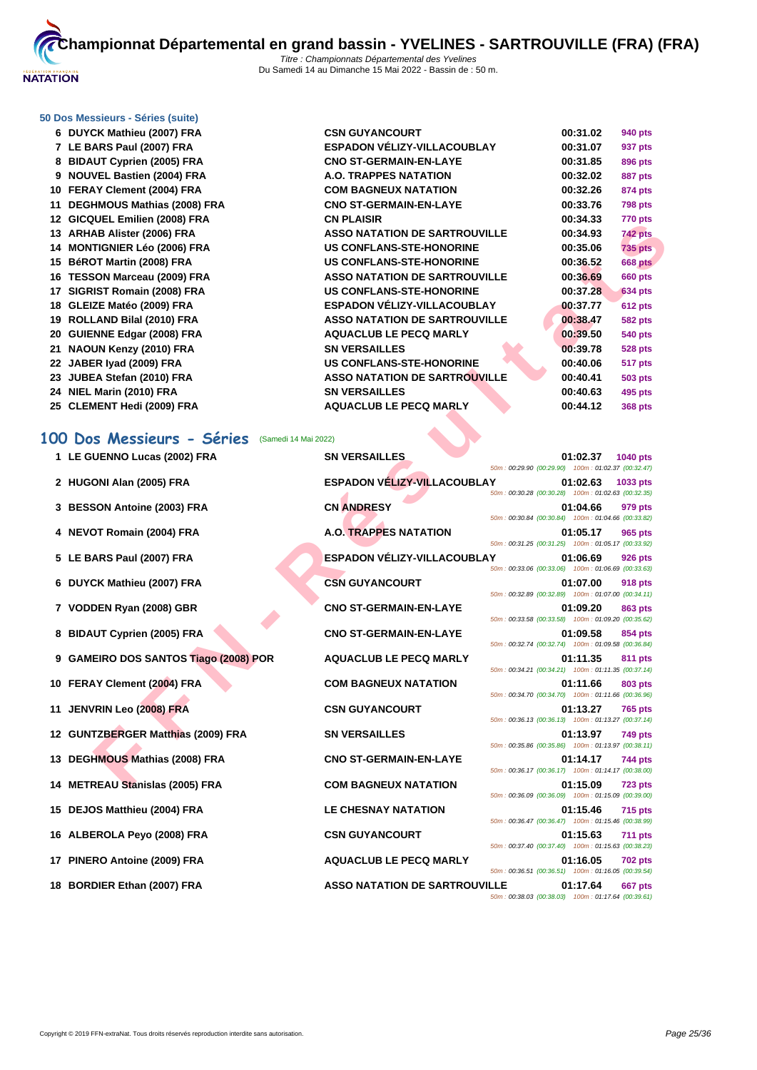### 50 Dos Messieurs - Séries (suite)

| | | | | |
|---|---|---|---|---|
| 6 | DUYCK Mathieu (2007) FRA | CSN GUYANCOURT | 00:31.02 | 940 pts |
| 7 | LE BARS Paul (2007) FRA | ESPADON VÉLIZY-VILLACOUBLAY | 00:31.07 | 937 pts |
| 8 | BIDAUT Cyprien (2005) FRA | CNO ST-GERMAIN-EN-LAYE | 00:31.85 | 896 pts |
| 9 | NOUVEL Bastien (2004) FRA | A.O. TRAPPES NATATION | 00:32.02 | 887 pts |
| 10 | FERAY Clement (2004) FRA | COM BAGNEUX NATATION | 00:32.26 | 874 pts |
| 11 | DEGHMOUS Mathias (2008) FRA | CNO ST-GERMAIN-EN-LAYE | 00:33.76 | 798 pts |
| 12 | GICQUEL Emilien (2008) FRA | CN PLAISIR | 00:34.33 | 770 pts |
| 13 | ARHAB Alister (2006) FRA | ASSO NATATION DE SARTROUVILLE | 00:34.93 | 742 pts |
| 14 | MONTIGNIER Léo (2006) FRA | US CONFLANS-STE-HONORINE | 00:35.06 | 735 pts |
| 15 | BéROT Martin (2008) FRA | US CONFLANS-STE-HONORINE | 00:36.52 | 668 pts |
| 16 | TESSON Marceau (2009) FRA | ASSO NATATION DE SARTROUVILLE | 00:36.69 | 660 pts |
| 17 | SIGRIST Romain (2008) FRA | US CONFLANS-STE-HONORINE | 00:37.28 | 634 pts |
| 18 | GLEIZE Matéo (2009) FRA | ESPADON VÉLIZY-VILLACOUBLAY | 00:37.77 | 612 pts |
| 19 | ROLLAND Bilal (2010) FRA | ASSO NATATION DE SARTROUVILLE | 00:38.47 | 582 pts |
| 20 | GUIENNE Edgar (2008) FRA | AQUACLUB LE PECQ MARLY | 00:39.50 | 540 pts |
| 21 | NAOUN Kenzy (2010) FRA | SN VERSAILLES | 00:39.78 | 528 pts |
| 22 | JABER Iyad (2009) FRA | US CONFLANS-STE-HONORINE | 00:40.06 | 517 pts |
| 23 | JUBEA Stefan (2010) FRA | ASSO NATATION DE SARTROUVILLE | 00:40.41 | 503 pts |
| 24 | NIEL Marin (2010) FRA | SN VERSAILLES | 00:40.63 | 495 pts |
| 25 | CLEMENT Hedi (2009) FRA | AQUACLUB LE PECQ MARLY | 00:44.12 | 368 pts |

## 100 Dos Messieurs - Séries (Samedi 14 Mai 2022)

| | | | | | |
|---|---|---|---|---|---|
| 1 | LE GUENNO Lucas (2002) FRA | SN VERSAILLES | 01:02.37 | 1040 pts | 50m : 00:29.90 (00:29.90) 100m : 01:02.37 (00:32.47) |
| 2 | HUGONI Alan (2005) FRA | ESPADON VÉLIZY-VILLACOUBLAY | 01:02.63 | 1033 pts | 50m : 00:30.28 (00:30.28) 100m : 01:02.63 (00:32.35) |
| 3 | BESSON Antoine (2003) FRA | CN ANDRESY | 01:04.66 | 979 pts | 50m : 00:30.84 (00:30.84) 100m : 01:04.66 (00:33.82) |
| 4 | NEVOT Romain (2004) FRA | A.O. TRAPPES NATATION | 01:05.17 | 965 pts | 50m : 00:31.25 (00:31.25) 100m : 01:05.17 (00:33.92) |
| 5 | LE BARS Paul (2007) FRA | ESPADON VÉLIZY-VILLACOUBLAY | 01:06.69 | 926 pts | 50m : 00:33.06 (00:33.06) 100m : 01:06.69 (00:33.63) |
| 6 | DUYCK Mathieu (2007) FRA | CSN GUYANCOURT | 01:07.00 | 918 pts | 50m : 00:32.89 (00:32.89) 100m : 01:07.00 (00:34.11) |
| 7 | VODDEN Ryan (2008) GBR | CNO ST-GERMAIN-EN-LAYE | 01:09.20 | 863 pts | 50m : 00:33.58 (00:33.58) 100m : 01:09.20 (00:35.62) |
| 8 | BIDAUT Cyprien (2005) FRA | CNO ST-GERMAIN-EN-LAYE | 01:09.58 | 854 pts | 50m : 00:32.74 (00:32.74) 100m : 01:09.58 (00:36.84) |
| 9 | GAMEIRO DOS SANTOS Tiago (2008) POR | AQUACLUB LE PECQ MARLY | 01:11.35 | 811 pts | 50m : 00:34.21 (00:34.21) 100m : 01:11.35 (00:37.14) |
| 10 | FERAY Clement (2004) FRA | COM BAGNEUX NATATION | 01:11.66 | 803 pts | 50m : 00:34.70 (00:34.70) 100m : 01:11.66 (00:36.96) |
| 11 | JENVRIN Leo (2008) FRA | CSN GUYANCOURT | 01:13.27 | 765 pts | 50m : 00:36.13 (00:36.13) 100m : 01:13.27 (00:37.14) |
| 12 | GUNTZBERGER Matthias (2009) FRA | SN VERSAILLES | 01:13.97 | 749 pts | 50m : 00:35.86 (00:35.86) 100m : 01:13.97 (00:38.11) |
| 13 | DEGHMOUS Mathias (2008) FRA | CNO ST-GERMAIN-EN-LAYE | 01:14.17 | 744 pts | 50m : 00:36.17 (00:36.17) 100m : 01:14.17 (00:38.00) |
| 14 | METREAU Stanislas (2005) FRA | COM BAGNEUX NATATION | 01:15.09 | 723 pts | 50m : 00:36.09 (00:36.09) 100m : 01:15.09 (00:39.00) |
| 15 | DEJOS Matthieu (2004) FRA | LE CHESNAY NATATION | 01:15.46 | 715 pts | 50m : 00:36.47 (00:36.47) 100m : 01:15.46 (00:38.99) |
| 16 | ALBEROLA Peyo (2008) FRA | CSN GUYANCOURT | 01:15.63 | 711 pts | 50m : 00:37.40 (00:37.40) 100m : 01:15.63 (00:38.23) |
| 17 | PINERO Antoine (2009) FRA | AQUACLUB LE PECQ MARLY | 01:16.05 | 702 pts | 50m : 00:36.51 (00:36.51) 100m : 01:16.05 (00:39.54) |
| 18 | BORDIER Ethan (2007) FRA | ASSO NATATION DE SARTROUVILLE | 01:17.64 | 667 pts | 50m : 00:38.03 (00:38.03) 100m : 01:17.64 (00:39.61) |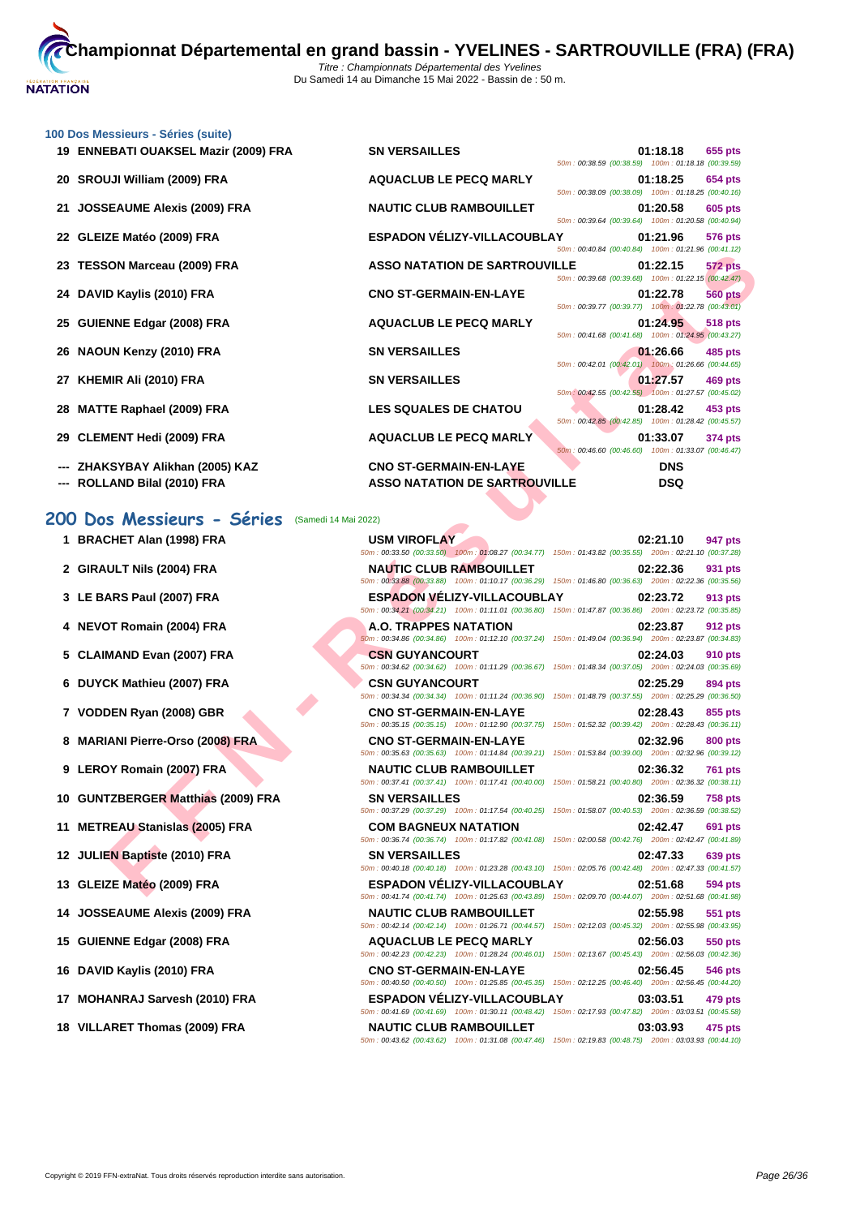### 100 Dos Messieurs - Séries (suite)

| | | | | |
|---|---|---|---|---|
| 19 | ENNEBATI OUAKSEL Mazir (2009) FRA | SN VERSAILLES | 01:18.18 | 655 pts |
| | | 50m : 00:38.59 (00:38.59) 100m : 01:18.18 (00:39.59) | | |
| 20 | SROUJI William (2009) FRA | AQUACLUB LE PECQ MARLY | 01:18.25 | 654 pts |
| | | 50m : 00:38.09 (00:38.09) 100m : 01:18.25 (00:40.16) | | |
| 21 | JOSSEAUME Alexis (2009) FRA | NAUTIC CLUB RAMBOUILLET | 01:20.58 | 605 pts |
| | | 50m : 00:39.64 (00:39.64) 100m : 01:20.58 (00:40.94) | | |
| 22 | GLEIZE Matéo (2009) FRA | ESPADON VÉLIZY-VILLACOUBLAY | 01:21.96 | 576 pts |
| | | 50m : 00:40.84 (00:40.84) 100m : 01:21.96 (00:41.12) | | |
| 23 | TESSON Marceau (2009) FRA | ASSO NATATION DE SARTROUVILLE | 01:22.15 | 572 pts |
| | | 50m : 00:39.68 (00:39.68) 100m : 01:22.15 (00:42.47) | | |
| 24 | DAVID Kaylis (2010) FRA | CNO ST-GERMAIN-EN-LAYE | 01:22.78 | 560 pts |
| | | 50m : 00:39.77 (00:39.77) 100m : 01:22.78 (00:43.01) | | |
| 25 | GUIENNE Edgar (2008) FRA | AQUACLUB LE PECQ MARLY | 01:24.95 | 518 pts |
| | | 50m : 00:41.68 (00:41.68) 100m : 01:24.95 (00:43.27) | | |
| 26 | NAOUN Kenzy (2010) FRA | SN VERSAILLES | 01:26.66 | 485 pts |
| | | 50m : 00:42.01 (00:42.01) 100m : 01:26.66 (00:44.65) | | |
| 27 | KHEMIR Ali (2010) FRA | SN VERSAILLES | 01:27.57 | 469 pts |
| | | 50m : 00:42.55 (00:42.55) 100m : 01:27.57 (00:45.02) | | |
| 28 | MATTE Raphael (2009) FRA | LES SQUALES DE CHATOU | 01:28.42 | 453 pts |
| | | 50m : 00:42.85 (00:42.85) 100m : 01:28.42 (00:45.57) | | |
| 29 | CLEMENT Hedi (2009) FRA | AQUACLUB LE PECQ MARLY | 01:33.07 | 374 pts |
| | | 50m : 00:46.60 (00:46.60) 100m : 01:33.07 (00:46.47) | | |
| --- | ZHAKSYBAY Alikhan (2005) KAZ | CNO ST-GERMAIN-EN-LAYE | DNS | |
| --- | ROLLAND Bilal (2010) FRA | ASSO NATATION DE SARTROUVILLE | DSQ | |

## 200 Dos Messieurs - Séries (Samedi 14 Mai 2022)

| | | | | |
|---|---|---|---|---|
| 1 | BRACHET Alan (1998) FRA | USM VIROFLAY | 02:21.10 | 947 pts |
| | | 50m : 00:33.50 (00:33.50) 100m : 01:08.27 (00:34.77) 150m : 01:43.82 (00:35.55) 200m : 02:21.10 (00:37.28) | | |
| 2 | GIRAULT Nils (2004) FRA | NAUTIC CLUB RAMBOUILLET | 02:22.36 | 931 pts |
| | | 50m : 00:33.88 (00:33.88) 100m : 01:10.17 (00:36.29) 150m : 01:46.80 (00:36.63) 200m : 02:22.36 (00:35.56) | | |
| 3 | LE BARS Paul (2007) FRA | ESPADON VÉLIZY-VILLACOUBLAY | 02:23.72 | 913 pts |
| | | 50m : 00:34.21 (00:34.21) 100m : 01:11.01 (00:36.80) 150m : 01:47.87 (00:36.86) 200m : 02:23.72 (00:35.85) | | |
| 4 | NEVOT Romain (2004) FRA | A.O. TRAPPES NATATION | 02:23.87 | 912 pts |
| | | 50m : 00:34.86 (00:34.86) 100m : 01:12.10 (00:37.24) 150m : 01:49.04 (00:36.94) 200m : 02:23.87 (00:34.83) | | |
| 5 | CLAIMAND Evan (2007) FRA | CSN GUYANCOURT | 02:24.03 | 910 pts |
| | | 50m : 00:34.62 (00:34.62) 100m : 01:11.29 (00:36.67) 150m : 01:48.34 (00:37.05) 200m : 02:24.03 (00:35.69) | | |
| 6 | DUYCK Mathieu (2007) FRA | CSN GUYANCOURT | 02:25.29 | 894 pts |
| | | 50m : 00:34.34 (00:34.34) 100m : 01:11.24 (00:36.90) 150m : 01:48.79 (00:37.55) 200m : 02:25.29 (00:36.50) | | |
| 7 | VODDEN Ryan (2008) GBR | CNO ST-GERMAIN-EN-LAYE | 02:28.43 | 855 pts |
| | | 50m : 00:35.15 (00:35.15) 100m : 01:12.90 (00:37.75) 150m : 01:52.32 (00:39.42) 200m : 02:28.43 (00:36.11) | | |
| 8 | MARIANI Pierre-Orso (2008) FRA | CNO ST-GERMAIN-EN-LAYE | 02:32.96 | 800 pts |
| | | 50m : 00:35.63 (00:35.63) 100m : 01:14.84 (00:39.21) 150m : 01:53.84 (00:39.00) 200m : 02:32.96 (00:39.12) | | |
| 9 | LEROY Romain (2007) FRA | NAUTIC CLUB RAMBOUILLET | 02:36.32 | 761 pts |
| | | 50m : 00:37.41 (00:37.41) 100m : 01:17.41 (00:40.00) 150m : 01:58.21 (00:40.80) 200m : 02:36.32 (00:38.11) | | |
| 10 | GUNTZBERGER Matthias (2009) FRA | SN VERSAILLES | 02:36.59 | 758 pts |
| | | 50m : 00:37.29 (00:37.29) 100m : 01:17.54 (00:40.25) 150m : 01:58.07 (00:40.53) 200m : 02:36.59 (00:38.52) | | |
| 11 | METREAU Stanislas (2005) FRA | COM BAGNEUX NATATION | 02:42.47 | 691 pts |
| | | 50m : 00:36.74 (00:36.74) 100m : 01:17.82 (00:41.08) 150m : 02:00.58 (00:42.76) 200m : 02:42.47 (00:41.89) | | |
| 12 | JULIEN Baptiste (2010) FRA | SN VERSAILLES | 02:47.33 | 639 pts |
| | | 50m : 00:40.18 (00:40.18) 100m : 01:23.28 (00:43.10) 150m : 02:05.76 (00:42.48) 200m : 02:47.33 (00:41.57) | | |
| 13 | GLEIZE Matéo (2009) FRA | ESPADON VÉLIZY-VILLACOUBLAY | 02:51.68 | 594 pts |
| | | 50m : 00:41.74 (00:41.74) 100m : 01:25.63 (00:43.89) 150m : 02:09.70 (00:44.07) 200m : 02:51.68 (00:41.98) | | |
| 14 | JOSSEAUME Alexis (2009) FRA | NAUTIC CLUB RAMBOUILLET | 02:55.98 | 551 pts |
| | | 50m : 00:42.14 (00:42.14) 100m : 01:26.71 (00:44.57) 150m : 02:12.03 (00:45.32) 200m : 02:55.98 (00:43.95) | | |
| 15 | GUIENNE Edgar (2008) FRA | AQUACLUB LE PECQ MARLY | 02:56.03 | 550 pts |
| | | 50m : 00:42.23 (00:42.23) 100m : 01:28.24 (00:46.01) 150m : 02:13.67 (00:45.43) 200m : 02:56.03 (00:42.36) | | |
| 16 | DAVID Kaylis (2010) FRA | CNO ST-GERMAIN-EN-LAYE | 02:56.45 | 546 pts |
| | | 50m : 00:40.50 (00:40.50) 100m : 01:25.85 (00:45.35) 150m : 02:12.25 (00:46.40) 200m : 02:56.45 (00:44.20) | | |
| 17 | MOHANRAJ Sarvesh (2010) FRA | ESPADON VÉLIZY-VILLACOUBLAY | 03:03.51 | 479 pts |
| | | 50m : 00:41.69 (00:41.69) 100m : 01:30.11 (00:48.42) 150m : 02:17.93 (00:47.82) 200m : 03:03.51 (00:45.58) | | |
| 18 | VILLARET Thomas (2009) FRA | NAUTIC CLUB RAMBOUILLET | 03:03.93 | 475 pts |
| | | 50m : 00:43.62 (00:43.62) 100m : 01:31.08 (00:47.46) 150m : 02:19.83 (00:48.75) 200m : 03:03.93 (00:44.10) | | |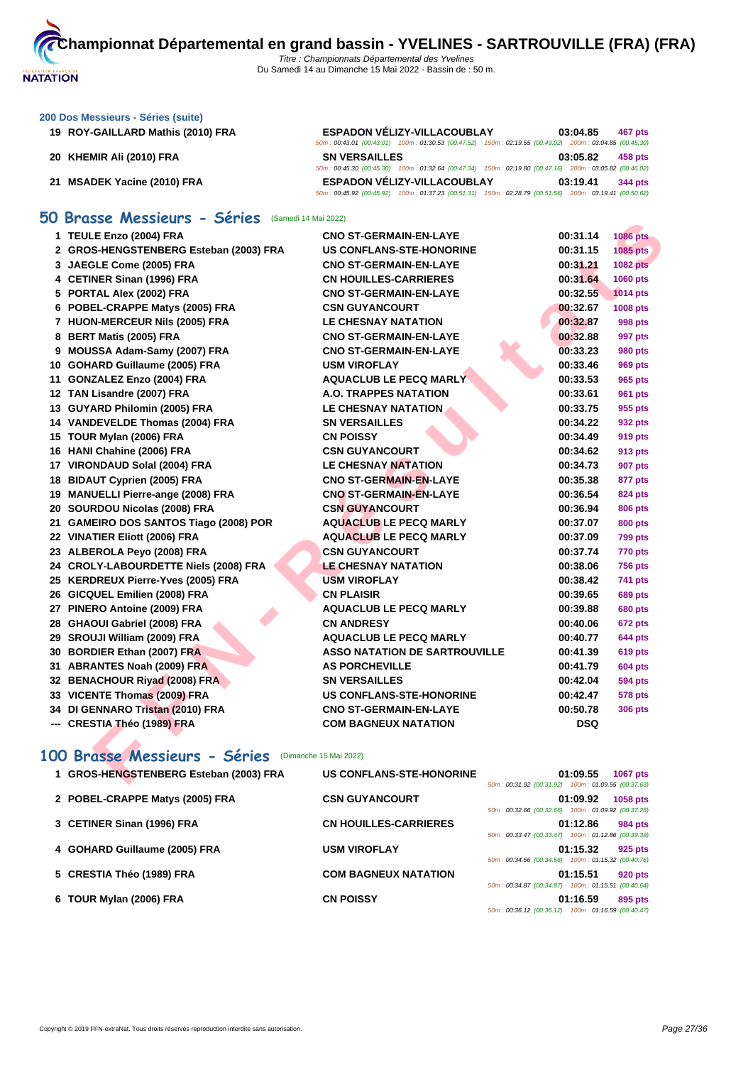# Championnat Départemental en grand bassin - YVELINES - SARTROUVILLE (FRA) (FRA)

*Titre : Championnats Départemental des Yvelines*
Du Samedi 14 au Dimanche 15 Mai 2022 - Bassin de : 50 m.

### 200 Dos Messieurs - Séries (suite)

| | Nom | Club | Temps | Points |
|---|---|---|---|---|
| 19 | ROY-GAILLARD Mathis (2010) FRA | ESPADON VÉLIZY-VILLACOUBLAY | 03:04.85 | 467 pts |
| | | 50m : 00:43.01 (00:43.01) 100m : 01:30.53 (00:47.52) 150m : 02:19.55 (00:49.02) 200m : 03:04.85 (00:45.30) | | |
| 20 | KHEMIR Ali (2010) FRA | SN VERSAILLES | 03:05.82 | 458 pts |
| | | 50m : 00:45.30 (00:45.30) 100m : 01:32.64 (00:47.34) 150m : 02:19.80 (00:47.16) 200m : 03:05.82 (00:46.02) | | |
| 21 | MSADEK Yacine (2010) FRA | ESPADON VÉLIZY-VILLACOUBLAY | 03:19.41 | 344 pts |
| | | 50m : 00:45.92 (00:45.92) 100m : 01:37.23 (00:51.31) 150m : 02:28.79 (00:51.56) 200m : 03:19.41 (00:50.62) | | |

## 50 Brasse Messieurs - Séries (Samedi 14 Mai 2022)

| | Nom | Club | Temps | Points |
|---|---|---|---|---|
| 1 | TEULE Enzo (2004) FRA | CNO ST-GERMAIN-EN-LAYE | 00:31.14 | 1086 pts |
| 2 | GROS-HENGSTENBERG Esteban (2003) FRA | US CONFLANS-STE-HONORINE | 00:31.15 | 1085 pts |
| 3 | JAEGLE Come (2005) FRA | CNO ST-GERMAIN-EN-LAYE | 00:31.21 | 1082 pts |
| 4 | CETINER Sinan (1996) FRA | CN HOUILLES-CARRIERES | 00:31.64 | 1060 pts |
| 5 | PORTAL Alex (2002) FRA | CNO ST-GERMAIN-EN-LAYE | 00:32.55 | 1014 pts |
| 6 | POBEL-CRAPPE Matys (2005) FRA | CSN GUYANCOURT | 00:32.67 | 1008 pts |
| 7 | HUON-MERCEUR Nils (2005) FRA | LE CHESNAY NATATION | 00:32.87 | 998 pts |
| 8 | BERT Matis (2005) FRA | CNO ST-GERMAIN-EN-LAYE | 00:32.88 | 997 pts |
| 9 | MOUSSA Adam-Samy (2007) FRA | CNO ST-GERMAIN-EN-LAYE | 00:33.23 | 980 pts |
| 10 | GOHARD Guillaume (2005) FRA | USM VIROFLAY | 00:33.46 | 969 pts |
| 11 | GONZALEZ Enzo (2004) FRA | AQUACLUB LE PECQ MARLY | 00:33.53 | 965 pts |
| 12 | TAN Lisandre (2007) FRA | A.O. TRAPPES NATATION | 00:33.61 | 961 pts |
| 13 | GUYARD Philomin (2005) FRA | LE CHESNAY NATATION | 00:33.75 | 955 pts |
| 14 | VANDEVELDE Thomas (2004) FRA | SN VERSAILLES | 00:34.22 | 932 pts |
| 15 | TOUR Mylan (2006) FRA | CN POISSY | 00:34.49 | 919 pts |
| 16 | HANI Chahine (2006) FRA | CSN GUYANCOURT | 00:34.62 | 913 pts |
| 17 | VIRONDAUD Solal (2004) FRA | LE CHESNAY NATATION | 00:34.73 | 907 pts |
| 18 | BIDAUT Cyprien (2005) FRA | CNO ST-GERMAIN-EN-LAYE | 00:35.38 | 877 pts |
| 19 | MANUELLI Pierre-ange (2008) FRA | CNO ST-GERMAIN-EN-LAYE | 00:36.54 | 824 pts |
| 20 | SOURDOU Nicolas (2008) FRA | CSN GUYANCOURT | 00:36.94 | 806 pts |
| 21 | GAMEIRO DOS SANTOS Tiago (2008) POR | AQUACLUB LE PECQ MARLY | 00:37.07 | 800 pts |
| 22 | VINATIER Eliott (2006) FRA | AQUACLUB LE PECQ MARLY | 00:37.09 | 799 pts |
| 23 | ALBEROLA Peyo (2008) FRA | CSN GUYANCOURT | 00:37.74 | 770 pts |
| 24 | CROLY-LABOURDETTE Niels (2008) FRA | LE CHESNAY NATATION | 00:38.06 | 756 pts |
| 25 | KERDREUX Pierre-Yves (2005) FRA | USM VIROFLAY | 00:38.42 | 741 pts |
| 26 | GICQUEL Emilien (2008) FRA | CN PLAISIR | 00:39.65 | 689 pts |
| 27 | PINERO Antoine (2009) FRA | AQUACLUB LE PECQ MARLY | 00:39.88 | 680 pts |
| 28 | GHAOUI Gabriel (2008) FRA | CN ANDRESY | 00:40.06 | 672 pts |
| 29 | SROUJI William (2009) FRA | AQUACLUB LE PECQ MARLY | 00:40.77 | 644 pts |
| 30 | BORDIER Ethan (2007) FRA | ASSO NATATION DE SARTROUVILLE | 00:41.39 | 619 pts |
| 31 | ABRANTES Noah (2009) FRA | AS PORCHEVILLE | 00:41.79 | 604 pts |
| 32 | BENACHOUR Riyad (2008) FRA | SN VERSAILLES | 00:42.04 | 594 pts |
| 33 | VICENTE Thomas (2009) FRA | US CONFLANS-STE-HONORINE | 00:42.47 | 578 pts |
| 34 | DI GENNARO Tristan (2010) FRA | CNO ST-GERMAIN-EN-LAYE | 00:50.78 | 306 pts |
| --- | CRESTIA Théo (1989) FRA | COM BAGNEUX NATATION | DSQ | |

## 100 Brasse Messieurs - Séries (Dimanche 15 Mai 2022)

| | Nom | Club | Temps | Points |
|---|---|---|---|---|
| 1 | GROS-HENGSTENBERG Esteban (2003) FRA | US CONFLANS-STE-HONORINE | 01:09.55 | 1067 pts |
| | | 50m : 00:31.92 (00:31.92) 100m : 01:09.55 (00:37.63) | | |
| 2 | POBEL-CRAPPE Matys (2005) FRA | CSN GUYANCOURT | 01:09.92 | 1058 pts |
| | | 50m : 00:32.66 (00:32.66) 100m : 01:09.92 (00:37.26) | | |
| 3 | CETINER Sinan (1996) FRA | CN HOUILLES-CARRIERES | 01:12.86 | 984 pts |
| | | 50m : 00:33.47 (00:33.47) 100m : 01:12.86 (00:39.39) | | |
| 4 | GOHARD Guillaume (2005) FRA | USM VIROFLAY | 01:15.32 | 925 pts |
| | | 50m : 00:34.56 (00:34.56) 100m : 01:15.32 (00:40.76) | | |
| 5 | CRESTIA Théo (1989) FRA | COM BAGNEUX NATATION | 01:15.51 | 920 pts |
| | | 50m : 00:34.87 (00:34.87) 100m : 01:15.51 (00:40.64) | | |
| 6 | TOUR Mylan (2006) FRA | CN POISSY | 01:16.59 | 895 pts |
| | | 50m : 00:36.12 (00:36.12) 100m : 01:16.59 (00:40.47) | | |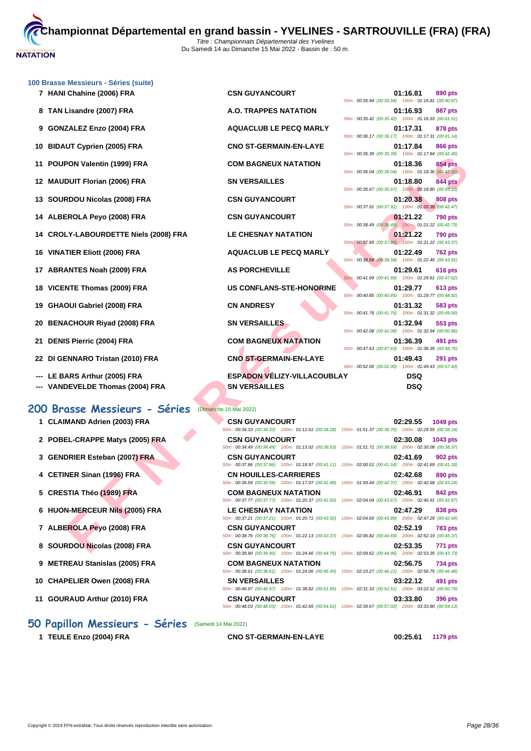# Championnat Départemental en grand bassin - YVELINES - SARTROUVILLE (FRA) (FRA)

*Titre : Championnats Départemental des Yvelines*
Du Samedi 14 au Dimanche 15 Mai 2022 - Bassin de : 50 m.

### 100 Brasse Messieurs - Séries (suite)

| | | | | |
|---|---|---|---|---|
| 7 | HANI Chahine (2006) FRA | CSN GUYANCOURT | 01:16.81 | 890 pts |
| | | | 50m : 00:35.94 (00:35.94) 100m : 01:16.81 (00:40.87) | |
| 8 | TAN Lisandre (2007) FRA | A.O. TRAPPES NATATION | 01:16.93 | 887 pts |
| | | | 50m : 00:35.42 (00:35.42) 100m : 01:16.93 (00:41.51) | |
| 9 | GONZALEZ Enzo (2004) FRA | AQUACLUB LE PECQ MARLY | 01:17.31 | 878 pts |
| | | | 50m : 00:36.17 (00:36.17) 100m : 01:17.31 (00:41.14) | |
| 10 | BIDAUT Cyprien (2005) FRA | CNO ST-GERMAIN-EN-LAYE | 01:17.84 | 866 pts |
| | | | 50m : 00:35.39 (00:35.39) 100m : 01:17.84 (00:42.45) | |
| 11 | POUPON Valentin (1999) FRA | COM BAGNEUX NATATION | 01:18.36 | 854 pts |
| | | | 50m : 00:36.04 (00:36.04) 100m : 01:18.36 (00:42.32) | |
| 12 | MAUDUIT Florian (2006) FRA | SN VERSAILLES | 01:18.80 | 844 pts |
| | | | 50m : 00:35.67 (00:35.67) 100m : 01:18.80 (00:43.13) | |
| 13 | SOURDOU Nicolas (2008) FRA | CSN GUYANCOURT | 01:20.38 | 808 pts |
| | | | 50m : 00:37.91 (00:37.91) 100m : 01:20.38 (00:42.47) | |
| 14 | ALBEROLA Peyo (2008) FRA | CSN GUYANCOURT | 01:21.22 | 790 pts |
| | | | 50m : 00:38.49 (00:38.49) 100m : 01:21.22 (00:42.73) | |
| 14 | CROLY-LABOURDETTE Niels (2008) FRA | LE CHESNAY NATATION | 01:21.22 | 790 pts |
| | | | 50m : 00:37.85 (00:37.85) 100m : 01:21.22 (00:43.37) | |
| 16 | VINATIER Eliott (2006) FRA | AQUACLUB LE PECQ MARLY | 01:22.49 | 762 pts |
| | | | 50m : 00:38.58 (00:38.58) 100m : 01:22.49 (00:43.91) | |
| 17 | ABRANTES Noah (2009) FRA | AS PORCHEVILLE | 01:29.61 | 616 pts |
| | | | 50m : 00:41.99 (00:41.99) 100m : 01:29.61 (00:47.62) | |
| 18 | VICENTE Thomas (2009) FRA | US CONFLANS-STE-HONORINE | 01:29.77 | 613 pts |
| | | | 50m : 00:40.85 (00:40.85) 100m : 01:29.77 (00:48.92) | |
| 19 | GHAOUI Gabriel (2008) FRA | CN ANDRESY | 01:31.32 | 583 pts |
| | | | 50m : 00:41.76 (00:41.76) 100m : 01:31.32 (00:49.56) | |
| 20 | BENACHOUR Riyad (2008) FRA | SN VERSAILLES | 01:32.94 | 553 pts |
| | | | 50m : 00:42.08 (00:42.08) 100m : 01:32.94 (00:50.86) | |
| 21 | DENIS Pierric (2004) FRA | COM BAGNEUX NATATION | 01:36.39 | 491 pts |
| | | | 50m : 00:47.63 (00:47.63) 100m : 01:36.39 (00:48.76) | |
| 22 | DI GENNARO Tristan (2010) FRA | CNO ST-GERMAIN-EN-LAYE | 01:49.43 | 291 pts |
| | | | 50m : 00:52.00 (00:52.00) 100m : 01:49.43 (00:57.43) | |
| --- | LE BARS Arthur (2005) FRA | ESPADON VÉLIZY-VILLACOUBLAY | DSQ | |
| --- | VANDEVELDE Thomas (2004) FRA | SN VERSAILLES | DSQ | |

## 200 Brasse Messieurs - Séries (Dimanche 15 Mai 2022)

| | | | | |
|---|---|---|---|---|
| 1 | CLAIMAND Adrien (2003) FRA | CSN GUYANCOURT | 02:29.55 | 1049 pts |
| | | 50m : 00:34.33 (00:34.33) 100m : 01:12.61 (00:38.28) 150m : 01:51.37 (00:38.76) 200m : 02:29.55 (00:38.18) | | |
| 2 | POBEL-CRAPPE Matys (2005) FRA | CSN GUYANCOURT | 02:30.08 | 1043 pts |
| | | 50m : 00:34.49 (00:34.49) 100m : 01:13.02 (00:38.53) 150m : 01:51.71 (00:38.69) 200m : 02:30.08 (00:38.37) | | |
| 3 | GENDRIER Esteban (2007) FRA | CSN GUYANCOURT | 02:41.69 | 902 pts |
| | | 50m : 00:37.86 (00:37.86) 100m : 01:18.97 (00:41.11) 150m : 02:00.51 (00:41.54) 200m : 02:41.69 (00:41.18) | | |
| 4 | CETINER Sinan (1996) FRA | CN HOUILLES-CARRIERES | 02:42.68 | 890 pts |
| | | 50m : 00:35.59 (00:35.59) 100m : 01:17.07 (00:41.48) 150m : 01:59.44 (00:42.37) 200m : 02:42.68 (00:43.24) | | |
| 5 | CRESTIA Théo (1989) FRA | COM BAGNEUX NATATION | 02:46.91 | 842 pts |
| | | 50m : 00:37.77 (00:37.77) 100m : 01:20.37 (00:42.60) 150m : 02:04.04 (00:43.67) 200m : 02:46.91 (00:42.87) | | |
| 6 | HUON-MERCEUR Nils (2005) FRA | LE CHESNAY NATATION | 02:47.29 | 838 pts |
| | | 50m : 00:37.21 (00:37.21) 100m : 01:20.71 (00:43.50) 150m : 02:04.60 (00:43.89) 200m : 02:47.29 (00:42.69) | | |
| 7 | ALBEROLA Peyo (2008) FRA | CSN GUYANCOURT | 02:52.19 | 783 pts |
| | | 50m : 00:38.76 (00:38.76) 100m : 01:22.13 (00:43.37) 150m : 02:06.82 (00:44.69) 200m : 02:52.19 (00:45.37) | | |
| 8 | SOURDOU Nicolas (2008) FRA | CSN GUYANCOURT | 02:53.35 | 771 pts |
| | | 50m : 00:39.90 (00:39.90) 100m : 01:24.66 (00:44.76) 150m : 02:09.62 (00:44.96) 200m : 02:53.35 (00:43.73) | | |
| 9 | METREAU Stanislas (2005) FRA | COM BAGNEUX NATATION | 02:56.75 | 734 pts |
| | | 50m : 00:38.61 (00:38.61) 100m : 01:24.06 (00:45.45) 150m : 02:10.27 (00:46.21) 200m : 02:56.75 (00:46.48) | | |
| 10 | CHAPELIER Owen (2008) FRA | SN VERSAILLES | 03:22.12 | 491 pts |
| | | 50m : 00:46.97 (00:46.97) 100m : 01:38.82 (00:51.85) 150m : 02:31.33 (00:52.51) 200m : 03:22.12 (00:50.79) | | |
| 11 | GOURAUD Arthur (2010) FRA | CSN GUYANCOURT | 03:33.80 | 396 pts |
| | | 50m : 00:48.03 (00:48.03) 100m : 01:42.65 (00:54.62) 150m : 02:39.67 (00:57.02) 200m : 03:33.80 (00:54.13) | | |

## 50 Papillon Messieurs - Séries (Samedi 14 Mai 2022)

| | | | | |
|---|---|---|---|---|
| 1 | TEULE Enzo (2004) FRA | CNO ST-GERMAIN-EN-LAYE | 00:25.61 | 1179 pts |

Copyright © 2019 FFN-extraNat. Tous droits réservés reproduction interdite sans autorisation.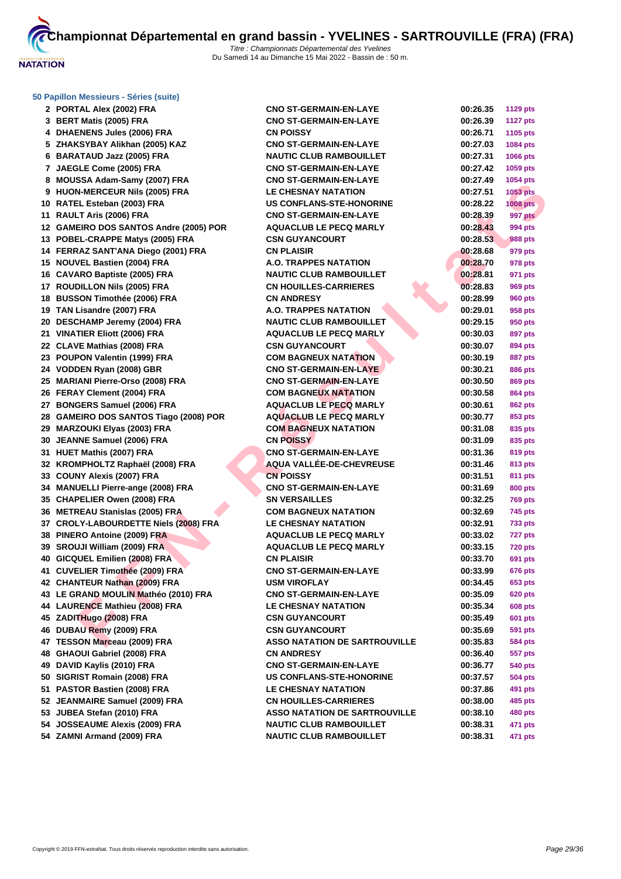# Championnat Départemental en grand bassin - YVELINES - SARTROUVILLE (FRA) (FRA)

*Titre : Championnats Départemental des Yvelines*
Du Samedi 14 au Dimanche 15 Mai 2022 - Bassin de : 50 m.

### 50 Papillon Messieurs - Séries (suite)

| Rang | Nom | Club | Temps | Points |
|---|---|---|---|---|
| 2 | PORTAL Alex (2002) FRA | CNO ST-GERMAIN-EN-LAYE | 00:26.35 | 1129 pts |
| 3 | BERT Matis (2005) FRA | CNO ST-GERMAIN-EN-LAYE | 00:26.39 | 1127 pts |
| 4 | DHAENENS Jules (2006) FRA | CN POISSY | 00:26.71 | 1105 pts |
| 5 | ZHAKSYBAY Alikhan (2005) KAZ | CNO ST-GERMAIN-EN-LAYE | 00:27.03 | 1084 pts |
| 6 | BARATAUD Jazz (2005) FRA | NAUTIC CLUB RAMBOUILLET | 00:27.31 | 1066 pts |
| 7 | JAEGLE Come (2005) FRA | CNO ST-GERMAIN-EN-LAYE | 00:27.42 | 1059 pts |
| 8 | MOUSSA Adam-Samy (2007) FRA | CNO ST-GERMAIN-EN-LAYE | 00:27.49 | 1054 pts |
| 9 | HUON-MERCEUR Nils (2005) FRA | LE CHESNAY NATATION | 00:27.51 | 1053 pts |
| 10 | RATEL Esteban (2003) FRA | US CONFLANS-STE-HONORINE | 00:28.22 | 1008 pts |
| 11 | RAULT Aris (2006) FRA | CNO ST-GERMAIN-EN-LAYE | 00:28.39 | 997 pts |
| 12 | GAMEIRO DOS SANTOS Andre (2005) POR | AQUACLUB LE PECQ MARLY | 00:28.43 | 994 pts |
| 13 | POBEL-CRAPPE Matys (2005) FRA | CSN GUYANCOURT | 00:28.53 | 988 pts |
| 14 | FERRAZ SANT'ANA Diego (2001) FRA | CN PLAISIR | 00:28.68 | 979 pts |
| 15 | NOUVEL Bastien (2004) FRA | A.O. TRAPPES NATATION | 00:28.70 | 978 pts |
| 16 | CAVARO Baptiste (2005) FRA | NAUTIC CLUB RAMBOUILLET | 00:28.81 | 971 pts |
| 17 | ROUDILLON Nils (2005) FRA | CN HOUILLES-CARRIERES | 00:28.83 | 969 pts |
| 18 | BUSSON Timothée (2006) FRA | CN ANDRESY | 00:28.99 | 960 pts |
| 19 | TAN Lisandre (2007) FRA | A.O. TRAPPES NATATION | 00:29.01 | 958 pts |
| 20 | DESCHAMP Jeremy (2004) FRA | NAUTIC CLUB RAMBOUILLET | 00:29.15 | 950 pts |
| 21 | VINATIER Eliott (2006) FRA | AQUACLUB LE PECQ MARLY | 00:30.03 | 897 pts |
| 22 | CLAVE Mathias (2008) FRA | CSN GUYANCOURT | 00:30.07 | 894 pts |
| 23 | POUPON Valentin (1999) FRA | COM BAGNEUX NATATION | 00:30.19 | 887 pts |
| 24 | VODDEN Ryan (2008) GBR | CNO ST-GERMAIN-EN-LAYE | 00:30.21 | 886 pts |
| 25 | MARIANI Pierre-Orso (2008) FRA | CNO ST-GERMAIN-EN-LAYE | 00:30.50 | 869 pts |
| 26 | FERAY Clement (2004) FRA | COM BAGNEUX NATATION | 00:30.58 | 864 pts |
| 27 | BONGERS Samuel (2006) FRA | AQUACLUB LE PECQ MARLY | 00:30.61 | 862 pts |
| 28 | GAMEIRO DOS SANTOS Tiago (2008) POR | AQUACLUB LE PECQ MARLY | 00:30.77 | 853 pts |
| 29 | MARZOUKI Elyas (2003) FRA | COM BAGNEUX NATATION | 00:31.08 | 835 pts |
| 30 | JEANNE Samuel (2006) FRA | CN POISSY | 00:31.09 | 835 pts |
| 31 | HUET Mathis (2007) FRA | CNO ST-GERMAIN-EN-LAYE | 00:31.36 | 819 pts |
| 32 | KROMPHOLTZ Raphaël (2008) FRA | AQUA VALLÉE-DE-CHEVREUSE | 00:31.46 | 813 pts |
| 33 | COUNY Alexis (2007) FRA | CN POISSY | 00:31.51 | 811 pts |
| 34 | MANUELLI Pierre-ange (2008) FRA | CNO ST-GERMAIN-EN-LAYE | 00:31.69 | 800 pts |
| 35 | CHAPELIER Owen (2008) FRA | SN VERSAILLES | 00:32.25 | 769 pts |
| 36 | METREAU Stanislas (2005) FRA | COM BAGNEUX NATATION | 00:32.69 | 745 pts |
| 37 | CROLY-LABOURDETTE Niels (2008) FRA | LE CHESNAY NATATION | 00:32.91 | 733 pts |
| 38 | PINERO Antoine (2009) FRA | AQUACLUB LE PECQ MARLY | 00:33.02 | 727 pts |
| 39 | SROUJI William (2009) FRA | AQUACLUB LE PECQ MARLY | 00:33.15 | 720 pts |
| 40 | GICQUEL Emilien (2008) FRA | CN PLAISIR | 00:33.70 | 691 pts |
| 41 | CUVELIER Timothée (2009) FRA | CNO ST-GERMAIN-EN-LAYE | 00:33.99 | 676 pts |
| 42 | CHANTEUR Nathan (2009) FRA | USM VIROFLAY | 00:34.45 | 653 pts |
| 43 | LE GRAND MOULIN Mathéo (2010) FRA | CNO ST-GERMAIN-EN-LAYE | 00:35.09 | 620 pts |
| 44 | LAURENCE Mathieu (2008) FRA | LE CHESNAY NATATION | 00:35.34 | 608 pts |
| 45 | ZADITHugo (2008) FRA | CSN GUYANCOURT | 00:35.49 | 601 pts |
| 46 | DUBAU Remy (2009) FRA | CSN GUYANCOURT | 00:35.69 | 591 pts |
| 47 | TESSON Marceau (2009) FRA | ASSO NATATION DE SARTROUVILLE | 00:35.83 | 584 pts |
| 48 | GHAOUI Gabriel (2008) FRA | CN ANDRESY | 00:36.40 | 557 pts |
| 49 | DAVID Kaylis (2010) FRA | CNO ST-GERMAIN-EN-LAYE | 00:36.77 | 540 pts |
| 50 | SIGRIST Romain (2008) FRA | US CONFLANS-STE-HONORINE | 00:37.57 | 504 pts |
| 51 | PASTOR Bastien (2008) FRA | LE CHESNAY NATATION | 00:37.86 | 491 pts |
| 52 | JEANMAIRE Samuel (2009) FRA | CN HOUILLES-CARRIERES | 00:38.00 | 485 pts |
| 53 | JUBEA Stefan (2010) FRA | ASSO NATATION DE SARTROUVILLE | 00:38.10 | 480 pts |
| 54 | JOSSEAUME Alexis (2009) FRA | NAUTIC CLUB RAMBOUILLET | 00:38.31 | 471 pts |
| 54 | ZAMNI Armand (2009) FRA | NAUTIC CLUB RAMBOUILLET | 00:38.31 | 471 pts |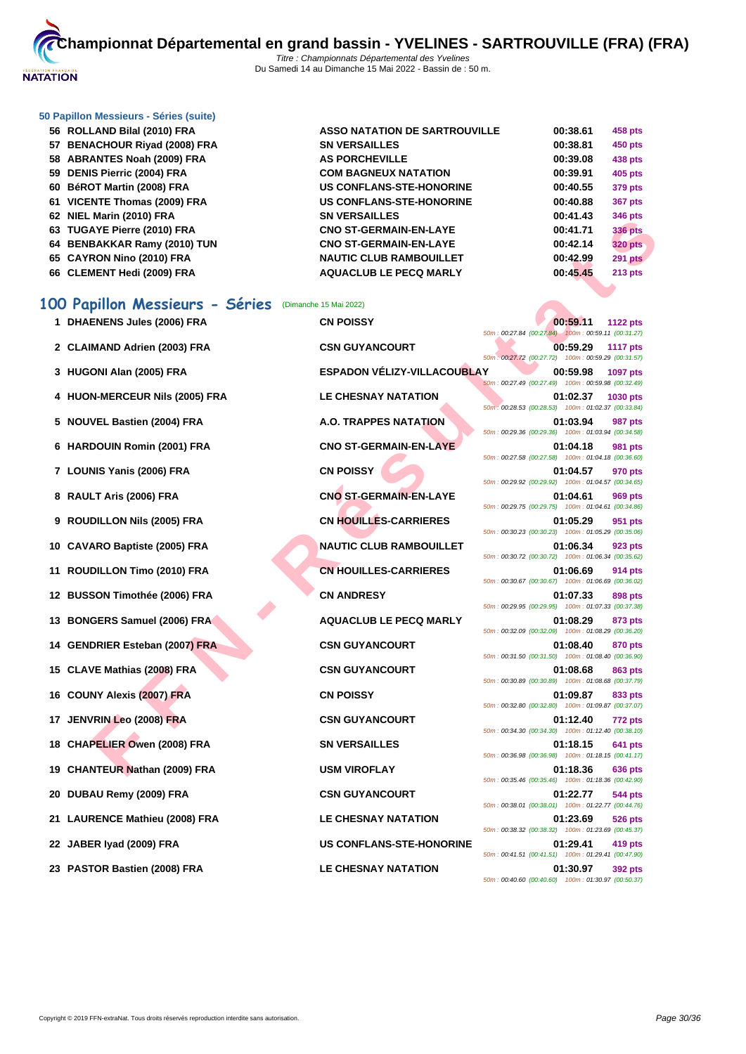### 50 Papillon Messieurs - Séries (suite)

| | | | | |
|---|---|---|---|---|
| 56 | ROLLAND Bilal (2010) FRA | ASSO NATATION DE SARTROUVILLE | 00:38.61 | 458 pts |
| 57 | BENACHOUR Riyad (2008) FRA | SN VERSAILLES | 00:38.81 | 450 pts |
| 58 | ABRANTES Noah (2009) FRA | AS PORCHEVILLE | 00:39.08 | 438 pts |
| 59 | DENIS Pierric (2004) FRA | COM BAGNEUX NATATION | 00:39.91 | 405 pts |
| 60 | BéROT Martin (2008) FRA | US CONFLANS-STE-HONORINE | 00:40.55 | 379 pts |
| 61 | VICENTE Thomas (2009) FRA | US CONFLANS-STE-HONORINE | 00:40.88 | 367 pts |
| 62 | NIEL Marin (2010) FRA | SN VERSAILLES | 00:41.43 | 346 pts |
| 63 | TUGAYE Pierre (2010) FRA | CNO ST-GERMAIN-EN-LAYE | 00:41.71 | 336 pts |
| 64 | BENBAKKAR Ramy (2010) TUN | CNO ST-GERMAIN-EN-LAYE | 00:42.14 | 320 pts |
| 65 | CAYRON Nino (2010) FRA | NAUTIC CLUB RAMBOUILLET | 00:42.99 | 291 pts |
| 66 | CLEMENT Hedi (2009) FRA | AQUACLUB LE PECQ MARLY | 00:45.45 | 213 pts |

## 100 Papillon Messieurs - Séries (Dimanche 15 Mai 2022)

| | | | | | |
|---|---|---|---|---|---|
| 1 | DHAENENS Jules (2006) FRA | CN POISSY | 00:59.11 | 1122 pts | 50m : 00:27.84 (00:27.84) 100m : 00:59.11 (00:31.27) |
| 2 | CLAIMAND Adrien (2003) FRA | CSN GUYANCOURT | 00:59.29 | 1117 pts | 50m : 00:27.72 (00:27.72) 100m : 00:59.29 (00:31.57) |
| 3 | HUGONI Alan (2005) FRA | ESPADON VÉLIZY-VILLACOUBLAY | 00:59.98 | 1097 pts | 50m : 00:27.49 (00:27.49) 100m : 00:59.98 (00:32.49) |
| 4 | HUON-MERCEUR Nils (2005) FRA | LE CHESNAY NATATION | 01:02.37 | 1030 pts | 50m : 00:28.53 (00:28.53) 100m : 01:02.37 (00:33.84) |
| 5 | NOUVEL Bastien (2004) FRA | A.O. TRAPPES NATATION | 01:03.94 | 987 pts | 50m : 00:29.36 (00:29.36) 100m : 01:03.94 (00:34.58) |
| 6 | HARDOUIN Romin (2001) FRA | CNO ST-GERMAIN-EN-LAYE | 01:04.18 | 981 pts | 50m : 00:27.58 (00:27.58) 100m : 01:04.18 (00:36.60) |
| 7 | LOUNIS Yanis (2006) FRA | CN POISSY | 01:04.57 | 970 pts | 50m : 00:29.92 (00:29.92) 100m : 01:04.57 (00:34.65) |
| 8 | RAULT Aris (2006) FRA | CNO ST-GERMAIN-EN-LAYE | 01:04.61 | 969 pts | 50m : 00:29.75 (00:29.75) 100m : 01:04.61 (00:34.86) |
| 9 | ROUDILLON Nils (2005) FRA | CN HOUILLES-CARRIERES | 01:05.29 | 951 pts | 50m : 00:30.23 (00:30.23) 100m : 01:05.29 (00:35.06) |
| 10 | CAVARO Baptiste (2005) FRA | NAUTIC CLUB RAMBOUILLET | 01:06.34 | 923 pts | 50m : 00:30.72 (00:30.72) 100m : 01:06.34 (00:35.62) |
| 11 | ROUDILLON Timo (2010) FRA | CN HOUILLES-CARRIERES | 01:06.69 | 914 pts | 50m : 00:30.67 (00:30.67) 100m : 01:06.69 (00:36.02) |
| 12 | BUSSON Timothée (2006) FRA | CN ANDRESY | 01:07.33 | 898 pts | 50m : 00:29.95 (00:29.95) 100m : 01:07.33 (00:37.38) |
| 13 | BONGERS Samuel (2006) FRA | AQUACLUB LE PECQ MARLY | 01:08.29 | 873 pts | 50m : 00:32.09 (00:32.09) 100m : 01:08.29 (00:36.20) |
| 14 | GENDRIER Esteban (2007) FRA | CSN GUYANCOURT | 01:08.40 | 870 pts | 50m : 00:31.50 (00:31.50) 100m : 01:08.40 (00:36.90) |
| 15 | CLAVE Mathias (2008) FRA | CSN GUYANCOURT | 01:08.68 | 863 pts | 50m : 00:30.89 (00:30.89) 100m : 01:08.68 (00:37.79) |
| 16 | COUNY Alexis (2007) FRA | CN POISSY | 01:09.87 | 833 pts | 50m : 00:32.80 (00:32.80) 100m : 01:09.87 (00:37.07) |
| 17 | JENVRIN Leo (2008) FRA | CSN GUYANCOURT | 01:12.40 | 772 pts | 50m : 00:34.30 (00:34.30) 100m : 01:12.40 (00:38.10) |
| 18 | CHAPELIER Owen (2008) FRA | SN VERSAILLES | 01:18.15 | 641 pts | 50m : 00:36.98 (00:36.98) 100m : 01:18.15 (00:41.17) |
| 19 | CHANTEUR Nathan (2009) FRA | USM VIROFLAY | 01:18.36 | 636 pts | 50m : 00:35.46 (00:35.46) 100m : 01:18.36 (00:42.90) |
| 20 | DUBAU Remy (2009) FRA | CSN GUYANCOURT | 01:22.77 | 544 pts | 50m : 00:38.01 (00:38.01) 100m : 01:22.77 (00:44.76) |
| 21 | LAURENCE Mathieu (2008) FRA | LE CHESNAY NATATION | 01:23.69 | 526 pts | 50m : 00:38.32 (00:38.32) 100m : 01:23.69 (00:45.37) |
| 22 | JABER Iyad (2009) FRA | US CONFLANS-STE-HONORINE | 01:29.41 | 419 pts | 50m : 00:41.51 (00:41.51) 100m : 01:29.41 (00:47.90) |
| 23 | PASTOR Bastien (2008) FRA | LE CHESNAY NATATION | 01:30.97 | 392 pts | 50m : 00:40.60 (00:40.60) 100m : 01:30.97 (00:50.37) |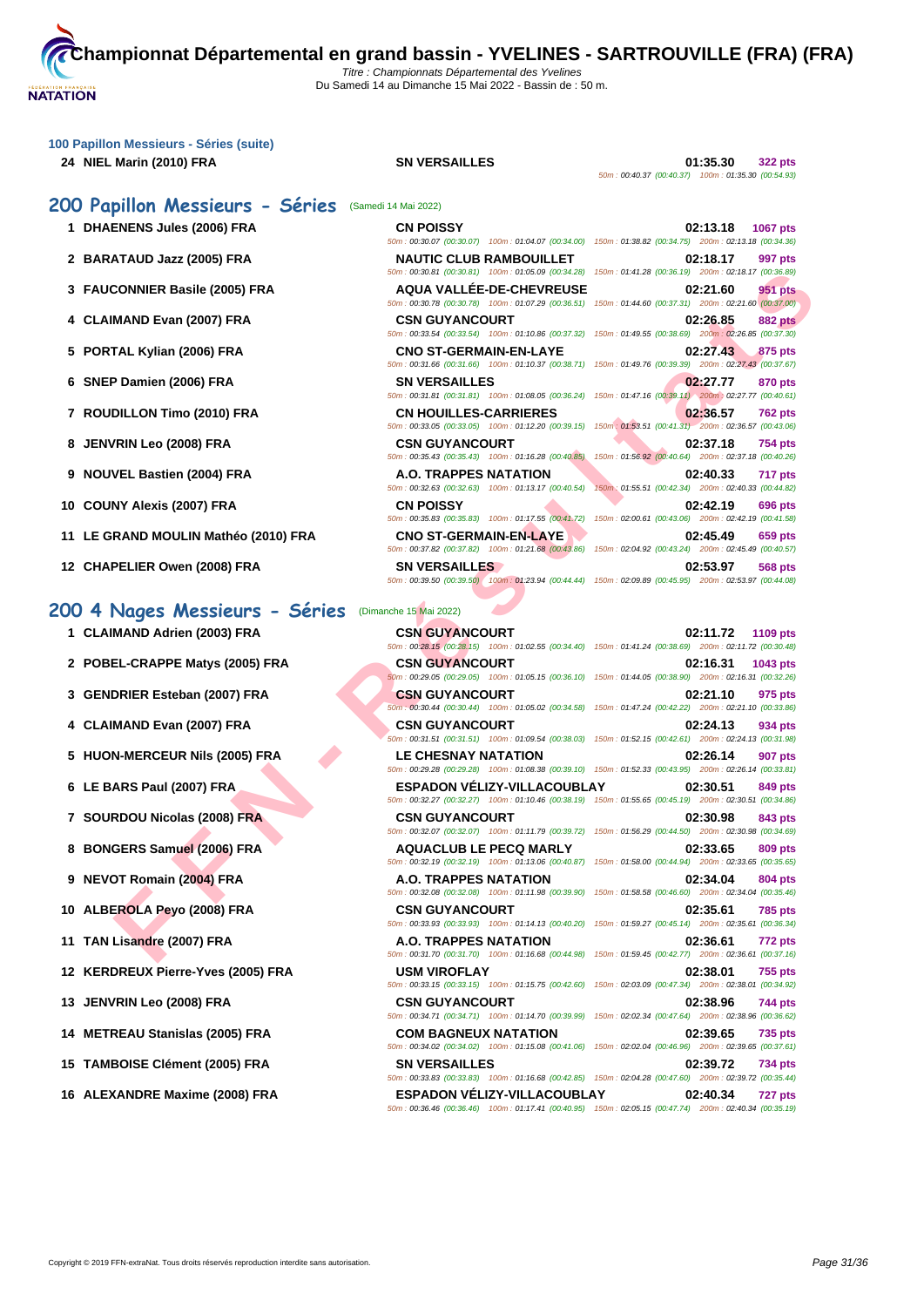# Championnat Départemental en grand bassin - YVELINES - SARTROUVILLE (FRA) (FRA)

*Titre : Championnats Départemental des Yvelines*
Du Samedi 14 au Dimanche 15 Mai 2022 - Bassin de : 50 m.

### 100 Papillon Messieurs - Séries (suite)

| | | | | |
|---|---|---|---|---|
| 24 | NIEL Marin (2010) FRA | SN VERSAILLES | 01:35.30 | 322 pts |
| | | 50m : 00:40.37 (00:40.37) 100m : 01:35.30 (00:54.93) | | |

## 200 Papillon Messieurs - Séries (Samedi 14 Mai 2022)

| | | | | |
|---|---|---|---|---|
| 1 | DHAENENS Jules (2006) FRA | CN POISSY | 02:13.18 | 1067 pts |
| | | 50m : 00:30.07 (00:30.07) 100m : 01:04.07 (00:34.00) 150m : 01:38.82 (00:34.75) 200m : 02:13.18 (00:34.36) | | |
| 2 | BARATAUD Jazz (2005) FRA | NAUTIC CLUB RAMBOUILLET | 02:18.17 | 997 pts |
| | | 50m : 00:30.81 (00:30.81) 100m : 01:05.09 (00:34.28) 150m : 01:41.28 (00:36.19) 200m : 02:18.17 (00:36.89) | | |
| 3 | FAUCONNIER Basile (2005) FRA | AQUA VALLÉE-DE-CHEVREUSE | 02:21.60 | 951 pts |
| | | 50m : 00:30.78 (00:30.78) 100m : 01:07.29 (00:36.51) 150m : 01:44.60 (00:37.31) 200m : 02:21.60 (00:37.00) | | |
| 4 | CLAIMAND Evan (2007) FRA | CSN GUYANCOURT | 02:26.85 | 882 pts |
| | | 50m : 00:33.54 (00:33.54) 100m : 01:10.86 (00:37.32) 150m : 01:49.55 (00:38.69) 200m : 02:26.85 (00:37.30) | | |
| 5 | PORTAL Kylian (2006) FRA | CNO ST-GERMAIN-EN-LAYE | 02:27.43 | 875 pts |
| | | 50m : 00:31.66 (00:31.66) 100m : 01:10.37 (00:38.71) 150m : 01:49.76 (00:39.39) 200m : 02:27.43 (00:37.67) | | |
| 6 | SNEP Damien (2006) FRA | SN VERSAILLES | 02:27.77 | 870 pts |
| | | 50m : 00:31.81 (00:31.81) 100m : 01:08.05 (00:36.24) 150m : 01:47.16 (00:39.11) 200m : 02:27.77 (00:40.61) | | |
| 7 | ROUDILLON Timo (2010) FRA | CN HOUILLES-CARRIERES | 02:36.57 | 762 pts |
| | | 50m : 00:33.05 (00:33.05) 100m : 01:12.20 (00:39.15) 150m : 01:53.51 (00:41.31) 200m : 02:36.57 (00:43.06) | | |
| 8 | JENVRIN Leo (2008) FRA | CSN GUYANCOURT | 02:37.18 | 754 pts |
| | | 50m : 00:35.43 (00:35.43) 100m : 01:16.28 (00:40.85) 150m : 01:56.92 (00:40.64) 200m : 02:37.18 (00:40.26) | | |
| 9 | NOUVEL Bastien (2004) FRA | A.O. TRAPPES NATATION | 02:40.33 | 717 pts |
| | | 50m : 00:32.63 (00:32.63) 100m : 01:13.17 (00:40.54) 150m : 01:55.51 (00:42.34) 200m : 02:40.33 (00:44.82) | | |
| 10 | COUNY Alexis (2007) FRA | CN POISSY | 02:42.19 | 696 pts |
| | | 50m : 00:35.83 (00:35.83) 100m : 01:17.55 (00:41.72) 150m : 02:00.61 (00:43.06) 200m : 02:42.19 (00:41.58) | | |
| 11 | LE GRAND MOULIN Mathéo (2010) FRA | CNO ST-GERMAIN-EN-LAYE | 02:45.49 | 659 pts |
| | | 50m : 00:37.82 (00:37.82) 100m : 01:21.68 (00:43.86) 150m : 02:04.92 (00:43.24) 200m : 02:45.49 (00:40.57) | | |
| 12 | CHAPELIER Owen (2008) FRA | SN VERSAILLES | 02:53.97 | 568 pts |
| | | 50m : 00:39.50 (00:39.50) 100m : 01:23.94 (00:44.44) 150m : 02:09.89 (00:45.95) 200m : 02:53.97 (00:44.08) | | |

## 200 4 Nages Messieurs - Séries (Dimanche 15 Mai 2022)

| | | | | |
|---|---|---|---|---|
| 1 | CLAIMAND Adrien (2003) FRA | CSN GUYANCOURT | 02:11.72 | 1109 pts |
| | | 50m : 00:28.15 (00:28.15) 100m : 01:02.55 (00:34.40) 150m : 01:41.24 (00:38.69) 200m : 02:11.72 (00:30.48) | | |
| 2 | POBEL-CRAPPE Matys (2005) FRA | CSN GUYANCOURT | 02:16.31 | 1043 pts |
| | | 50m : 00:29.05 (00:29.05) 100m : 01:05.15 (00:36.10) 150m : 01:44.05 (00:38.90) 200m : 02:16.31 (00:32.26) | | |
| 3 | GENDRIER Esteban (2007) FRA | CSN GUYANCOURT | 02:21.10 | 975 pts |
| | | 50m : 00:30.44 (00:30.44) 100m : 01:05.02 (00:34.58) 150m : 01:47.24 (00:42.22) 200m : 02:21.10 (00:33.86) | | |
| 4 | CLAIMAND Evan (2007) FRA | CSN GUYANCOURT | 02:24.13 | 934 pts |
| | | 50m : 00:31.51 (00:31.51) 100m : 01:09.54 (00:38.03) 150m : 01:52.15 (00:42.61) 200m : 02:24.13 (00:31.98) | | |
| 5 | HUON-MERCEUR Nils (2005) FRA | LE CHESNAY NATATION | 02:26.14 | 907 pts |
| | | 50m : 00:29.28 (00:29.28) 100m : 01:08.38 (00:39.10) 150m : 01:52.33 (00:43.95) 200m : 02:26.14 (00:33.81) | | |
| 6 | LE BARS Paul (2007) FRA | ESPADON VÉLIZY-VILLACOUBLAY | 02:30.51 | 849 pts |
| | | 50m : 00:32.27 (00:32.27) 100m : 01:10.46 (00:38.19) 150m : 01:55.65 (00:45.19) 200m : 02:30.51 (00:34.86) | | |
| 7 | SOURDOU Nicolas (2008) FRA | CSN GUYANCOURT | 02:30.98 | 843 pts |
| | | 50m : 00:32.07 (00:32.07) 100m : 01:11.79 (00:39.72) 150m : 01:56.29 (00:44.50) 200m : 02:30.98 (00:34.69) | | |
| 8 | BONGERS Samuel (2006) FRA | AQUACLUB LE PECQ MARLY | 02:33.65 | 809 pts |
| | | 50m : 00:32.19 (00:32.19) 100m : 01:13.06 (00:40.87) 150m : 01:58.00 (00:44.94) 200m : 02:33.65 (00:35.65) | | |
| 9 | NEVOT Romain (2004) FRA | A.O. TRAPPES NATATION | 02:34.04 | 804 pts |
| | | 50m : 00:32.08 (00:32.08) 100m : 01:11.98 (00:39.90) 150m : 01:58.58 (00:46.60) 200m : 02:34.04 (00:35.46) | | |
| 10 | ALBEROLA Peyo (2008) FRA | CSN GUYANCOURT | 02:35.61 | 785 pts |
| | | 50m : 00:33.93 (00:33.93) 100m : 01:14.13 (00:40.20) 150m : 01:59.27 (00:45.14) 200m : 02:35.61 (00:36.34) | | |
| 11 | TAN Lisandre (2007) FRA | A.O. TRAPPES NATATION | 02:36.61 | 772 pts |
| | | 50m : 00:31.70 (00:31.70) 100m : 01:16.68 (00:44.98) 150m : 01:59.45 (00:42.77) 200m : 02:36.61 (00:37.16) | | |
| 12 | KERDREUX Pierre-Yves (2005) FRA | USM VIROFLAY | 02:38.01 | 755 pts |
| | | 50m : 00:33.15 (00:33.15) 100m : 01:15.75 (00:42.60) 150m : 02:03.09 (00:47.34) 200m : 02:38.01 (00:34.92) | | |
| 13 | JENVRIN Leo (2008) FRA | CSN GUYANCOURT | 02:38.96 | 744 pts |
| | | 50m : 00:34.71 (00:34.71) 100m : 01:14.70 (00:39.99) 150m : 02:02.34 (00:47.64) 200m : 02:38.96 (00:36.62) | | |
| 14 | METREAU Stanislas (2005) FRA | COM BAGNEUX NATATION | 02:39.65 | 735 pts |
| | | 50m : 00:34.02 (00:34.02) 100m : 01:15.08 (00:41.06) 150m : 02:02.04 (00:46.96) 200m : 02:39.65 (00:37.61) | | |
| 15 | TAMBOISE Clément (2005) FRA | SN VERSAILLES | 02:39.72 | 734 pts |
| | | 50m : 00:33.83 (00:33.83) 100m : 01:16.68 (00:42.85) 150m : 02:04.28 (00:47.60) 200m : 02:39.72 (00:35.44) | | |
| 16 | ALEXANDRE Maxime (2008) FRA | ESPADON VÉLIZY-VILLACOUBLAY | 02:40.34 | 727 pts |
| | | 50m : 00:36.46 (00:36.46) 100m : 01:17.41 (00:40.95) 150m : 02:05.15 (00:47.74) 200m : 02:40.34 (00:35.19) | | |

Copyright © 2019 FFN-extraNat. Tous droits réservés reproduction interdite sans autorisation.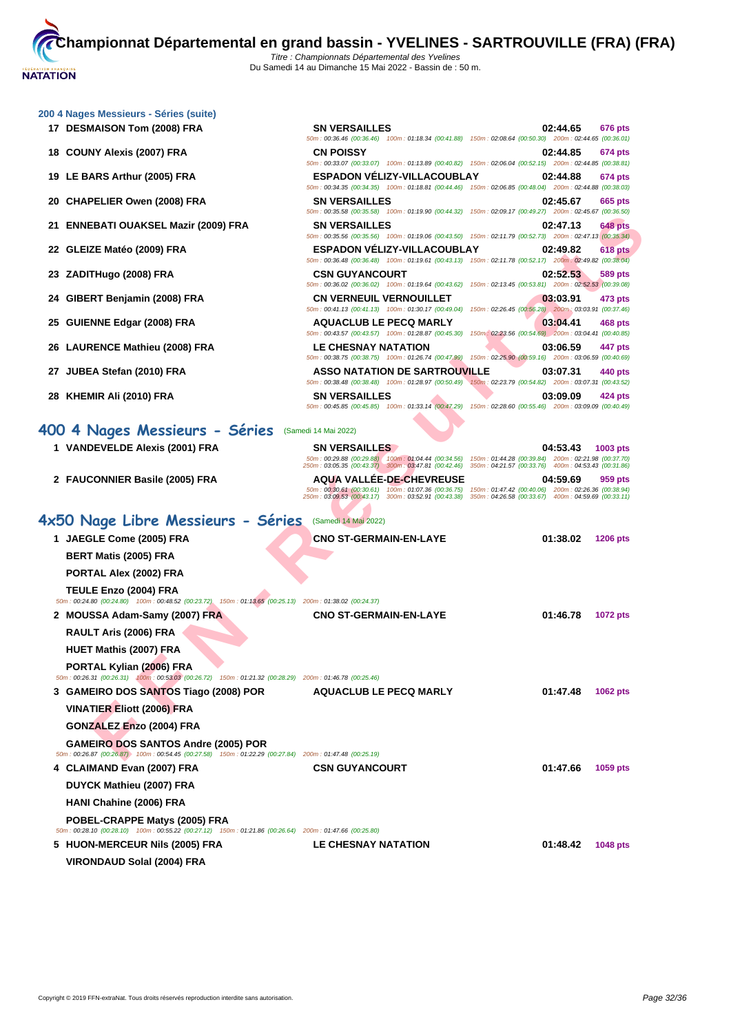# Championnat Départemental en grand bassin - YVELINES - SARTROUVILLE (FRA) (FRA)

*Titre : Championnats Départemental des Yvelines*
Du Samedi 14 au Dimanche 15 Mai 2022 - Bassin de : 50 m.

### 200 4 Nages Messieurs - Séries (suite)

| | | | | |
|---|---|---|---|---|
| 17 | DESMAISON Tom (2008) FRA | SN VERSAILLES | 02:44.65 | 676 pts |
| | 50m : 00:36.46 (00:36.46) 100m : 01:18.34 (00:41.88) 150m : 02:08.64 (00:50.30) 200m : 02:44.65 (00:36.01) | | | |
| 18 | COUNY Alexis (2007) FRA | CN POISSY | 02:44.85 | 674 pts |
| | 50m : 00:33.07 (00:33.07) 100m : 01:13.89 (00:40.82) 150m : 02:06.04 (00:52.15) 200m : 02:44.85 (00:38.81) | | | |
| 19 | LE BARS Arthur (2005) FRA | ESPADON VÉLIZY-VILLACOUBLAY | 02:44.88 | 674 pts |
| | 50m : 00:34.35 (00:34.35) 100m : 01:18.81 (00:44.46) 150m : 02:06.85 (00:48.04) 200m : 02:44.88 (00:38.03) | | | |
| 20 | CHAPELIER Owen (2008) FRA | SN VERSAILLES | 02:45.67 | 665 pts |
| | 50m : 00:35.58 (00:35.58) 100m : 01:19.90 (00:44.32) 150m : 02:09.17 (00:49.27) 200m : 02:45.67 (00:36.50) | | | |
| 21 | ENNEBATI OUAKSEL Mazir (2009) FRA | SN VERSAILLES | 02:47.13 | 648 pts |
| | 50m : 00:35.56 (00:35.56) 100m : 01:19.06 (00:43.50) 150m : 02:11.79 (00:52.73) 200m : 02:47.13 (00:35.34) | | | |
| 22 | GLEIZE Matéo (2009) FRA | ESPADON VÉLIZY-VILLACOUBLAY | 02:49.82 | 618 pts |
| | 50m : 00:36.48 (00:36.48) 100m : 01:19.61 (00:43.13) 150m : 02:11.78 (00:52.17) 200m : 02:49.82 (00:38.04) | | | |
| 23 | ZADITHugo (2008) FRA | CSN GUYANCOURT | 02:52.53 | 589 pts |
| | 50m : 00:36.02 (00:36.02) 100m : 01:19.64 (00:43.62) 150m : 02:13.45 (00:53.81) 200m : 02:52.53 (00:39.08) | | | |
| 24 | GIBERT Benjamin (2008) FRA | CN VERNEUIL VERNOUILLET | 03:03.91 | 473 pts |
| | 50m : 00:41.13 (00:41.13) 100m : 01:30.17 (00:49.04) 150m : 02:26.45 (00:56.28) 200m : 03:03.91 (00:37.46) | | | |
| 25 | GUIENNE Edgar (2008) FRA | AQUACLUB LE PECQ MARLY | 03:04.41 | 468 pts |
| | 50m : 00:43.57 (00:43.57) 100m : 01:28.87 (00:45.30) 150m : 02:23.56 (00:54.69) 200m : 03:04.41 (00:40.85) | | | |
| 26 | LAURENCE Mathieu (2008) FRA | LE CHESNAY NATATION | 03:06.59 | 447 pts |
| | 50m : 00:38.75 (00:38.75) 100m : 01:26.74 (00:47.99) 150m : 02:25.90 (00:59.16) 200m : 03:06.59 (00:40.69) | | | |
| 27 | JUBEA Stefan (2010) FRA | ASSO NATATION DE SARTROUVILLE | 03:07.31 | 440 pts |
| | 50m : 00:38.48 (00:38.48) 100m : 01:28.97 (00:50.49) 150m : 02:23.79 (00:54.82) 200m : 03:07.31 (00:43.52) | | | |
| 28 | KHEMIR Ali (2010) FRA | SN VERSAILLES | 03:09.09 | 424 pts |
| | 50m : 00:45.85 (00:45.85) 100m : 01:33.14 (00:47.29) 150m : 02:28.60 (00:55.46) 200m : 03:09.09 (00:40.49) | | | |

## 400 4 Nages Messieurs - Séries (Samedi 14 Mai 2022)

| | | | | |
|---|---|---|---|---|
| 1 | VANDEVELDE Alexis (2001) FRA | SN VERSAILLES | 04:53.43 | 1003 pts |
| | 50m : 00:29.88 (00:29.88) 100m : 01:04.44 (00:34.56) 150m : 01:44.28 (00:39.84) 200m : 02:21.98 (00:37.70) 250m : 03:05.35 (00:43.37) 300m : 03:47.81 (00:42.46) 350m : 04:21.57 (00:33.76) 400m : 04:53.43 (00:31.86) | | | |
| 2 | FAUCONNIER Basile (2005) FRA | AQUA VALLÉE-DE-CHEVREUSE | 04:59.69 | 959 pts |
| | 50m : 00:30.61 (00:30.61) 100m : 01:07.36 (00:36.75) 150m : 01:47.42 (00:40.06) 200m : 02:26.36 (00:38.94) 250m : 03:09.53 (00:43.17) 300m : 03:52.91 (00:43.38) 350m : 04:26.58 (00:33.67) 400m : 04:59.69 (00:33.11) | | | |

## 4x50 Nage Libre Messieurs - Séries (Samedi 14 Mai 2022)

| | | | | |
|---|---|---|---|---|
| 1 | JAEGLE Come (2005) FRA | CNO ST-GERMAIN-EN-LAYE | 01:38.02 | 1206 pts |
| | BERT Matis (2005) FRA | | | |
| | PORTAL Alex (2002) FRA | | | |
| | TEULE Enzo (2004) FRA | | | |
| | 50m : 00:24.80 (00:24.80) 100m : 00:48.52 (00:23.72) 150m : 01:13.65 (00:25.13) 200m : 01:38.02 (00:24.37) | | | |
| 2 | MOUSSA Adam-Samy (2007) FRA | CNO ST-GERMAIN-EN-LAYE | 01:46.78 | 1072 pts |
| | RAULT Aris (2006) FRA | | | |
| | HUET Mathis (2007) FRA | | | |
| | PORTAL Kylian (2006) FRA | | | |
| | 50m : 00:26.31 (00:26.31) 100m : 00:53.03 (00:26.72) 150m : 01:21.32 (00:28.29) 200m : 01:46.78 (00:25.46) | | | |
| 3 | GAMEIRO DOS SANTOS Tiago (2008) POR | AQUACLUB LE PECQ MARLY | 01:47.48 | 1062 pts |
| | VINATIER Eliott (2006) FRA | | | |
| | GONZALEZ Enzo (2004) FRA | | | |
| | GAMEIRO DOS SANTOS Andre (2005) POR | | | |
| | 50m : 00:26.87 (00:26.87) 100m : 00:54.45 (00:27.58) 150m : 01:22.29 (00:27.84) 200m : 01:47.48 (00:25.19) | | | |
| 4 | CLAIMAND Evan (2007) FRA | CSN GUYANCOURT | 01:47.66 | 1059 pts |
| | DUYCK Mathieu (2007) FRA | | | |
| | HANI Chahine (2006) FRA | | | |
| | POBEL-CRAPPE Matys (2005) FRA | | | |
| | 50m : 00:28.10 (00:28.10) 100m : 00:55.22 (00:27.12) 150m : 01:21.86 (00:26.64) 200m : 01:47.66 (00:25.80) | | | |
| 5 | HUON-MERCEUR Nils (2005) FRA | LE CHESNAY NATATION | 01:48.42 | 1048 pts |
| | VIRONDAUD Solal (2004) FRA | | | |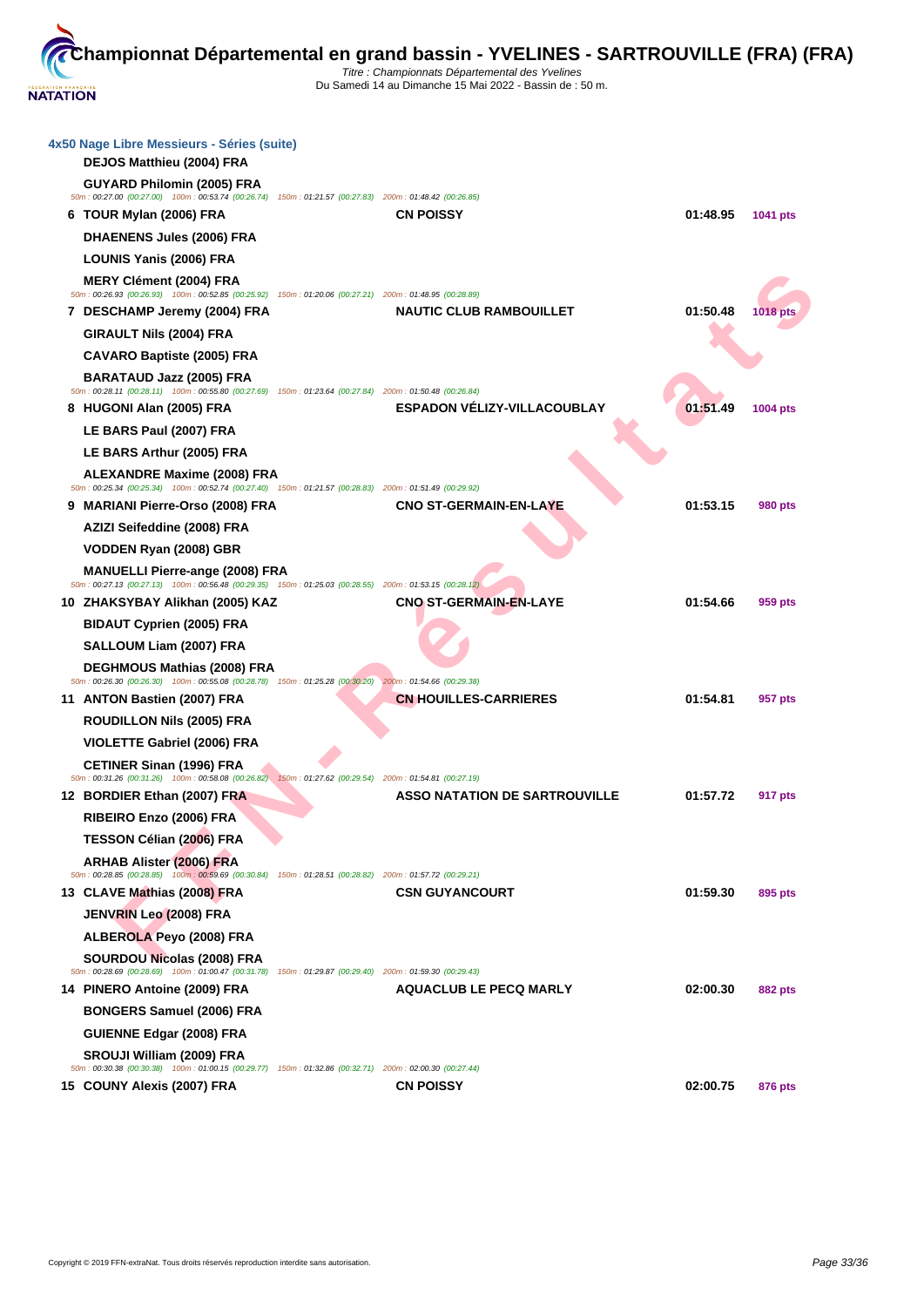# Championnat Départemental en grand bassin - YVELINES - SARTROUVILLE (FRA) (FRA)

*Titre : Championnats Départemental des Yvelines*
Du Samedi 14 au Dimanche 15 Mai 2022 - Bassin de : 50 m.

## 4x50 Nage Libre Messieurs - Séries (suite)

| | | | | |
|---|---|---|---|---|
| | DEJOS Matthieu (2004) FRA | | | |
| | GUYARD Philomin (2005) FRA | | | |
| | *50m : 00:27.00 (00:27.00) 100m : 00:53.74 (00:26.74) 150m : 01:21.57 (00:27.83) 200m : 01:48.42 (00:26.85)* | | | |
| 6 | TOUR Mylan (2006) FRA | CN POISSY | 01:48.95 | 1041 pts |
| | DHAENENS Jules (2006) FRA | | | |
| | LOUNIS Yanis (2006) FRA | | | |
| | MERY Clément (2004) FRA | | | |
| | *50m : 00:26.93 (00:26.93) 100m : 00:52.85 (00:25.92) 150m : 01:20.06 (00:27.21) 200m : 01:48.95 (00:28.89)* | | | |
| 7 | DESCHAMP Jeremy (2004) FRA | NAUTIC CLUB RAMBOUILLET | 01:50.48 | 1018 pts |
| | GIRAULT Nils (2004) FRA | | | |
| | CAVARO Baptiste (2005) FRA | | | |
| | BARATAUD Jazz (2005) FRA | | | |
| | *50m : 00:28.11 (00:28.11) 100m : 00:55.80 (00:27.69) 150m : 01:23.64 (00:27.84) 200m : 01:50.48 (00:26.84)* | | | |
| 8 | HUGONI Alan (2005) FRA | ESPADON VÉLIZY-VILLACOUBLAY | 01:51.49 | 1004 pts |
| | LE BARS Paul (2007) FRA | | | |
| | LE BARS Arthur (2005) FRA | | | |
| | ALEXANDRE Maxime (2008) FRA | | | |
| | *50m : 00:25.34 (00:25.34) 100m : 00:52.74 (00:27.40) 150m : 01:21.57 (00:28.83) 200m : 01:51.49 (00:29.92)* | | | |
| 9 | MARIANI Pierre-Orso (2008) FRA | CNO ST-GERMAIN-EN-LAYE | 01:53.15 | 980 pts |
| | AZIZI Seifeddine (2008) FRA | | | |
| | VODDEN Ryan (2008) GBR | | | |
| | MANUELLI Pierre-ange (2008) FRA | | | |
| | *50m : 00:27.13 (00:27.13) 100m : 00:56.48 (00:29.35) 150m : 01:25.03 (00:28.55) 200m : 01:53.15 (00:28.12)* | | | |
| 10 | ZHAKSYBAY Alikhan (2005) KAZ | CNO ST-GERMAIN-EN-LAYE | 01:54.66 | 959 pts |
| | BIDAUT Cyprien (2005) FRA | | | |
| | SALLOUM Liam (2007) FRA | | | |
| | DEGHMOUS Mathias (2008) FRA | | | |
| | *50m : 00:26.30 (00:26.30) 100m : 00:55.08 (00:28.78) 150m : 01:25.28 (00:30.20) 200m : 01:54.66 (00:29.38)* | | | |
| 11 | ANTON Bastien (2007) FRA | CN HOUILLES-CARRIERES | 01:54.81 | 957 pts |
| | ROUDILLON Nils (2005) FRA | | | |
| | VIOLETTE Gabriel (2006) FRA | | | |
| | CETINER Sinan (1996) FRA | | | |
| | *50m : 00:31.26 (00:31.26) 100m : 00:58.08 (00:26.82) 150m : 01:27.62 (00:29.54) 200m : 01:54.81 (00:27.19)* | | | |
| 12 | BORDIER Ethan (2007) FRA | ASSO NATATION DE SARTROUVILLE | 01:57.72 | 917 pts |
| | RIBEIRO Enzo (2006) FRA | | | |
| | TESSON Célian (2006) FRA | | | |
| | ARHAB Alister (2006) FRA | | | |
| | *50m : 00:28.85 (00:28.85) 100m : 00:59.69 (00:30.84) 150m : 01:28.51 (00:28.82) 200m : 01:57.72 (00:29.21)* | | | |
| 13 | CLAVE Mathias (2008) FRA | CSN GUYANCOURT | 01:59.30 | 895 pts |
| | JENVRIN Leo (2008) FRA | | | |
| | ALBEROLA Peyo (2008) FRA | | | |
| | SOURDOU Nicolas (2008) FRA | | | |
| | *50m : 00:28.69 (00:28.69) 100m : 01:00.47 (00:31.78) 150m : 01:29.87 (00:29.40) 200m : 01:59.30 (00:29.43)* | | | |
| 14 | PINERO Antoine (2009) FRA | AQUACLUB LE PECQ MARLY | 02:00.30 | 882 pts |
| | BONGERS Samuel (2006) FRA | | | |
| | GUIENNE Edgar (2008) FRA | | | |
| | SROUJI William (2009) FRA | | | |
| | *50m : 00:30.38 (00:30.38) 100m : 01:00.15 (00:29.77) 150m : 01:32.86 (00:32.71) 200m : 02:00.30 (00:27.44)* | | | |
| 15 | COUNY Alexis (2007) FRA | CN POISSY | 02:00.75 | 876 pts |

Copyright © 2019 FFN-extraNat. Tous droits réservés reproduction interdite sans autorisation.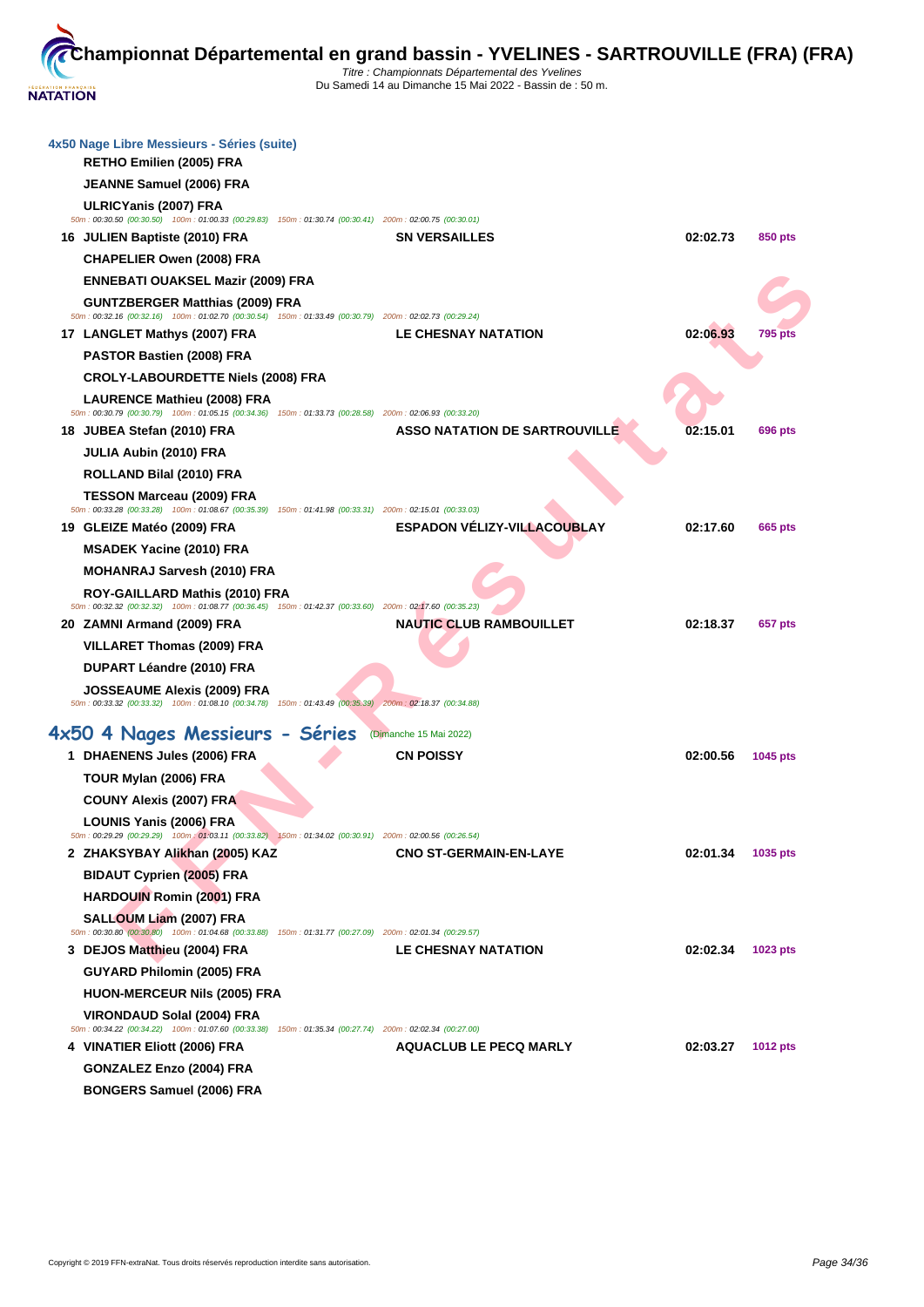### 4x50 Nage Libre Messieurs - Séries (suite)

RETHO Emilien (2005) FRA
JEANNE Samuel (2006) FRA
ULRICYanis (2007) FRA
50m : 00:30.50 (00:30.50) 100m : 01:00.33 (00:29.83) 150m : 01:30.74 (00:30.41) 200m : 02:00.75 (00:30.01)

| | | | | |
|---|---|---|---|---|
| 16 | JULIEN Baptiste (2010) FRA | SN VERSAILLES | 02:02.73 | 850 pts |

CHAPELIER Owen (2008) FRA
ENNEBATI OUAKSEL Mazir (2009) FRA
GUNTZBERGER Matthias (2009) FRA
50m : 00:32.16 (00:32.16) 100m : 01:02.70 (00:30.54) 150m : 01:33.49 (00:30.79) 200m : 02:02.73 (00:29.24)

| | | | | |
|---|---|---|---|---|
| 17 | LANGLET Mathys (2007) FRA | LE CHESNAY NATATION | 02:06.93 | 795 pts |

PASTOR Bastien (2008) FRA
CROLY-LABOURDETTE Niels (2008) FRA
LAURENCE Mathieu (2008) FRA
50m : 00:30.79 (00:30.79) 100m : 01:05.15 (00:34.36) 150m : 01:33.73 (00:28.58) 200m : 02:06.93 (00:33.20)

| | | | | |
|---|---|---|---|---|
| 18 | JUBEA Stefan (2010) FRA | ASSO NATATION DE SARTROUVILLE | 02:15.01 | 696 pts |

JULIA Aubin (2010) FRA
ROLLAND Bilal (2010) FRA
TESSON Marceau (2009) FRA
50m : 00:33.28 (00:33.28) 100m : 01:08.67 (00:35.39) 150m : 01:41.98 (00:33.31) 200m : 02:15.01 (00:33.03)

| | | | | |
|---|---|---|---|---|
| 19 | GLEIZE Matéo (2009) FRA | ESPADON VÉLIZY-VILLACOUBLAY | 02:17.60 | 665 pts |

MSADEK Yacine (2010) FRA
MOHANRAJ Sarvesh (2010) FRA
ROY-GAILLARD Mathis (2010) FRA
50m : 00:32.32 (00:32.32) 100m : 01:08.77 (00:36.45) 150m : 01:42.37 (00:33.60) 200m : 02:17.60 (00:35.23)

| | | | | |
|---|---|---|---|---|
| 20 | ZAMNI Armand (2009) FRA | NAUTIC CLUB RAMBOUILLET | 02:18.37 | 657 pts |

VILLARET Thomas (2009) FRA
DUPART Léandre (2010) FRA
JOSSEAUME Alexis (2009) FRA
50m : 00:33.32 (00:33.32) 100m : 01:08.10 (00:34.78) 150m : 01:43.49 (00:35.39) 200m : 02:18.37 (00:34.88)

## 4x50 4 Nages Messieurs - Séries (Dimanche 15 Mai 2022)

| | | | | |
|---|---|---|---|---|
| 1 | DHAENENS Jules (2006) FRA | CN POISSY | 02:00.56 | 1045 pts |

TOUR Mylan (2006) FRA
COUNY Alexis (2007) FRA
LOUNIS Yanis (2006) FRA
50m : 00:29.29 (00:29.29) 100m : 01:03.11 (00:33.82) 150m : 01:34.02 (00:30.91) 200m : 02:00.56 (00:26.54)

| | | | | |
|---|---|---|---|---|
| 2 | ZHAKSYBAY Alikhan (2005) KAZ | CNO ST-GERMAIN-EN-LAYE | 02:01.34 | 1035 pts |

BIDAUT Cyprien (2005) FRA
HARDOUIN Romin (2001) FRA
SALLOUM Liam (2007) FRA
50m : 00:30.80 (00:30.80) 100m : 01:04.68 (00:33.88) 150m : 01:31.77 (00:27.09) 200m : 02:01.34 (00:29.57)

| | | | | |
|---|---|---|---|---|
| 3 | DEJOS Matthieu (2004) FRA | LE CHESNAY NATATION | 02:02.34 | 1023 pts |

GUYARD Philomin (2005) FRA
HUON-MERCEUR Nils (2005) FRA
VIRONDAUD Solal (2004) FRA
50m : 00:34.22 (00:34.22) 100m : 01:07.60 (00:33.38) 150m : 01:35.34 (00:27.74) 200m : 02:02.34 (00:27.00)

| | | | | |
|---|---|---|---|---|
| 4 | VINATIER Eliott (2006) FRA | AQUACLUB LE PECQ MARLY | 02:03.27 | 1012 pts |

GONZALEZ Enzo (2004) FRA
BONGERS Samuel (2006) FRA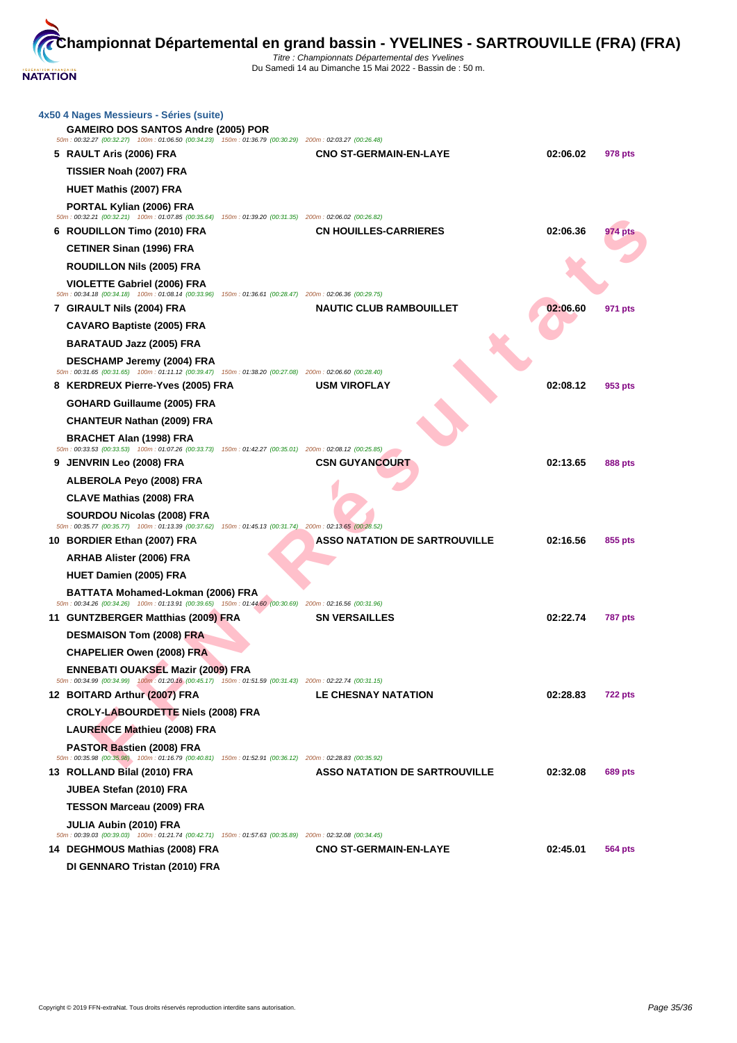# Championnat Départemental en grand bassin - YVELINES - SARTROUVILLE (FRA) (FRA)

*Titre : Championnats Départemental des Yvelines*
Du Samedi 14 au Dimanche 15 Mai 2022 - Bassin de : 50 m.

### 4x50 4 Nages Messieurs - Séries (suite)

**GAMEIRO DOS SANTOS Andre (2005) POR**
*50m : 00:32.27 (00:32.27) 100m : 01:06.50 (00:34.23) 150m : 01:36.79 (00:30.29) 200m : 02:03.27 (00:26.48)*

| | | | |
|---|---|---|---|
| **5 RAULT Aris (2006) FRA** | **CNO ST-GERMAIN-EN-LAYE** | **02:06.02** | **978 pts** |
| **TISSIER Noah (2007) FRA** | | | |
| **HUET Mathis (2007) FRA** | | | |
| **PORTAL Kylian (2006) FRA** | | | |

*50m : 00:32.21 (00:32.21) 100m : 01:07.85 (00:35.64) 150m : 01:39.20 (00:31.35) 200m : 02:06.02 (00:26.82)*

| | | | |
|---|---|---|---|
| **6 ROUDILLON Timo (2010) FRA** | **CN HOUILLES-CARRIERES** | **02:06.36** | **974 pts** |
| **CETINER Sinan (1996) FRA** | | | |
| **ROUDILLON Nils (2005) FRA** | | | |
| **VIOLETTE Gabriel (2006) FRA** | | | |

*50m : 00:34.18 (00:34.18) 100m : 01:08.14 (00:33.96) 150m : 01:36.61 (00:28.47) 200m : 02:06.36 (00:29.75)*

| | | | |
|---|---|---|---|
| **7 GIRAULT Nils (2004) FRA** | **NAUTIC CLUB RAMBOUILLET** | **02:06.60** | **971 pts** |
| **CAVARO Baptiste (2005) FRA** | | | |
| **BARATAUD Jazz (2005) FRA** | | | |
| **DESCHAMP Jeremy (2004) FRA** | | | |

*50m : 00:31.65 (00:31.65) 100m : 01:11.12 (00:39.47) 150m : 01:38.20 (00:27.08) 200m : 02:06.60 (00:28.40)*

| | | | |
|---|---|---|---|
| **8 KERDREUX Pierre-Yves (2005) FRA** | **USM VIROFLAY** | **02:08.12** | **953 pts** |
| **GOHARD Guillaume (2005) FRA** | | | |
| **CHANTEUR Nathan (2009) FRA** | | | |
| **BRACHET Alan (1998) FRA** | | | |

*50m : 00:33.53 (00:33.53) 100m : 01:07.26 (00:33.73) 150m : 01:42.27 (00:35.01) 200m : 02:08.12 (00:25.85)*

| | | | |
|---|---|---|---|
| **9 JENVRIN Leo (2008) FRA** | **CSN GUYANCOURT** | **02:13.65** | **888 pts** |
| **ALBEROLA Peyo (2008) FRA** | | | |
| **CLAVE Mathias (2008) FRA** | | | |
| **SOURDOU Nicolas (2008) FRA** | | | |

*50m : 00:35.77 (00:35.77) 100m : 01:13.39 (00:37.62) 150m : 01:45.13 (00:31.74) 200m : 02:13.65 (00:28.52)*

| | | | |
|---|---|---|---|
| **10 BORDIER Ethan (2007) FRA** | **ASSO NATATION DE SARTROUVILLE** | **02:16.56** | **855 pts** |
| **ARHAB Alister (2006) FRA** | | | |
| **HUET Damien (2005) FRA** | | | |
| **BATTATA Mohamed-Lokman (2006) FRA** | | | |

*50m : 00:34.26 (00:34.26) 100m : 01:13.91 (00:39.65) 150m : 01:44.60 (00:30.69) 200m : 02:16.56 (00:31.96)*

| | | | |
|---|---|---|---|
| **11 GUNTZBERGER Matthias (2009) FRA** | **SN VERSAILLES** | **02:22.74** | **787 pts** |
| **DESMAISON Tom (2008) FRA** | | | |
| **CHAPELIER Owen (2008) FRA** | | | |
| **ENNEBATI OUAKSEL Mazir (2009) FRA** | | | |

*50m : 00:34.99 (00:34.99) 100m : 01:20.16 (00:45.17) 150m : 01:51.59 (00:31.43) 200m : 02:22.74 (00:31.15)*

| | | | |
|---|---|---|---|
| **12 BOITARD Arthur (2007) FRA** | **LE CHESNAY NATATION** | **02:28.83** | **722 pts** |
| **CROLY-LABOURDETTE Niels (2008) FRA** | | | |
| **LAURENCE Mathieu (2008) FRA** | | | |
| **PASTOR Bastien (2008) FRA** | | | |

*50m : 00:35.98 (00:35.98) 100m : 01:16.79 (00:40.81) 150m : 01:52.91 (00:36.12) 200m : 02:28.83 (00:35.92)*

| | | | |
|---|---|---|---|
| **13 ROLLAND Bilal (2010) FRA** | **ASSO NATATION DE SARTROUVILLE** | **02:32.08** | **689 pts** |
| **JUBEA Stefan (2010) FRA** | | | |
| **TESSON Marceau (2009) FRA** | | | |
| **JULIA Aubin (2010) FRA** | | | |

*50m : 00:39.03 (00:39.03) 100m : 01:21.74 (00:42.71) 150m : 01:57.63 (00:35.89) 200m : 02:32.08 (00:34.45)*

| | | | |
|---|---|---|---|
| **14 DEGHMOUS Mathias (2008) FRA** | **CNO ST-GERMAIN-EN-LAYE** | **02:45.01** | **564 pts** |
| **DI GENNARO Tristan (2010) FRA** | | | |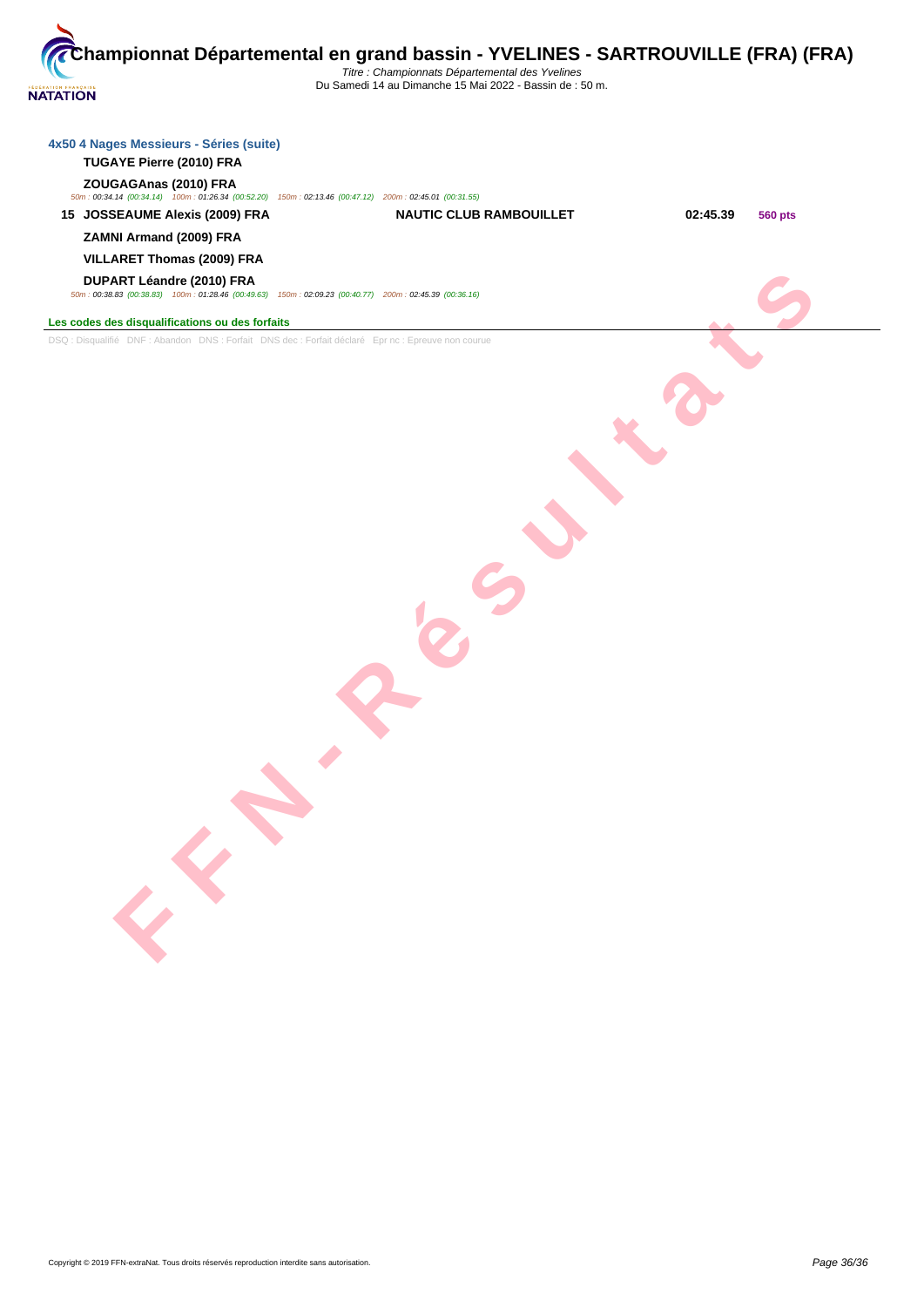### 4x50 4 Nages Messieurs - Séries (suite)

**TUGAYE Pierre (2010) FRA**

**ZOUGAGAnas (2010) FRA**

*50m : 00:34.14 (00:34.14) 100m : 01:26.34 (00:52.20) 150m : 02:13.46 (00:47.12) 200m : 02:45.01 (00:31.55)*

| | | | | |
|---|---|---|---|---|
| 15 | **JOSSEAUME Alexis (2009) FRA** | **NAUTIC CLUB RAMBOUILLET** | **02:45.39** | **560 pts** |

**ZAMNI Armand (2009) FRA**

**VILLARET Thomas (2009) FRA**

**DUPART Léandre (2010) FRA**

*50m : 00:38.83 (00:38.83) 100m : 01:28.46 (00:49.63) 150m : 02:09.23 (00:40.77) 200m : 02:45.39 (00:36.16)*

**Les codes des disqualifications ou des forfaits**

DSQ : Disqualifié DNF : Abandon DNS : Forfait DNS dec : Forfait déclaré Epr nc : Epreuve non courue